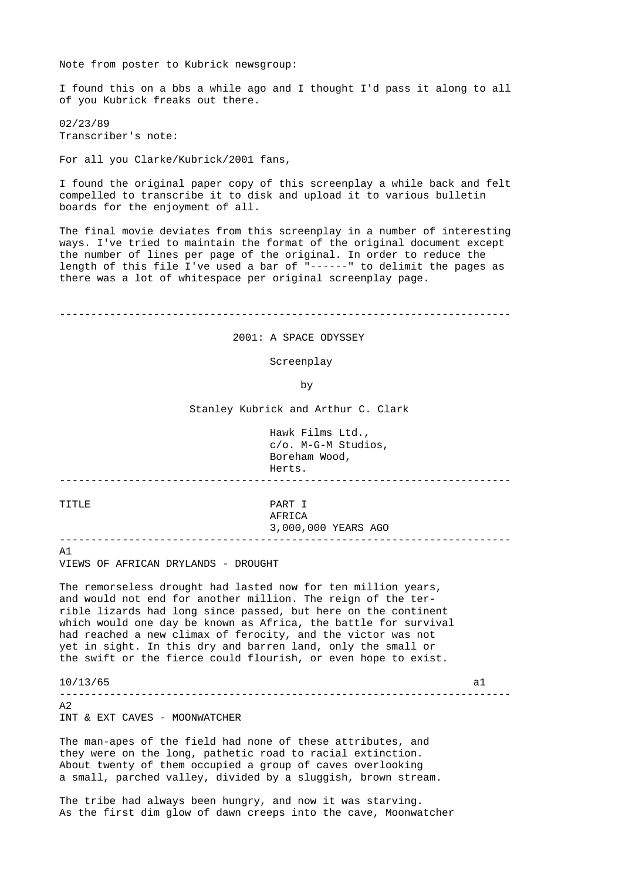Note from poster to Kubrick newsgroup:

I found this on a bbs a while ago and I thought I'd pass it along to all of you Kubrick freaks out there.

02/23/89
Transcriber's note:

For all you Clarke/Kubrick/2001 fans,

I found the original paper copy of this screenplay a while back and felt compelled to transcribe it to disk and upload it to various bulletin boards for the enjoyment of all.

The final movie deviates from this screenplay in a number of interesting ways. I've tried to maintain the format of the original document except the number of lines per page of the original. In order to reduce the length of this file I've used a bar of "------" to delimit the pages as there was a lot of whitespace per original screenplay page.

---

# 2001: A SPACE ODYSSEY

Screenplay

by

Stanley Kubrick and Arthur C. Clark

Hawk Films Ltd.,
c/o. M-G-M Studios,
Boreham Wood,
Herts.

---

TITLE

PART I
AFRICA
3,000,000 YEARS AGO

---

A1
VIEWS OF AFRICAN DRYLANDS - DROUGHT

The remorseless drought had lasted now for ten million years, and would not end for another million. The reign of the terrible lizards had long since passed, but here on the continent which would one day be known as Africa, the battle for survival had reached a new climax of ferocity, and the victor was not yet in sight. In this dry and barren land, only the small or the swift or the fierce could flourish, or even hope to exist.

10/13/65 a1

---

A2
INT & EXT CAVES - MOONWATCHER

The man-apes of the field had none of these attributes, and they were on the long, pathetic road to racial extinction. About twenty of them occupied a group of caves overlooking a small, parched valley, divided by a sluggish, brown stream.

The tribe had always been hungry, and now it was starving. As the first dim glow of dawn creeps into the cave, Moonwatcher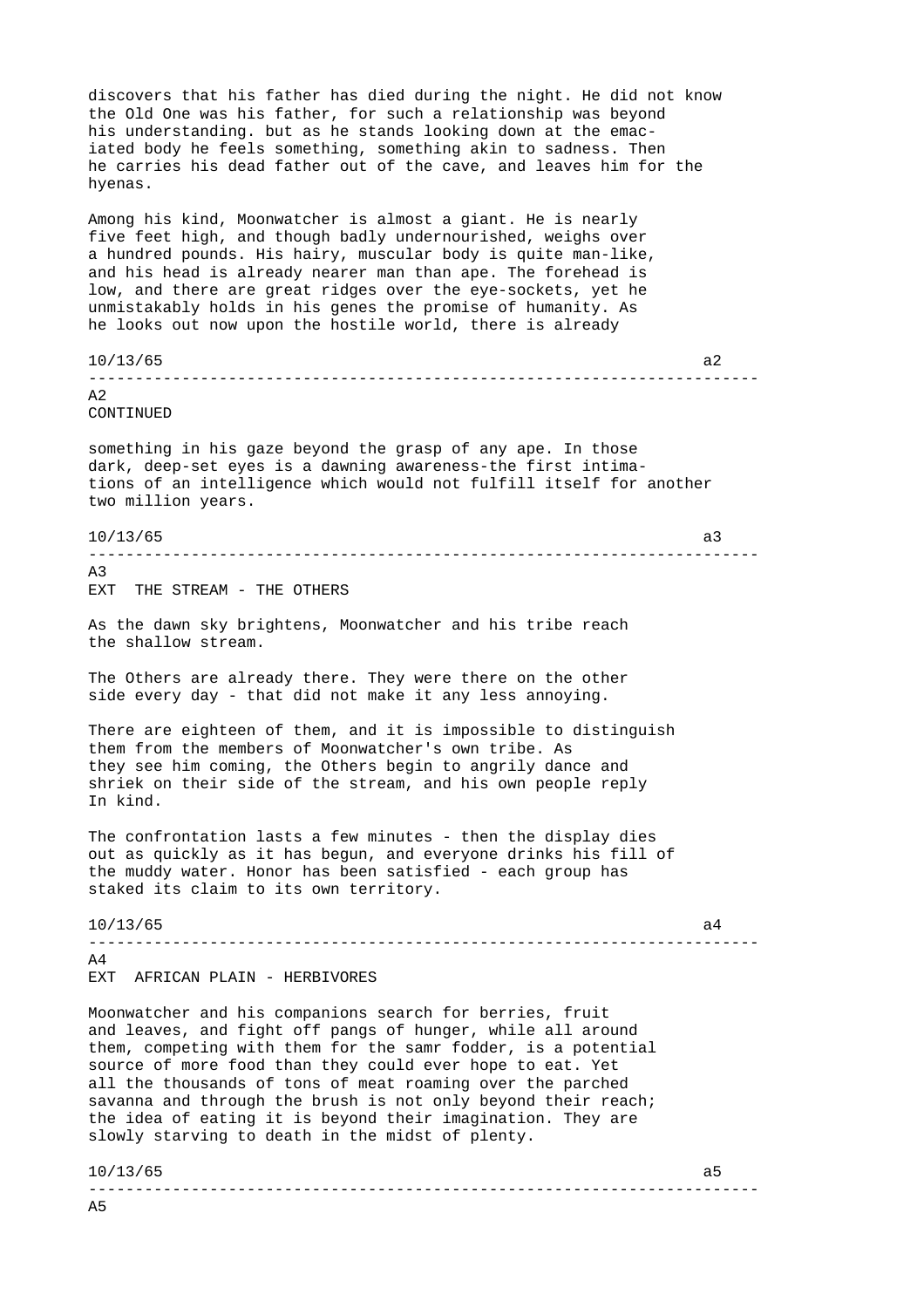discovers that his father has died during the night. He did not know the Old One was his father, for such a relationship was beyond his understanding. but as he stands looking down at the emaciated body he feels something, something akin to sadness. Then he carries his dead father out of the cave, and leaves him for the hyenas.

Among his kind, Moonwatcher is almost a giant. He is nearly five feet high, and though badly undernourished, weighs over a hundred pounds. His hairy, muscular body is quite man-like, and his head is already nearer man than ape. The forehead is low, and there are great ridges over the eye-sockets, yet he unmistakably holds in his genes the promise of humanity. As he looks out now upon the hostile world, there is already

10/13/65 a2

---

A2
CONTINUED

something in his gaze beyond the grasp of any ape. In those dark, deep-set eyes is a dawning awareness-the first intimations of an intelligence which would not fulfill itself for another two million years.

10/13/65 a3

---

A3
EXT THE STREAM - THE OTHERS

As the dawn sky brightens, Moonwatcher and his tribe reach the shallow stream.

The Others are already there. They were there on the other side every day - that did not make it any less annoying.

There are eighteen of them, and it is impossible to distinguish them from the members of Moonwatcher's own tribe. As they see him coming, the Others begin to angrily dance and shriek on their side of the stream, and his own people reply In kind.

The confrontation lasts a few minutes - then the display dies out as quickly as it has begun, and everyone drinks his fill of the muddy water. Honor has been satisfied - each group has staked its claim to its own territory.

10/13/65 a4

---

A4
EXT AFRICAN PLAIN - HERBIVORES

Moonwatcher and his companions search for berries, fruit and leaves, and fight off pangs of hunger, while all around them, competing with them for the samr fodder, is a potential source of more food than they could ever hope to eat. Yet all the thousands of tons of meat roaming over the parched savanna and through the brush is not only beyond their reach; the idea of eating it is beyond their imagination. They are slowly starving to death in the midst of plenty.

10/13/65 a5

---

A5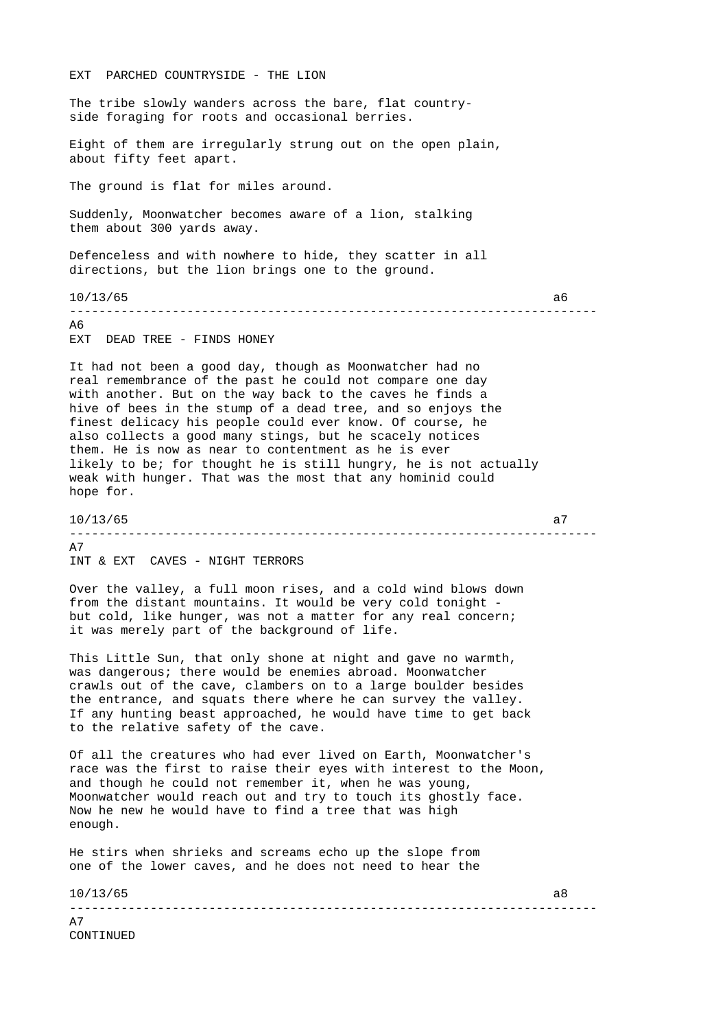EXT PARCHED COUNTRYSIDE - THE LION

The tribe slowly wanders across the bare, flat country-side foraging for roots and occasional berries.

Eight of them are irregularly strung out on the open plain, about fifty feet apart.

The ground is flat for miles around.

Suddenly, Moonwatcher becomes aware of a lion, stalking them about 300 yards away.

Defenceless and with nowhere to hide, they scatter in all directions, but the lion brings one to the ground.

A6

EXT DEAD TREE - FINDS HONEY

It had not been a good day, though as Moonwatcher had no real remembrance of the past he could not compare one day with another. But on the way back to the caves he finds a hive of bees in the stump of a dead tree, and so enjoys the finest delicacy his people could ever know. Of course, he also collects a good many stings, but he scacely notices them. He is now as near to contentment as he is ever likely to be; for thought he is still hungry, he is not actually weak with hunger. That was the most that any hominid could hope for.

A7

INT & EXT CAVES - NIGHT TERRORS

Over the valley, a full moon rises, and a cold wind blows down from the distant mountains. It would be very cold tonight - but cold, like hunger, was not a matter for any real concern; it was merely part of the background of life.

This Little Sun, that only shone at night and gave no warmth, was dangerous; there would be enemies abroad. Moonwatcher crawls out of the cave, clambers on to a large boulder besides the entrance, and squats there where he can survey the valley. If any hunting beast approached, he would have time to get back to the relative safety of the cave.

Of all the creatures who had ever lived on Earth, Moonwatcher's race was the first to raise their eyes with interest to the Moon, and though he could not remember it, when he was young, Moonwatcher would reach out and try to touch its ghostly face. Now he new he would have to find a tree that was high enough.

He stirs when shrieks and screams echo up the slope from one of the lower caves, and he does not need to hear the

A7

CONTINUED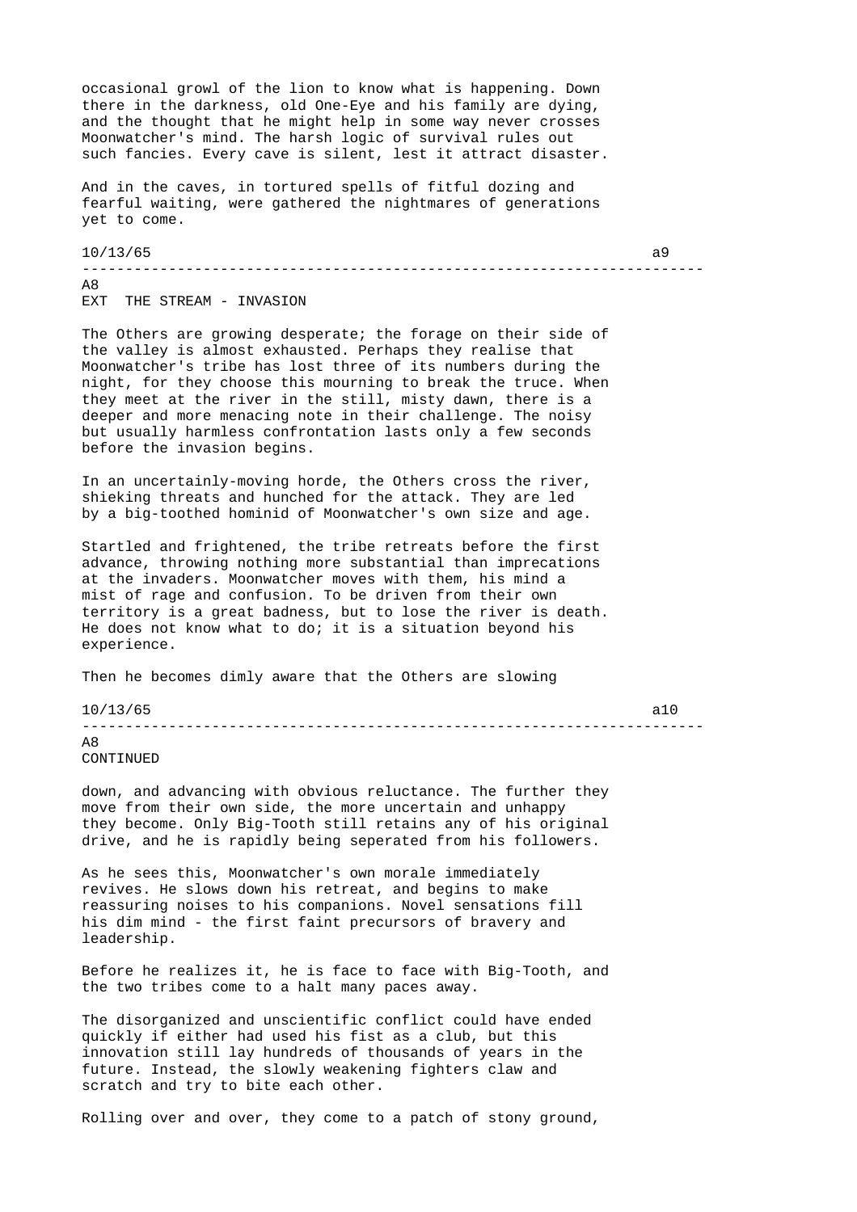occasional growl of the lion to know what is happening. Down there in the darkness, old One-Eye and his family are dying, and the thought that he might help in some way never crosses Moonwatcher's mind. The harsh logic of survival rules out such fancies. Every cave is silent, lest it attract disaster.

And in the caves, in tortured spells of fitful dozing and fearful waiting, were gathered the nightmares of generations yet to come.

A8

EXT THE STREAM - INVASION

The Others are growing desperate; the forage on their side of the valley is almost exhausted. Perhaps they realise that Moonwatcher's tribe has lost three of its numbers during the night, for they choose this mourning to break the truce. When they meet at the river in the still, misty dawn, there is a deeper and more menacing note in their challenge. The noisy but usually harmless confrontation lasts only a few seconds before the invasion begins.

In an uncertainly-moving horde, the Others cross the river, shieking threats and hunched for the attack. They are led by a big-toothed hominid of Moonwatcher's own size and age.

Startled and frightened, the tribe retreats before the first advance, throwing nothing more substantial than imprecations at the invaders. Moonwatcher moves with them, his mind a mist of rage and confusion. To be driven from their own territory is a great badness, but to lose the river is death. He does not know what to do; it is a situation beyond his experience.

Then he becomes dimly aware that the Others are slowing

A8

CONTINUED

down, and advancing with obvious reluctance. The further they move from their own side, the more uncertain and unhappy they become. Only Big-Tooth still retains any of his original drive, and he is rapidly being seperated from his followers.

As he sees this, Moonwatcher's own morale immediately revives. He slows down his retreat, and begins to make reassuring noises to his companions. Novel sensations fill his dim mind - the first faint precursors of bravery and leadership.

Before he realizes it, he is face to face with Big-Tooth, and the two tribes come to a halt many paces away.

The disorganized and unscientific conflict could have ended quickly if either had used his fist as a club, but this innovation still lay hundreds of thousands of years in the future. Instead, the slowly weakening fighters claw and scratch and try to bite each other.

Rolling over and over, they come to a patch of stony ground,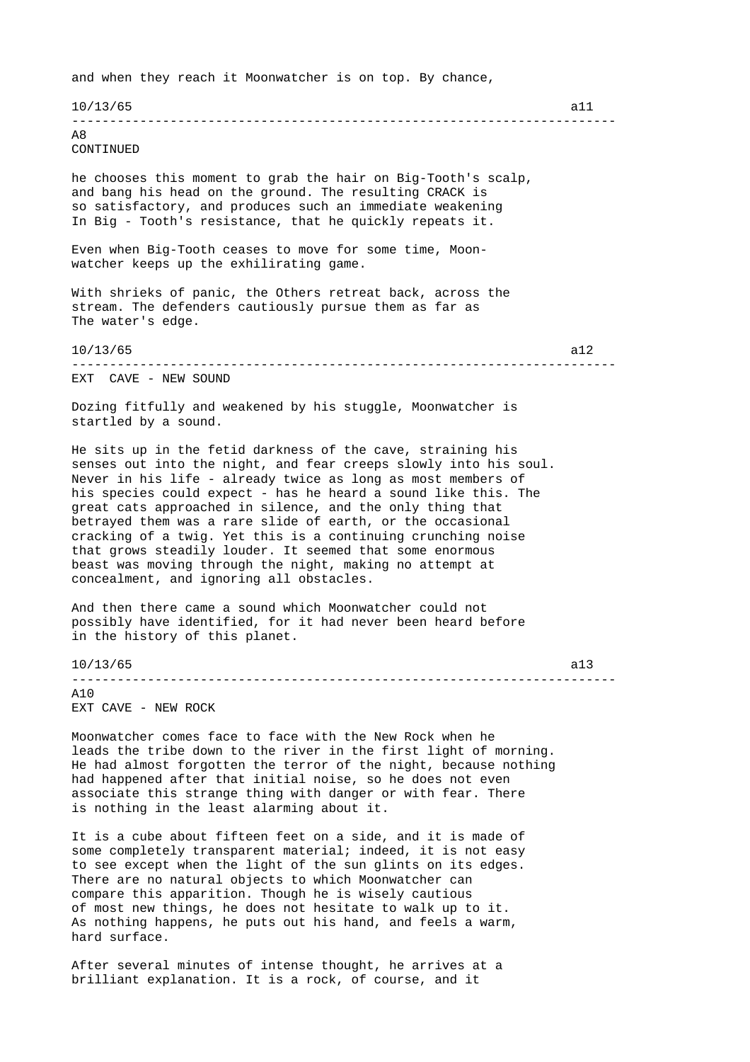and when they reach it Moonwatcher is on top. By chance,

10/13/65 a11

---

A8
CONTINUED

he chooses this moment to grab the hair on Big-Tooth's scalp, and bang his head on the ground. The resulting CRACK is so satisfactory, and produces such an immediate weakening In Big - Tooth's resistance, that he quickly repeats it.

Even when Big-Tooth ceases to move for some time, Moonwatcher keeps up the exhilirating game.

With shrieks of panic, the Others retreat back, across the stream. The defenders cautiously pursue them as far as The water's edge.

10/13/65 a12

---

EXT CAVE - NEW SOUND

Dozing fitfully and weakened by his stuggle, Moonwatcher is startled by a sound.

He sits up in the fetid darkness of the cave, straining his senses out into the night, and fear creeps slowly into his soul. Never in his life - already twice as long as most members of his species could expect - has he heard a sound like this. The great cats approached in silence, and the only thing that betrayed them was a rare slide of earth, or the occasional cracking of a twig. Yet this is a continuing crunching noise that grows steadily louder. It seemed that some enormous beast was moving through the night, making no attempt at concealment, and ignoring all obstacles.

And then there came a sound which Moonwatcher could not possibly have identified, for it had never been heard before in the history of this planet.

10/13/65 a13

---

A10
EXT CAVE - NEW ROCK

Moonwatcher comes face to face with the New Rock when he leads the tribe down to the river in the first light of morning. He had almost forgotten the terror of the night, because nothing had happened after that initial noise, so he does not even associate this strange thing with danger or with fear. There is nothing in the least alarming about it.

It is a cube about fifteen feet on a side, and it is made of some completely transparent material; indeed, it is not easy to see except when the light of the sun glints on its edges. There are no natural objects to which Moonwatcher can compare this apparition. Though he is wisely cautious of most new things, he does not hesitate to walk up to it. As nothing happens, he puts out his hand, and feels a warm, hard surface.

After several minutes of intense thought, he arrives at a brilliant explanation. It is a rock, of course, and it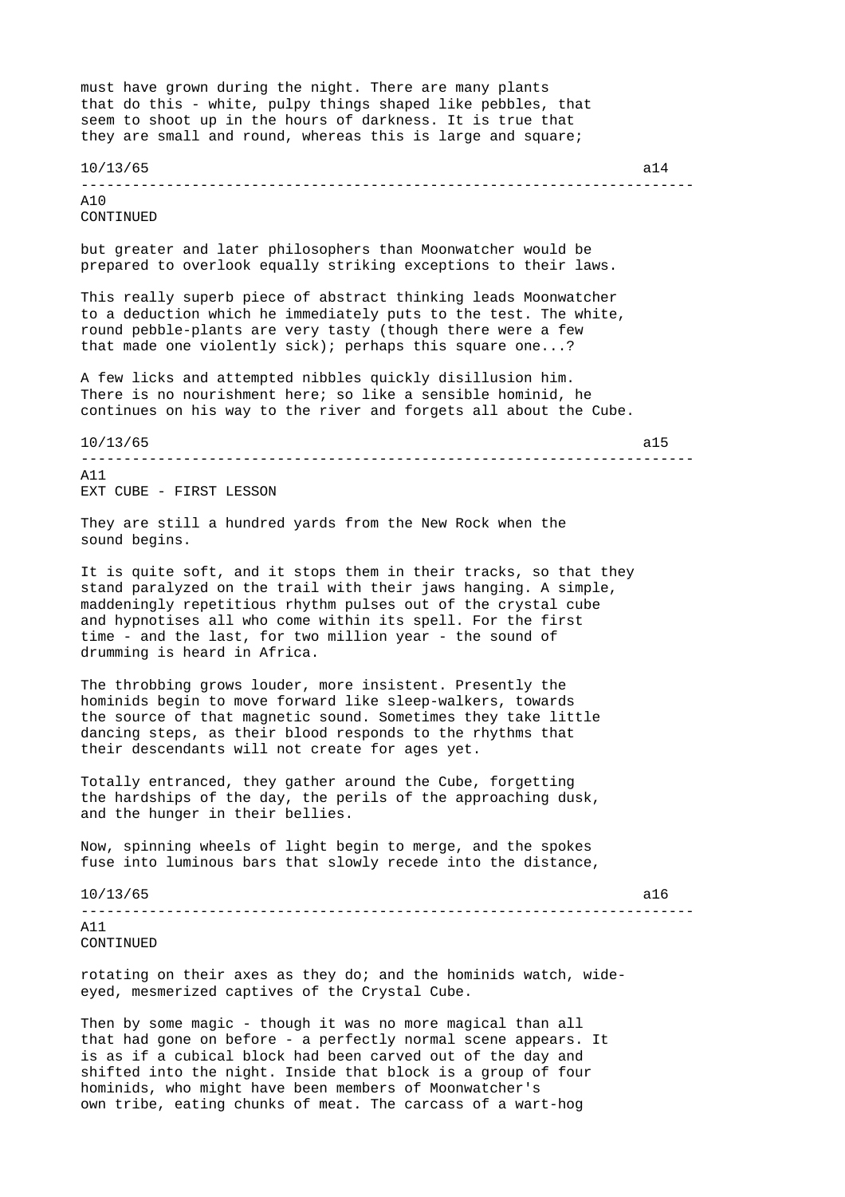must have grown during the night. There are many plants that do this - white, pulpy things shaped like pebbles, that seem to shoot up in the hours of darkness. It is true that they are small and round, whereas this is large and square;

A10
CONTINUED

but greater and later philosophers than Moonwatcher would be prepared to overlook equally striking exceptions to their laws.

This really superb piece of abstract thinking leads Moonwatcher to a deduction which he immediately puts to the test. The white, round pebble-plants are very tasty (though there were a few that made one violently sick); perhaps this square one...?

A few licks and attempted nibbles quickly disillusion him. There is no nourishment here; so like a sensible hominid, he continues on his way to the river and forgets all about the Cube.

A11
EXT CUBE - FIRST LESSON

They are still a hundred yards from the New Rock when the sound begins.

It is quite soft, and it stops them in their tracks, so that they stand paralyzed on the trail with their jaws hanging. A simple, maddeningly repetitious rhythm pulses out of the crystal cube and hypnotises all who come within its spell. For the first time - and the last, for two million year - the sound of drumming is heard in Africa.

The throbbing grows louder, more insistent. Presently the hominids begin to move forward like sleep-walkers, towards the source of that magnetic sound. Sometimes they take little dancing steps, as their blood responds to the rhythms that their descendants will not create for ages yet.

Totally entranced, they gather around the Cube, forgetting the hardships of the day, the perils of the approaching dusk, and the hunger in their bellies.

Now, spinning wheels of light begin to merge, and the spokes fuse into luminous bars that slowly recede into the distance,

A11
CONTINUED

rotating on their axes as they do; and the hominids watch, wide-eyed, mesmerized captives of the Crystal Cube.

Then by some magic - though it was no more magical than all that had gone on before - a perfectly normal scene appears. It is as if a cubical block had been carved out of the day and shifted into the night. Inside that block is a group of four hominids, who might have been members of Moonwatcher's own tribe, eating chunks of meat. The carcass of a wart-hog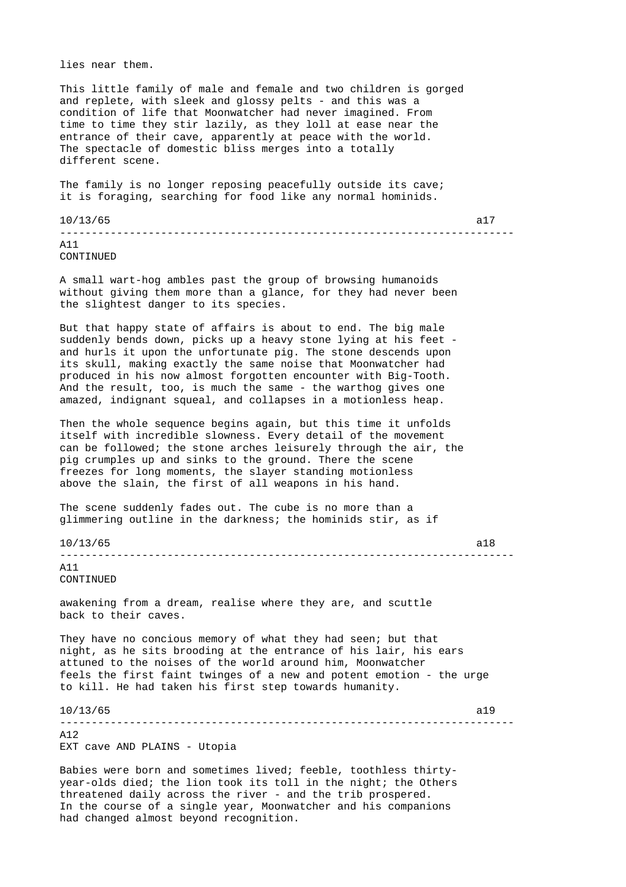lies near them.

This little family of male and female and two children is gorged and replete, with sleek and glossy pelts - and this was a condition of life that Moonwatcher had never imagined. From time to time they stir lazily, as they loll at ease near the entrance of their cave, apparently at peace with the world. The spectacle of domestic bliss merges into a totally different scene.

The family is no longer reposing peacefully outside its cave; it is foraging, searching for food like any normal hominids.

A11
CONTINUED

A small wart-hog ambles past the group of browsing humanoids without giving them more than a glance, for they had never been the slightest danger to its species.

But that happy state of affairs is about to end. The big male suddenly bends down, picks up a heavy stone lying at his feet - and hurls it upon the unfortunate pig. The stone descends upon its skull, making exactly the same noise that Moonwatcher had produced in his now almost forgotten encounter with Big-Tooth. And the result, too, is much the same - the warthog gives one amazed, indignant squeal, and collapses in a motionless heap.

Then the whole sequence begins again, but this time it unfolds itself with incredible slowness. Every detail of the movement can be followed; the stone arches leisurely through the air, the pig crumples up and sinks to the ground. There the scene freezes for long moments, the slayer standing motionless above the slain, the first of all weapons in his hand.

The scene suddenly fades out. The cube is no more than a glimmering outline in the darkness; the hominids stir, as if

A11
CONTINUED

awakening from a dream, realise where they are, and scuttle back to their caves.

They have no concious memory of what they had seen; but that night, as he sits brooding at the entrance of his lair, his ears attuned to the noises of the world around him, Moonwatcher feels the first faint twinges of a new and potent emotion - the urge to kill. He had taken his first step towards humanity.

A12
EXT cave AND PLAINS - Utopia

Babies were born and sometimes lived; feeble, toothless thirty-year-olds died; the lion took its toll in the night; the Others threatened daily across the river - and the trib prospered. In the course of a single year, Moonwatcher and his companions had changed almost beyond recognition.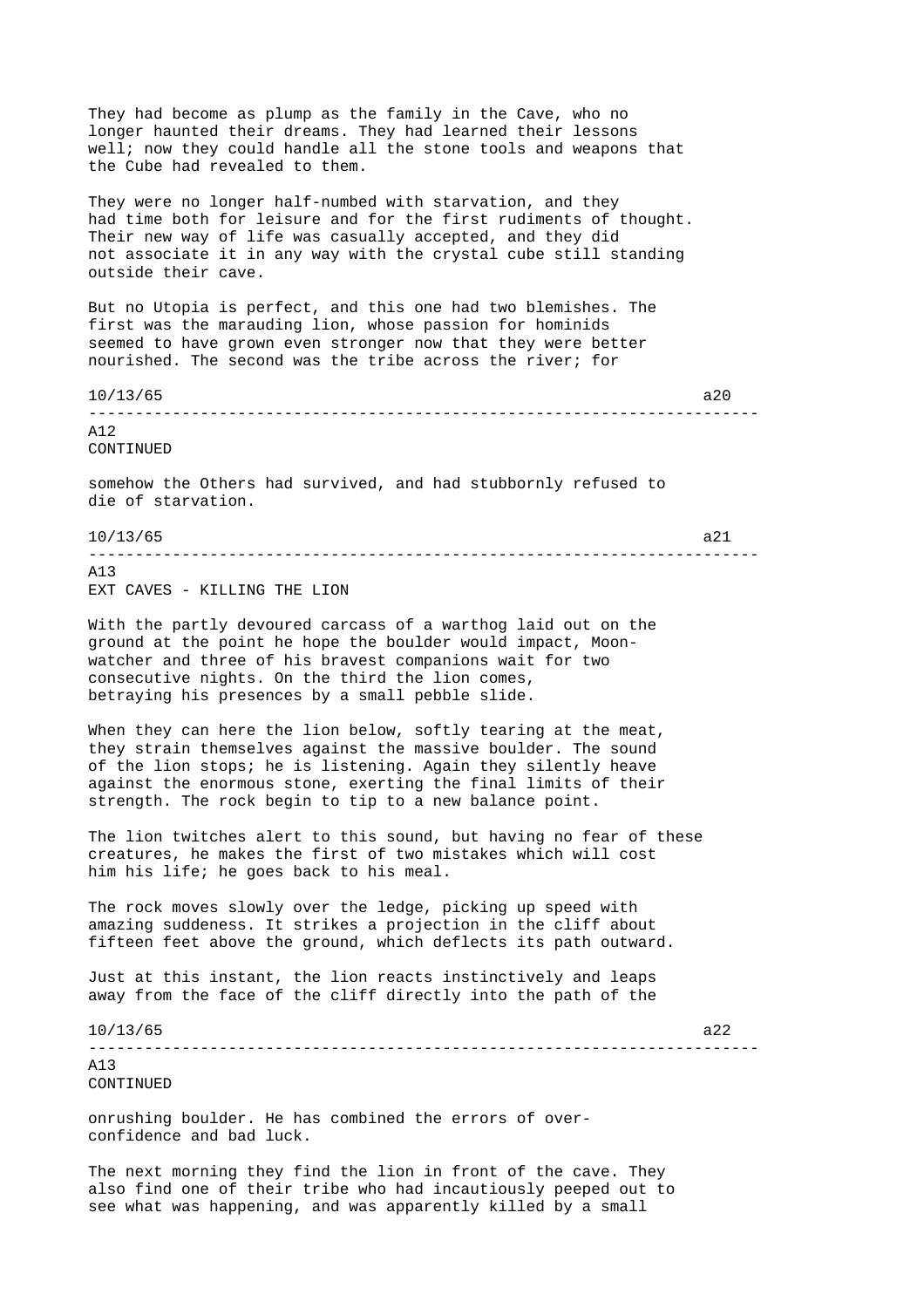They had become as plump as the family in the Cave, who no longer haunted their dreams. They had learned their lessons well; now they could handle all the stone tools and weapons that the Cube had revealed to them.

They were no longer half-numbed with starvation, and they had time both for leisure and for the first rudiments of thought. Their new way of life was casually accepted, and they did not associate it in any way with the crystal cube still standing outside their cave.

But no Utopia is perfect, and this one had two blemishes. The first was the marauding lion, whose passion for hominids seemed to have grown even stronger now that they were better nourished. The second was the tribe across the river; for

A12
CONTINUED

somehow the Others had survived, and had stubbornly refused to die of starvation.

A13
EXT CAVES - KILLING THE LION

With the partly devoured carcass of a warthog laid out on the ground at the point he hope the boulder would impact, Moon-watcher and three of his bravest companions wait for two consecutive nights. On the third the lion comes, betraying his presences by a small pebble slide.

When they can here the lion below, softly tearing at the meat, they strain themselves against the massive boulder. The sound of the lion stops; he is listening. Again they silently heave against the enormous stone, exerting the final limits of their strength. The rock begin to tip to a new balance point.

The lion twitches alert to this sound, but having no fear of these creatures, he makes the first of two mistakes which will cost him his life; he goes back to his meal.

The rock moves slowly over the ledge, picking up speed with amazing suddeness. It strikes a projection in the cliff about fifteen feet above the ground, which deflects its path outward.

Just at this instant, the lion reacts instinctively and leaps away from the face of the cliff directly into the path of the

A13
CONTINUED

onrushing boulder. He has combined the errors of over-confidence and bad luck.

The next morning they find the lion in front of the cave. They also find one of their tribe who had incautiously peeped out to see what was happening, and was apparently killed by a small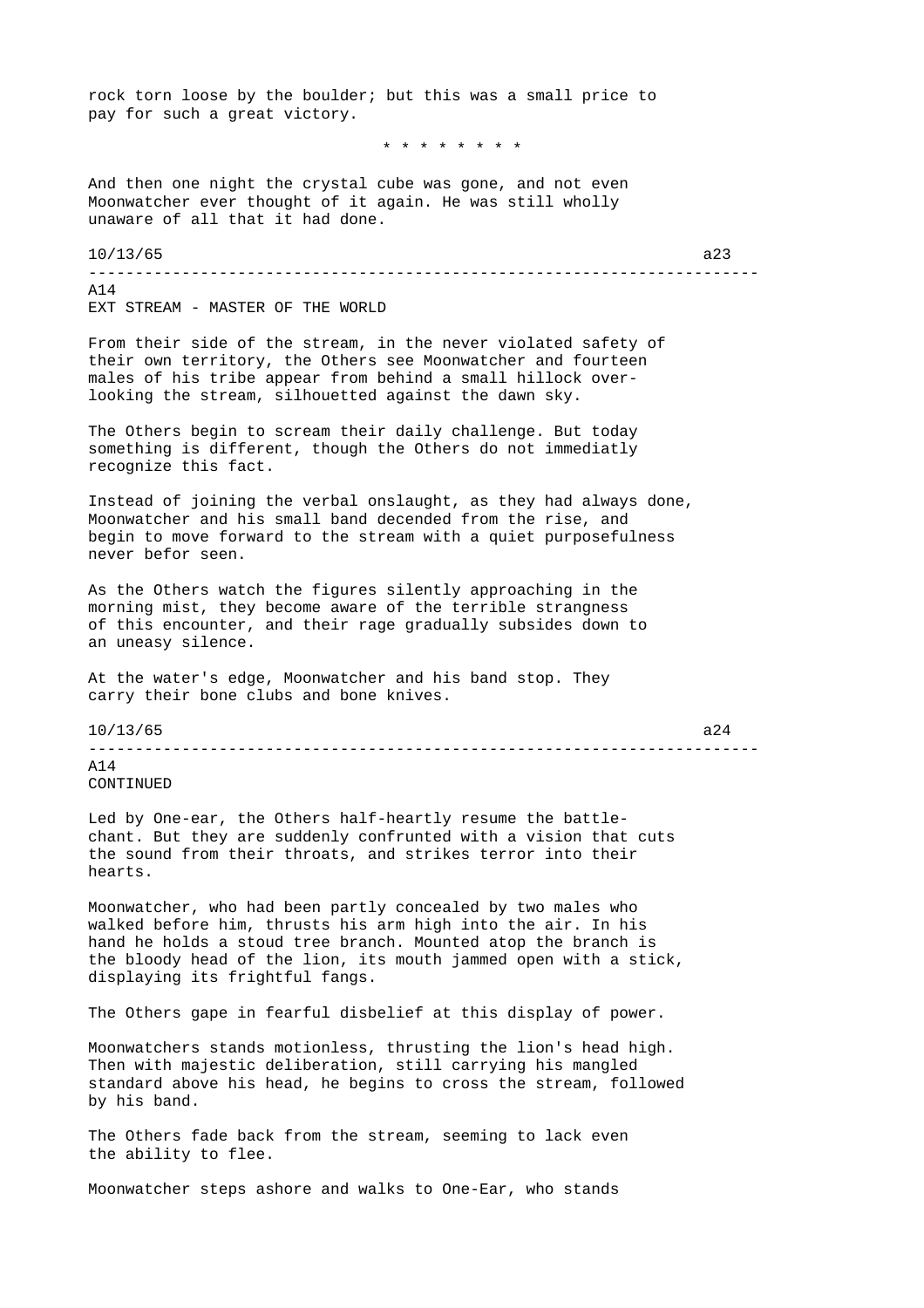rock torn loose by the boulder; but this was a small price to pay for such a great victory.

\* \* \* \* \* \* \* \*

And then one night the crystal cube was gone, and not even Moonwatcher ever thought of it again. He was still wholly unaware of all that it had done.

A14
EXT STREAM - MASTER OF THE WORLD

From their side of the stream, in the never violated safety of their own territory, the Others see Moonwatcher and fourteen males of his tribe appear from behind a small hillock over-looking the stream, silhouetted against the dawn sky.

The Others begin to scream their daily challenge. But today something is different, though the Others do not immediatly recognize this fact.

Instead of joining the verbal onslaught, as they had always done, Moonwatcher and his small band decended from the rise, and begin to move forward to the stream with a quiet purposefulness never befor seen.

As the Others watch the figures silently approaching in the morning mist, they become aware of the terrible strangness of this encounter, and their rage gradually subsides down to an uneasy silence.

At the water's edge, Moonwatcher and his band stop. They carry their bone clubs and bone knives.

A14
CONTINUED

Led by One-ear, the Others half-heartly resume the battle-chant. But they are suddenly confrunted with a vision that cuts the sound from their throats, and strikes terror into their hearts.

Moonwatcher, who had been partly concealed by two males who walked before him, thrusts his arm high into the air. In his hand he holds a stoud tree branch. Mounted atop the branch is the bloody head of the lion, its mouth jammed open with a stick, displaying its frightful fangs.

The Others gape in fearful disbelief at this display of power.

Moonwatchers stands motionless, thrusting the lion's head high. Then with majestic deliberation, still carrying his mangled standard above his head, he begins to cross the stream, followed by his band.

The Others fade back from the stream, seeming to lack even the ability to flee.

Moonwatcher steps ashore and walks to One-Ear, who stands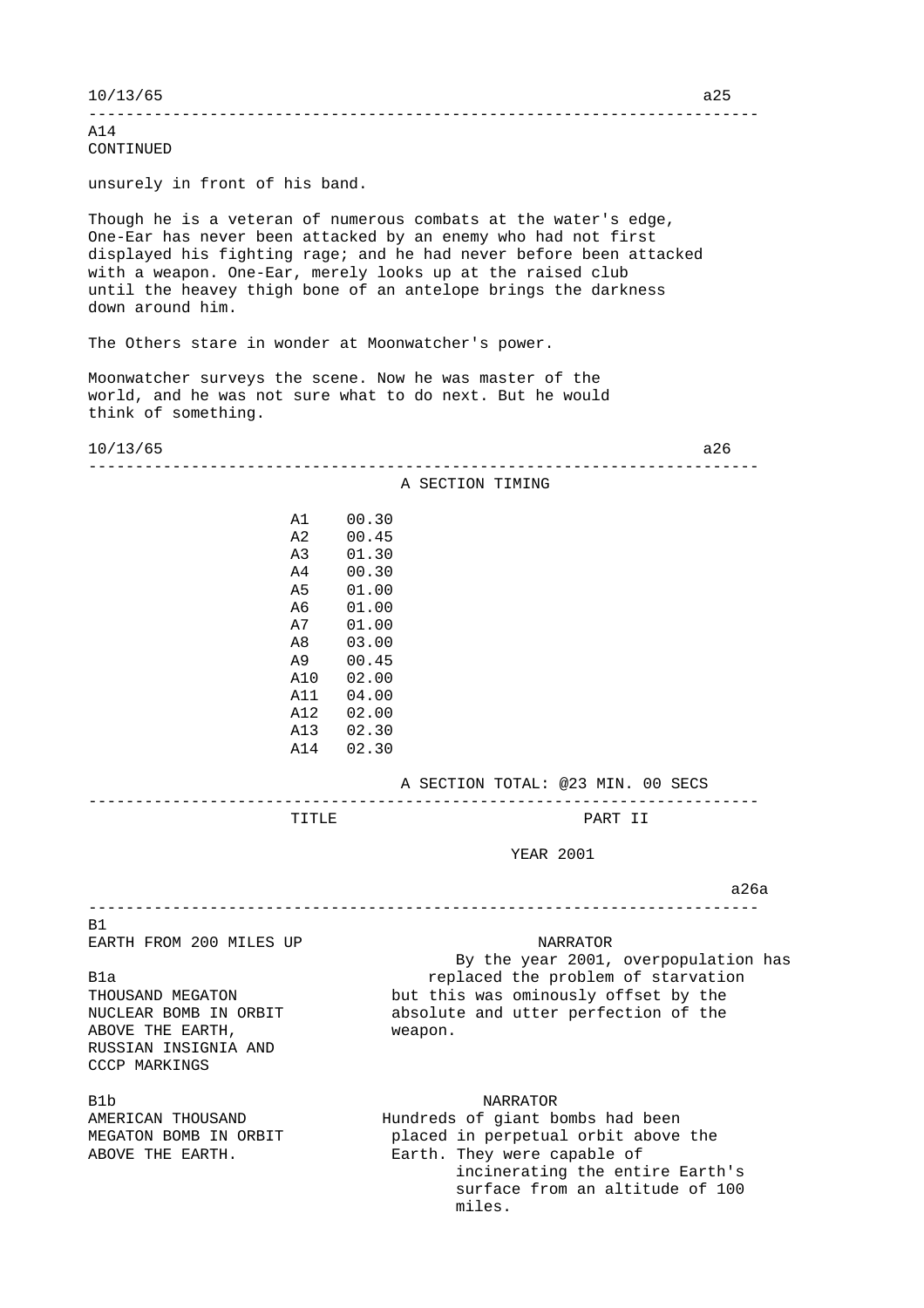A14
CONTINUED

unsurely in front of his band.

Though he is a veteran of numerous combats at the water's edge, One-Ear has never been attacked by an enemy who had not first displayed his fighting rage; and he had never before been attacked with a weapon. One-Ear, merely looks up at the raised club until the heavey thigh bone of an antelope brings the darkness down around him.

The Others stare in wonder at Moonwatcher's power.

Moonwatcher surveys the scene. Now he was master of the world, and he was not sure what to do next. But he would think of something.

---

## A SECTION TIMING

| | |
|---|---|
| A1 | 00.30 |
| A2 | 00.45 |
| A3 | 01.30 |
| A4 | 00.30 |
| A5 | 01.00 |
| A6 | 01.00 |
| A7 | 01.00 |
| A8 | 03.00 |
| A9 | 00.45 |
| A10 | 02.00 |
| A11 | 04.00 |
| A12 | 02.00 |
| A13 | 02.30 |
| A14 | 02.30 |

A SECTION TOTAL: @23 MIN. 00 SECS

---

TITLE PART II

YEAR 2001

---

B1
EARTH FROM 200 MILES UP

NARRATOR
By the year 2001, overpopulation has replaced the problem of starvation but this was ominously offset by the absolute and utter perfection of the weapon.

B1a
THOUSAND MEGATON NUCLEAR BOMB IN ORBIT ABOVE THE EARTH, RUSSIAN INSIGNIA AND CCCP MARKINGS

B1b
AMERICAN THOUSAND MEGATON BOMB IN ORBIT ABOVE THE EARTH.

NARRATOR
Hundreds of giant bombs had been placed in perpetual orbit above the Earth. They were capable of incinerating the entire Earth's surface from an altitude of 100 miles.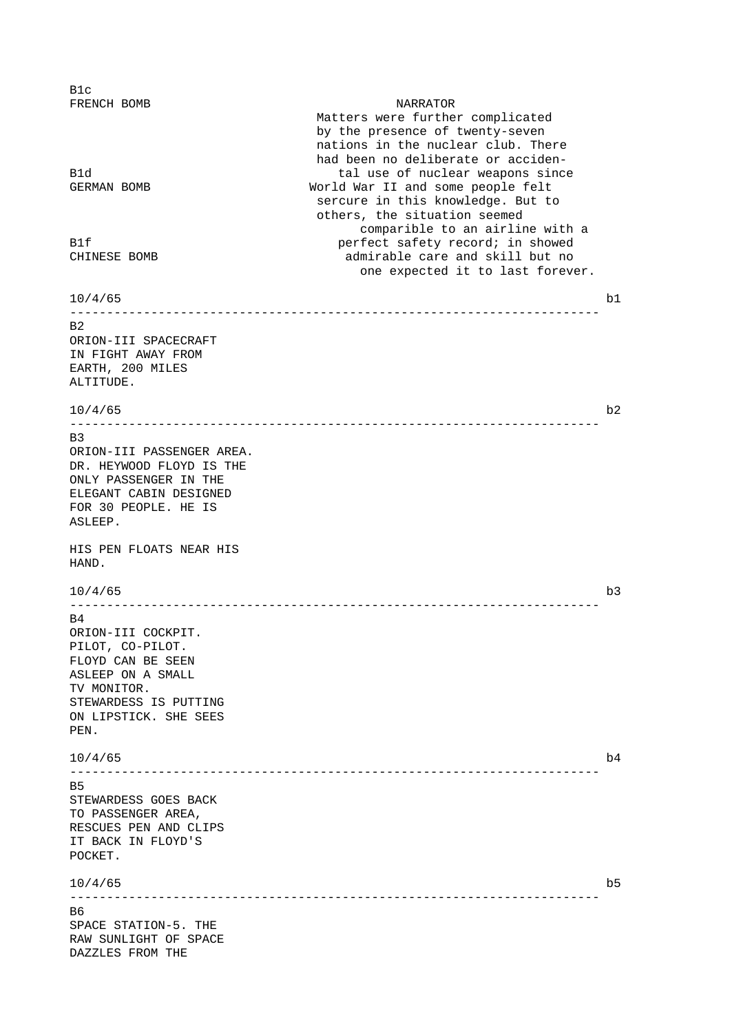B1c
FRENCH BOMB

NARRATOR
Matters were further complicated by the presence of twenty-seven nations in the nuclear club. There had been no deliberate or acciden-

B1d
GERMAN BOMB

tal use of nuclear weapons since World War II and some people felt sercure in this knowledge. But to others, the situation seemed

B1f
CHINESE BOMB

comparible to an airline with a perfect safety record; in showed admirable care and skill but no one expected it to last forever.

10/4/65 b1

---

B2
ORION-III SPACECRAFT IN FIGHT AWAY FROM EARTH, 200 MILES ALTITUDE.

10/4/65 b2

---

B3
ORION-III PASSENGER AREA. DR. HEYWOOD FLOYD IS THE ONLY PASSENGER IN THE ELEGANT CABIN DESIGNED FOR 30 PEOPLE. HE IS ASLEEP.

HIS PEN FLOATS NEAR HIS HAND.

10/4/65 b3

---

B4
ORION-III COCKPIT. PILOT, CO-PILOT. FLOYD CAN BE SEEN ASLEEP ON A SMALL TV MONITOR. STEWARDESS IS PUTTING ON LIPSTICK. SHE SEES PEN.

10/4/65 b4

---

B5
STEWARDESS GOES BACK TO PASSENGER AREA, RESCUES PEN AND CLIPS IT BACK IN FLOYD'S POCKET.

10/4/65 b5

---

B6
SPACE STATION-5. THE RAW SUNLIGHT OF SPACE DAZZLES FROM THE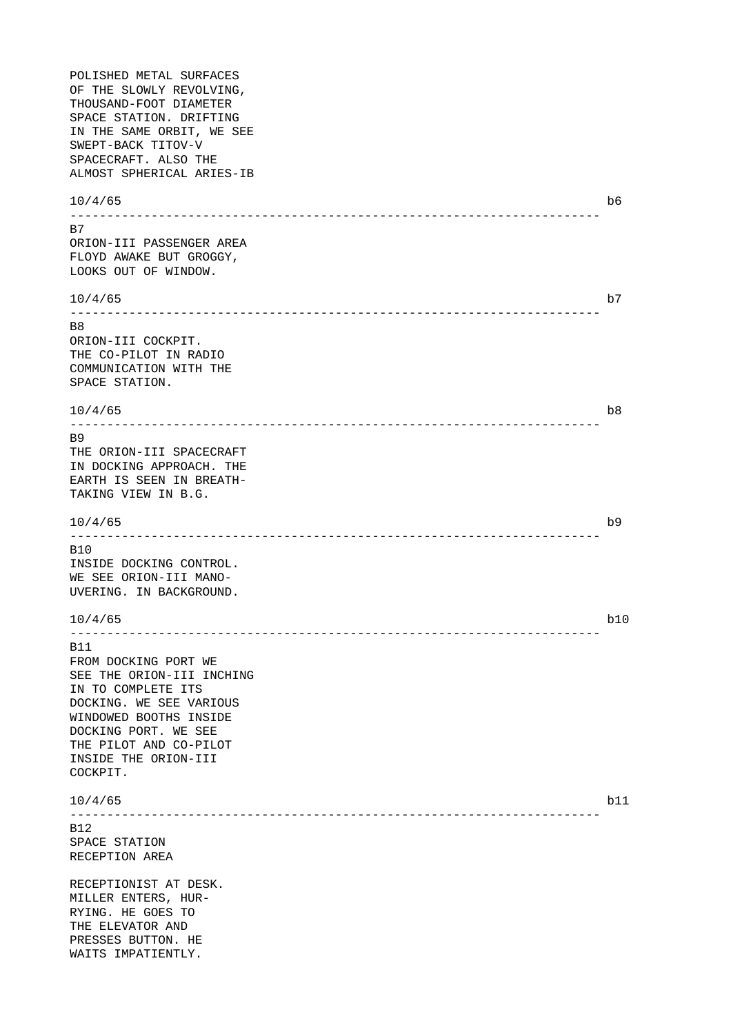POLISHED METAL SURFACES
OF THE SLOWLY REVOLVING,
THOUSAND-FOOT DIAMETER
SPACE STATION. DRIFTING
IN THE SAME ORBIT, WE SEE
SWEPT-BACK TITOV-V
SPACECRAFT. ALSO THE
ALMOST SPHERICAL ARIES-IB

10/4/65 b6

---

B7
ORION-III PASSENGER AREA
FLOYD AWAKE BUT GROGGY,
LOOKS OUT OF WINDOW.

10/4/65 b7

---

B8
ORION-III COCKPIT.
THE CO-PILOT IN RADIO
COMMUNICATION WITH THE
SPACE STATION.

10/4/65 b8

---

B9
THE ORION-III SPACECRAFT
IN DOCKING APPROACH. THE
EARTH IS SEEN IN BREATH-
TAKING VIEW IN B.G.

10/4/65 b9

---

B10
INSIDE DOCKING CONTROL.
WE SEE ORION-III MANO-
UVERING. IN BACKGROUND.

10/4/65 b10

---

B11
FROM DOCKING PORT WE
SEE THE ORION-III INCHING
IN TO COMPLETE ITS
DOCKING. WE SEE VARIOUS
WINDOWED BOOTHS INSIDE
DOCKING PORT. WE SEE
THE PILOT AND CO-PILOT
INSIDE THE ORION-III
COCKPIT.

10/4/65 b11

---

B12
SPACE STATION
RECEPTION AREA

RECEPTIONIST AT DESK.
MILLER ENTERS, HUR-
RYING. HE GOES TO
THE ELEVATOR AND
PRESSES BUTTON. HE
WAITS IMPATIENTLY.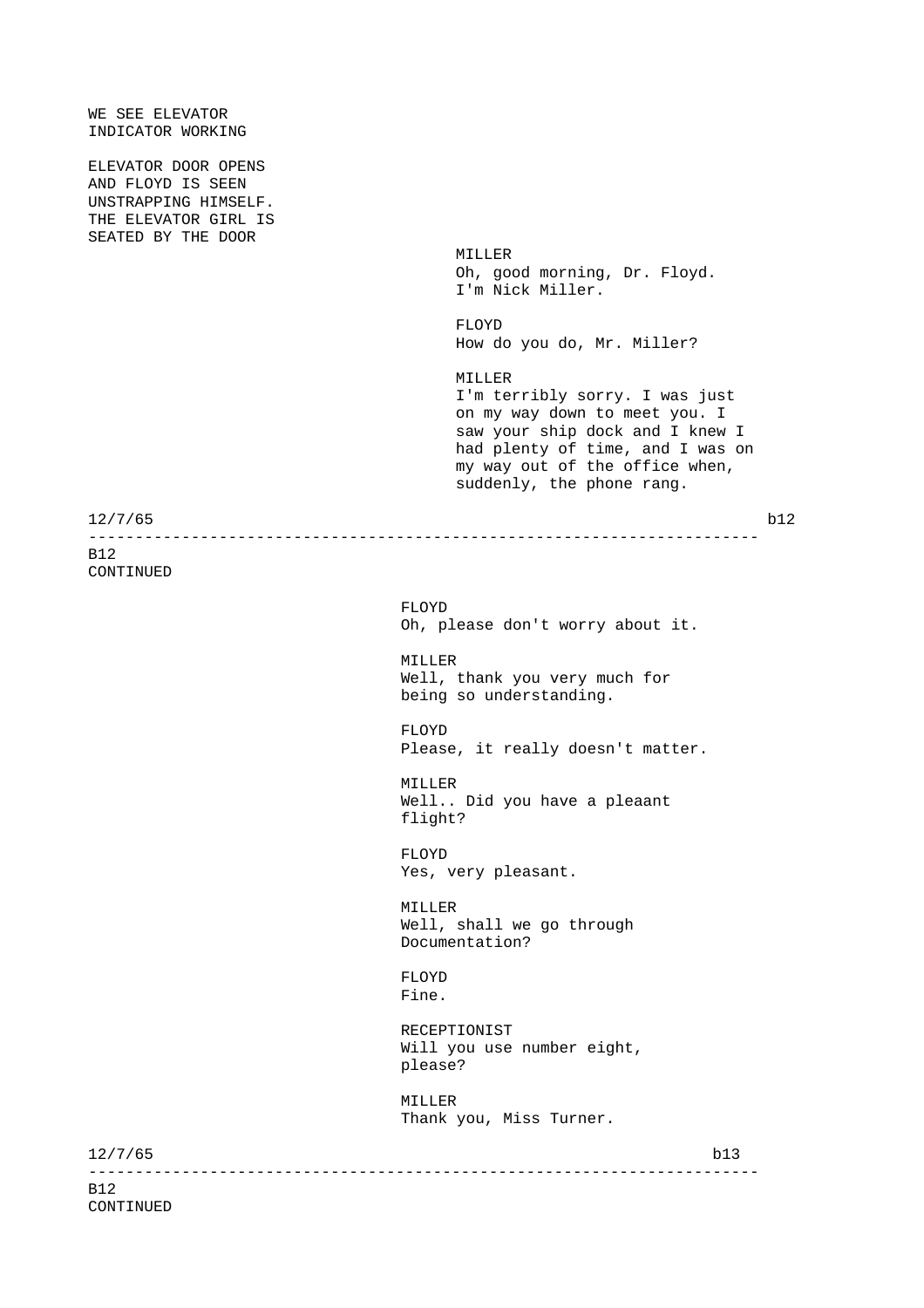WE SEE ELEVATOR
INDICATOR WORKING

ELEVATOR DOOR OPENS
AND FLOYD IS SEEN
UNSTRAPPING HIMSELF.
THE ELEVATOR GIRL IS
SEATED BY THE DOOR

MILLER
Oh, good morning, Dr. Floyd.
I'm Nick Miller.

FLOYD
How do you do, Mr. Miller?

MILLER
I'm terribly sorry. I was just
on my way down to meet you. I
saw your ship dock and I knew I
had plenty of time, and I was on
my way out of the office when,
suddenly, the phone rang.

12/7/65 b12

---

B12
CONTINUED

FLOYD
Oh, please don't worry about it.

MILLER
Well, thank you very much for
being so understanding.

FLOYD
Please, it really doesn't matter.

MILLER
Well.. Did you have a pleaant
flight?

FLOYD
Yes, very pleasant.

MILLER
Well, shall we go through
Documentation?

FLOYD
Fine.

RECEPTIONIST
Will you use number eight,
please?

MILLER
Thank you, Miss Turner.

12/7/65 b13

---

B12
CONTINUED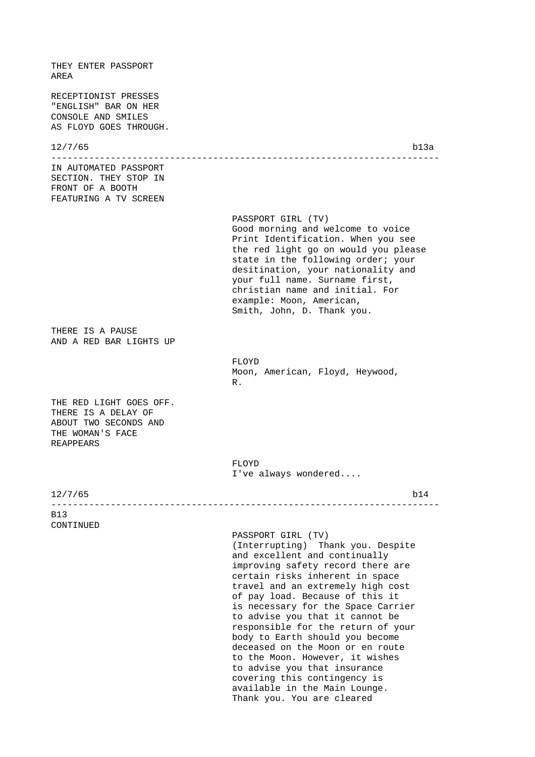THEY ENTER PASSPORT
AREA

RECEPTIONIST PRESSES
"ENGLISH" BAR ON HER
CONSOLE AND SMILES
AS FLOYD GOES THROUGH.

12/7/65 b13a

---

IN AUTOMATED PASSPORT
SECTION. THEY STOP IN
FRONT OF A BOOTH
FEATURING A TV SCREEN

PASSPORT GIRL (TV)
Good morning and welcome to voice
Print Identification. When you see
the red light go on would you please
state in the following order; your
desitination, your nationality and
your full name. Surname first,
christian name and initial. For
example: Moon, American,
Smith, John, D. Thank you.

THERE IS A PAUSE
AND A RED BAR LIGHTS UP

FLOYD
Moon, American, Floyd, Heywood,
R.

THE RED LIGHT GOES OFF.
THERE IS A DELAY OF
ABOUT TWO SECONDS AND
THE WOMAN'S FACE
REAPPEARS

FLOYD
I've always wondered....

12/7/65 b14

---

B13
CONTINUED

PASSPORT GIRL (TV)
(Interrupting) Thank you. Despite
and excellent and continually
improving safety record there are
certain risks inherent in space
travel and an extremely high cost
of pay load. Because of this it
is necessary for the Space Carrier
to advise you that it cannot be
responsible for the return of your
body to Earth should you become
deceased on the Moon or en route
to the Moon. However, it wishes
to advise you that insurance
covering this contingency is
available in the Main Lounge.
Thank you. You are cleared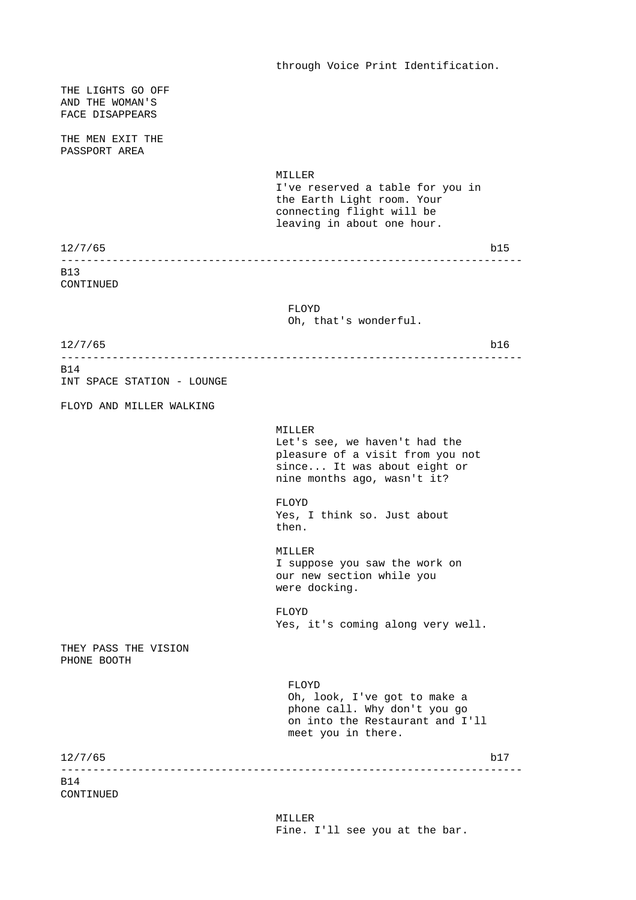through Voice Print Identification.

THE LIGHTS GO OFF
AND THE WOMAN'S
FACE DISAPPEARS

THE MEN EXIT THE
PASSPORT AREA

MILLER
I've reserved a table for you in
the Earth Light room. Your
connecting flight will be
leaving in about one hour.

12/7/65 b15

---

B13
CONTINUED

FLOYD
Oh, that's wonderful.

12/7/65 b16

---

B14
INT SPACE STATION - LOUNGE

FLOYD AND MILLER WALKING

MILLER
Let's see, we haven't had the
pleasure of a visit from you not
since... It was about eight or
nine months ago, wasn't it?

FLOYD
Yes, I think so. Just about
then.

MILLER
I suppose you saw the work on
our new section while you
were docking.

FLOYD
Yes, it's coming along very well.

THEY PASS THE VISION
PHONE BOOTH

FLOYD
Oh, look, I've got to make a
phone call. Why don't you go
on into the Restaurant and I'll
meet you in there.

12/7/65 b17

---

B14
CONTINUED

MILLER
Fine. I'll see you at the bar.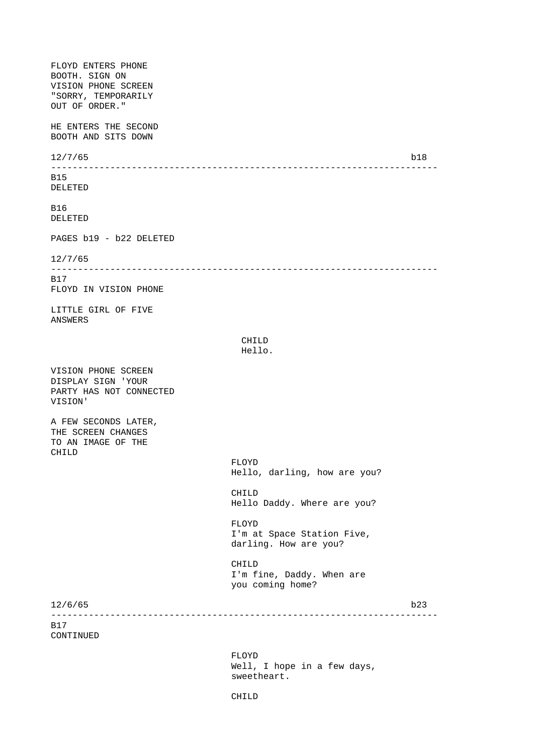FLOYD ENTERS PHONE BOOTH. SIGN ON VISION PHONE SCREEN "SORRY, TEMPORARILY OUT OF ORDER."

HE ENTERS THE SECOND BOOTH AND SITS DOWN

12/7/65 b18

---

B15
DELETED

B16
DELETED

PAGES b19 - b22 DELETED

12/7/65

---

B17
FLOYD IN VISION PHONE

LITTLE GIRL OF FIVE ANSWERS

CHILD
Hello.

VISION PHONE SCREEN DISPLAY SIGN 'YOUR PARTY HAS NOT CONNECTED VISION'

A FEW SECONDS LATER, THE SCREEN CHANGES TO AN IMAGE OF THE CHILD

FLOYD
Hello, darling, how are you?

CHILD
Hello Daddy. Where are you?

FLOYD
I'm at Space Station Five, darling. How are you?

CHILD
I'm fine, Daddy. When are you coming home?

12/6/65 b23

---

B17
CONTINUED

FLOYD
Well, I hope in a few days, sweetheart.

CHILD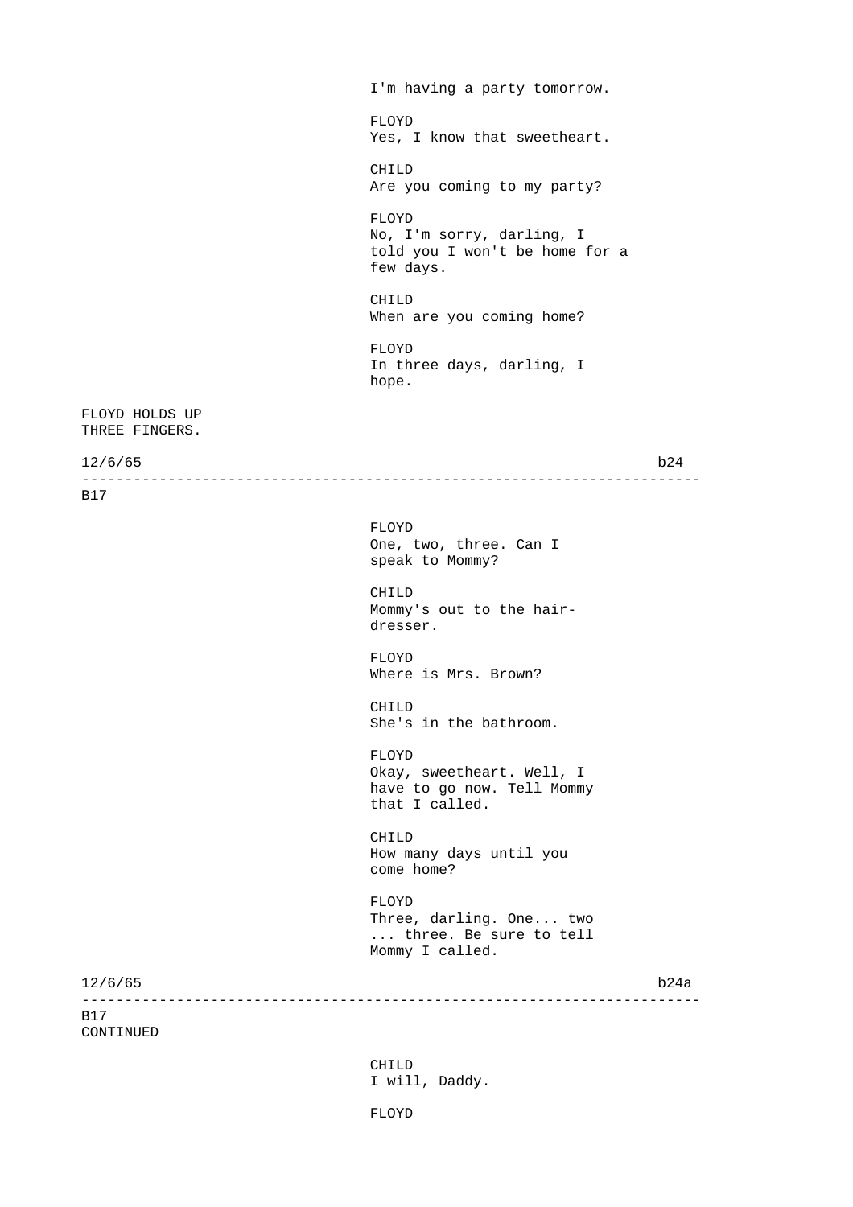I'm having a party tomorrow.

FLOYD
Yes, I know that sweetheart.

CHILD
Are you coming to my party?

FLOYD
No, I'm sorry, darling, I told you I won't be home for a few days.

CHILD
When are you coming home?

FLOYD
In three days, darling, I hope.

FLOYD HOLDS UP THREE FINGERS.

12/6/65 b24

---

B17

FLOYD
One, two, three. Can I speak to Mommy?

CHILD
Mommy's out to the hair-dresser.

FLOYD
Where is Mrs. Brown?

CHILD
She's in the bathroom.

FLOYD
Okay, sweetheart. Well, I have to go now. Tell Mommy that I called.

CHILD
How many days until you come home?

FLOYD
Three, darling. One... two ... three. Be sure to tell Mommy I called.

12/6/65 b24a

---

B17
CONTINUED

CHILD
I will, Daddy.

FLOYD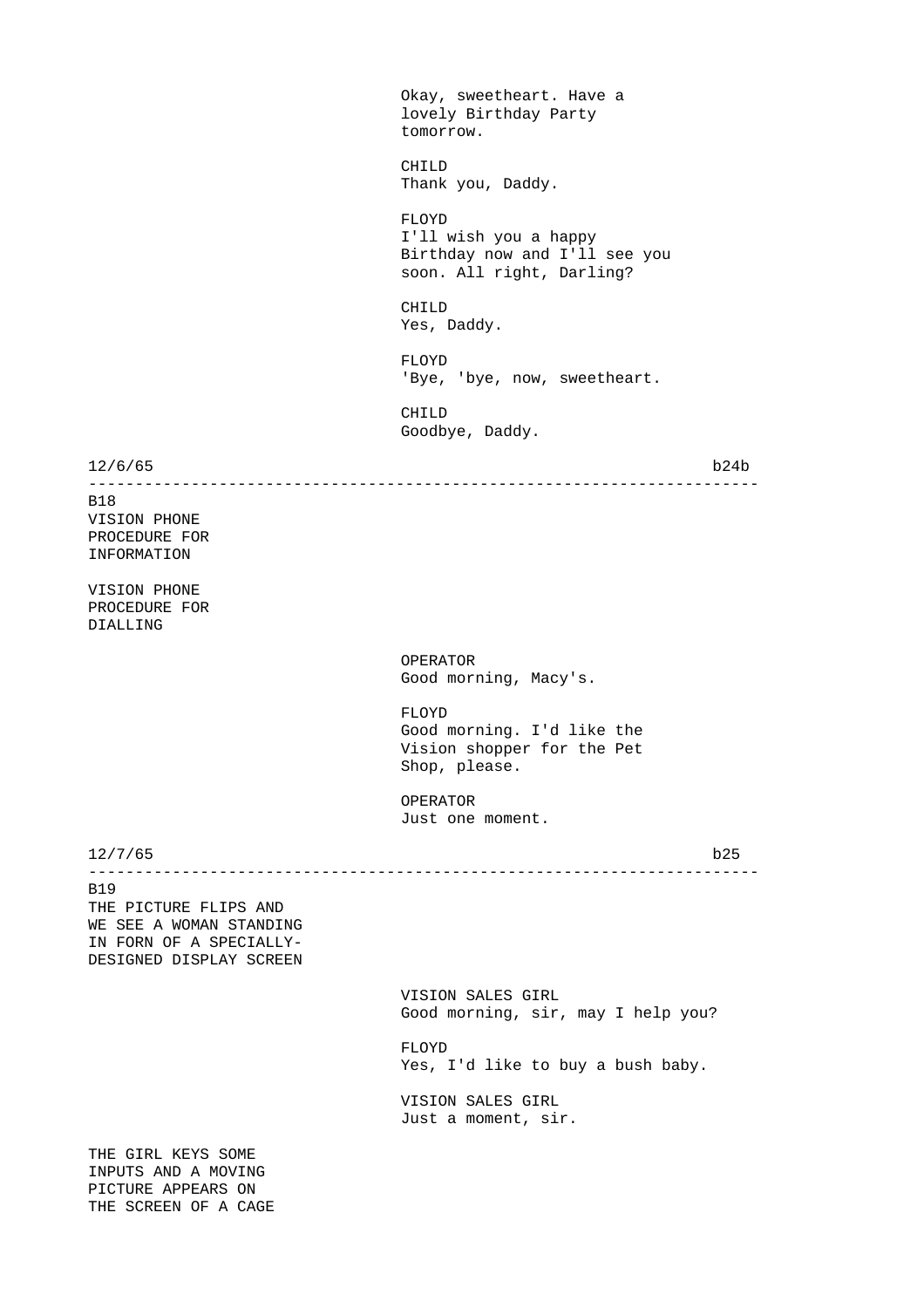Okay, sweetheart. Have a lovely Birthday Party tomorrow.

CHILD
Thank you, Daddy.

FLOYD
I'll wish you a happy Birthday now and I'll see you soon. All right, Darling?

CHILD
Yes, Daddy.

FLOYD
'Bye, 'bye, now, sweetheart.

CHILD
Goodbye, Daddy.

12/6/65 b24b

---

B18
VISION PHONE PROCEDURE FOR INFORMATION

VISION PHONE PROCEDURE FOR DIALLING

OPERATOR
Good morning, Macy's.

FLOYD
Good morning. I'd like the Vision shopper for the Pet Shop, please.

OPERATOR
Just one moment.

12/7/65 b25

---

B19
THE PICTURE FLIPS AND WE SEE A WOMAN STANDING IN FORN OF A SPECIALLY-DESIGNED DISPLAY SCREEN

VISION SALES GIRL
Good morning, sir, may I help you?

FLOYD
Yes, I'd like to buy a bush baby.

VISION SALES GIRL
Just a moment, sir.

THE GIRL KEYS SOME INPUTS AND A MOVING PICTURE APPEARS ON THE SCREEN OF A CAGE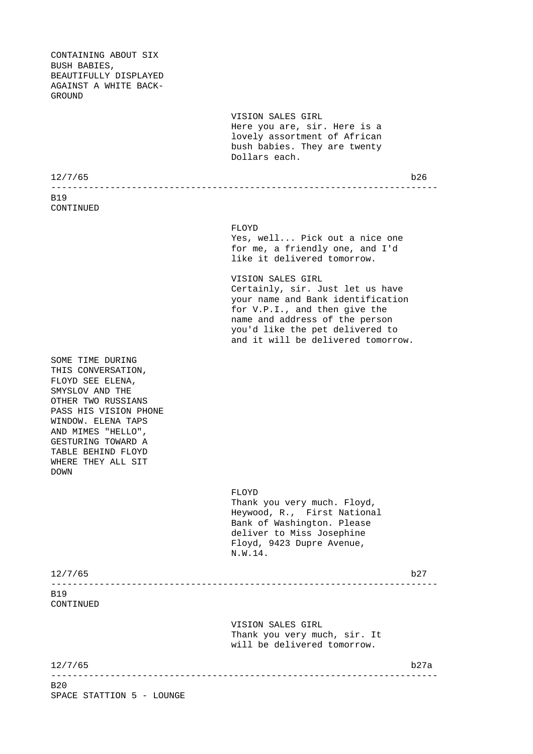CONTAINING ABOUT SIX
BUSH BABIES,
BEAUTIFULLY DISPLAYED
AGAINST A WHITE BACK-
GROUND

VISION SALES GIRL
Here you are, sir. Here is a
lovely assortment of African
bush babies. They are twenty
Dollars each.

---

B19
CONTINUED

FLOYD
Yes, well... Pick out a nice one
for me, a friendly one, and I'd
like it delivered tomorrow.

VISION SALES GIRL
Certainly, sir. Just let us have
your name and Bank identification
for V.P.I., and then give the
name and address of the person
you'd like the pet delivered to
and it will be delivered tomorrow.

SOME TIME DURING
THIS CONVERSATION,
FLOYD SEE ELENA,
SMYSLOV AND THE
OTHER TWO RUSSIANS
PASS HIS VISION PHONE
WINDOW. ELENA TAPS
AND MIMES "HELLO",
GESTURING TOWARD A
TABLE BEHIND FLOYD
WHERE THEY ALL SIT
DOWN

FLOYD
Thank you very much. Floyd,
Heywood, R., First National
Bank of Washington. Please
deliver to Miss Josephine
Floyd, 9423 Dupre Avenue,
N.W.14.

---

B19
CONTINUED

VISION SALES GIRL
Thank you very much, sir. It
will be delivered tomorrow.

---

B20
SPACE STATTION 5 - LOUNGE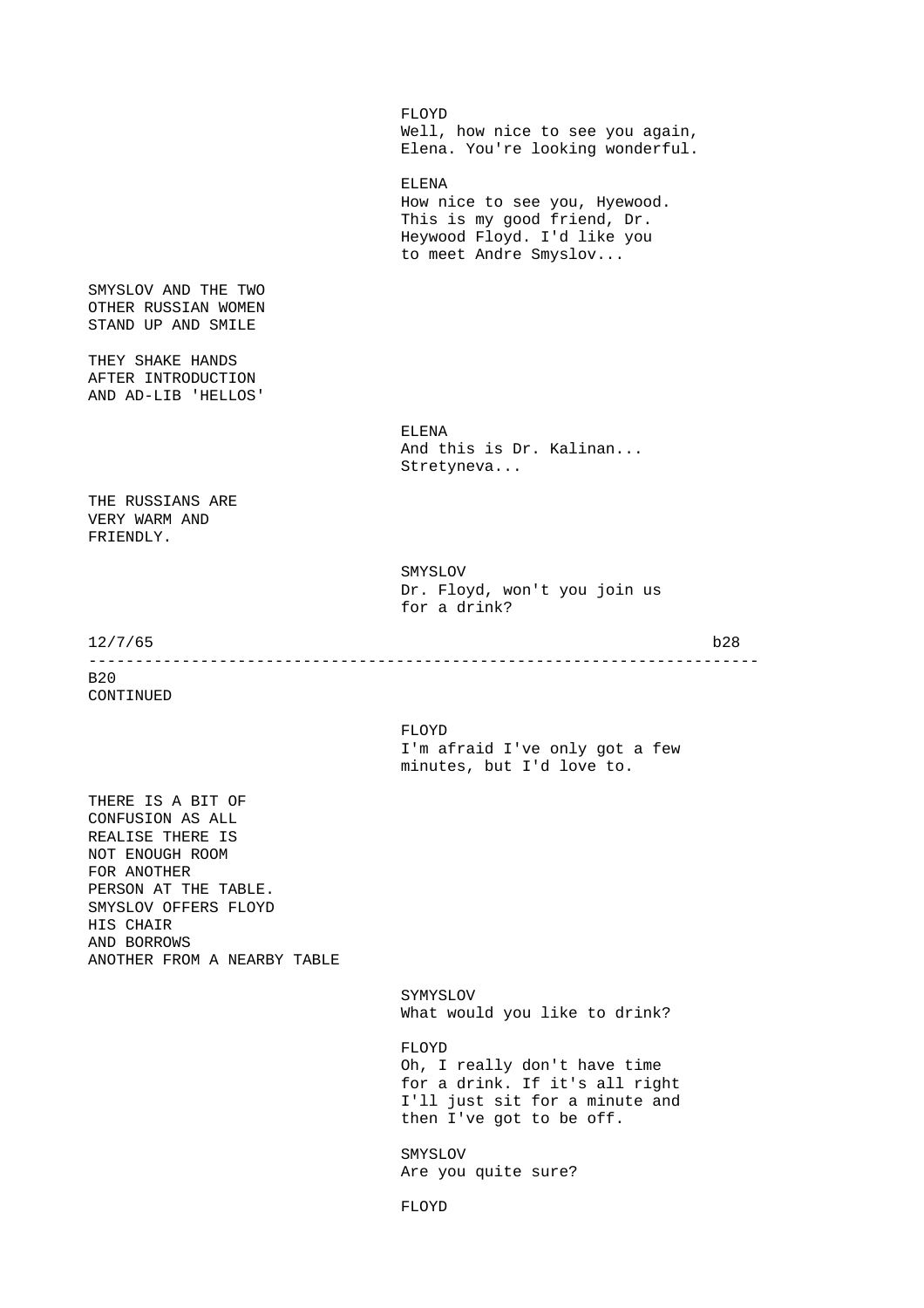FLOYD
Well, how nice to see you again, Elena. You're looking wonderful.

ELENA
How nice to see you, Hyewood. This is my good friend, Dr. Heywood Floyd. I'd like you to meet Andre Smyslov...

SMYSLOV AND THE TWO OTHER RUSSIAN WOMEN STAND UP AND SMILE

THEY SHAKE HANDS AFTER INTRODUCTION AND AD-LIB 'HELLOS'

ELENA
And this is Dr. Kalinan... Stretyneva...

THE RUSSIANS ARE VERY WARM AND FRIENDLY.

SMYSLOV
Dr. Floyd, won't you join us for a drink?

12/7/65 b28

---

B20
CONTINUED

FLOYD
I'm afraid I've only got a few minutes, but I'd love to.

THERE IS A BIT OF CONFUSION AS ALL REALISE THERE IS NOT ENOUGH ROOM FOR ANOTHER PERSON AT THE TABLE. SMYSLOV OFFERS FLOYD HIS CHAIR AND BORROWS ANOTHER FROM A NEARBY TABLE

SYMYSLOV
What would you like to drink?

FLOYD
Oh, I really don't have time for a drink. If it's all right I'll just sit for a minute and then I've got to be off.

SMYSLOV
Are you quite sure?

FLOYD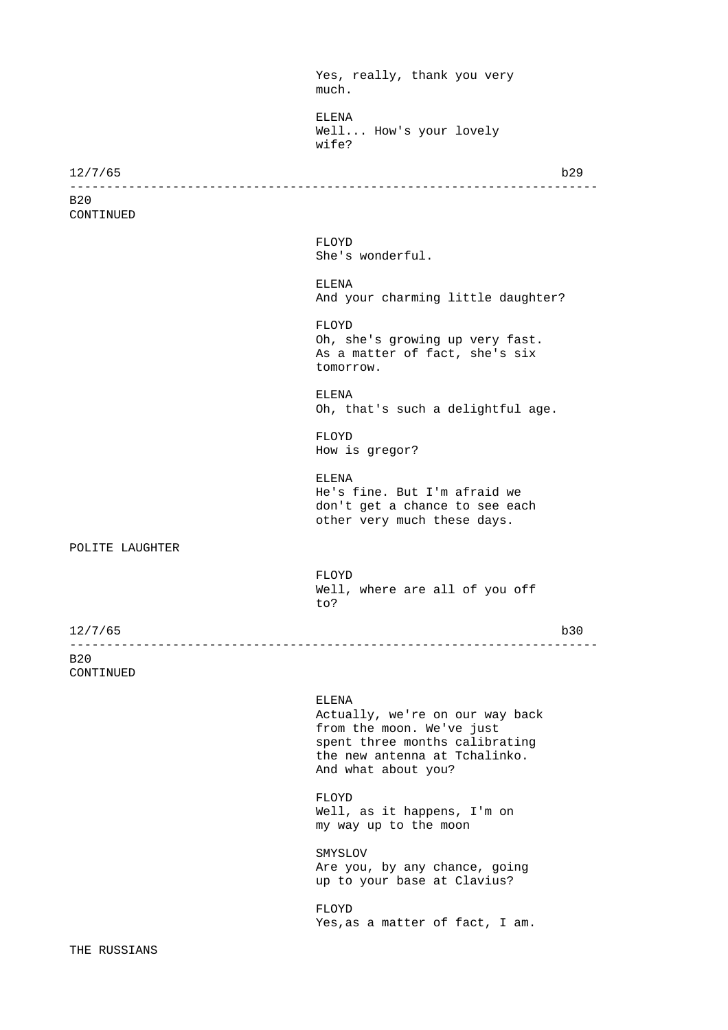Yes, really, thank you very much.

ELENA
Well... How's your lovely wife?

B20
CONTINUED

FLOYD
She's wonderful.

ELENA
And your charming little daughter?

FLOYD
Oh, she's growing up very fast. As a matter of fact, she's six tomorrow.

ELENA
Oh, that's such a delightful age.

FLOYD
How is gregor?

ELENA
He's fine. But I'm afraid we don't get a chance to see each other very much these days.

POLITE LAUGHTER

FLOYD
Well, where are all of you off to?

B20
CONTINUED

ELENA
Actually, we're on our way back from the moon. We've just spent three months calibrating the new antenna at Tchalinko. And what about you?

FLOYD
Well, as it happens, I'm on my way up to the moon

SMYSLOV
Are you, by any chance, going up to your base at Clavius?

FLOYD
Yes,as a matter of fact, I am.

THE RUSSIANS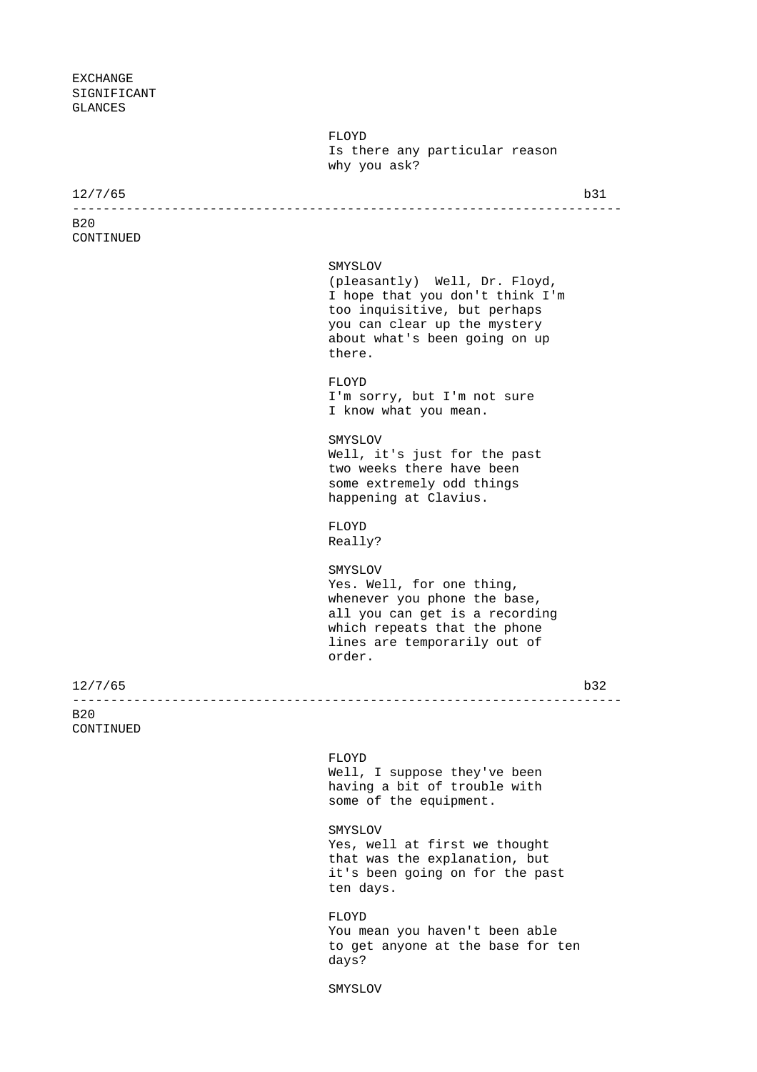EXCHANGE
SIGNIFICANT
GLANCES

FLOYD
Is there any particular reason
why you ask?

B20
CONTINUED

SMYSLOV
(pleasantly) Well, Dr. Floyd,
I hope that you don't think I'm
too inquisitive, but perhaps
you can clear up the mystery
about what's been going on up
there.

FLOYD
I'm sorry, but I'm not sure
I know what you mean.

SMYSLOV
Well, it's just for the past
two weeks there have been
some extremely odd things
happening at Clavius.

FLOYD
Really?

SMYSLOV
Yes. Well, for one thing,
whenever you phone the base,
all you can get is a recording
which repeats that the phone
lines are temporarily out of
order.

B20
CONTINUED

FLOYD
Well, I suppose they've been
having a bit of trouble with
some of the equipment.

SMYSLOV
Yes, well at first we thought
that was the explanation, but
it's been going on for the past
ten days.

FLOYD
You mean you haven't been able
to get anyone at the base for ten
days?

SMYSLOV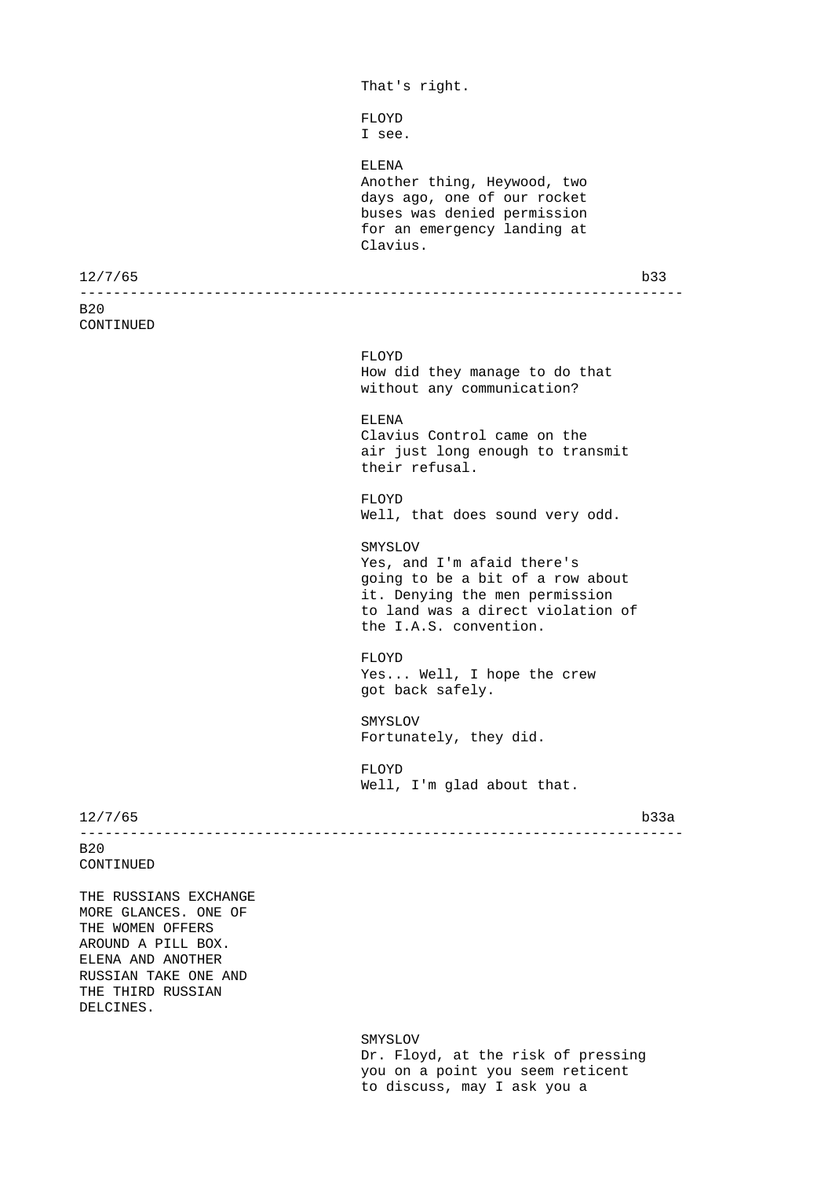That's right.

FLOYD
I see.

ELENA
Another thing, Heywood, two days ago, one of our rocket buses was denied permission for an emergency landing at Clavius.

12/7/65 b33

---

B20
CONTINUED

FLOYD
How did they manage to do that without any communication?

ELENA
Clavius Control came on the air just long enough to transmit their refusal.

FLOYD
Well, that does sound very odd.

SMYSLOV
Yes, and I'm afaid there's going to be a bit of a row about it. Denying the men permission to land was a direct violation of the I.A.S. convention.

FLOYD
Yes... Well, I hope the crew got back safely.

SMYSLOV
Fortunately, they did.

FLOYD
Well, I'm glad about that.

12/7/65 b33a

---

B20
CONTINUED

THE RUSSIANS EXCHANGE MORE GLANCES. ONE OF THE WOMEN OFFERS AROUND A PILL BOX. ELENA AND ANOTHER RUSSIAN TAKE ONE AND THE THIRD RUSSIAN DELCINES.

SMYSLOV
Dr. Floyd, at the risk of pressing you on a point you seem reticent to discuss, may I ask you a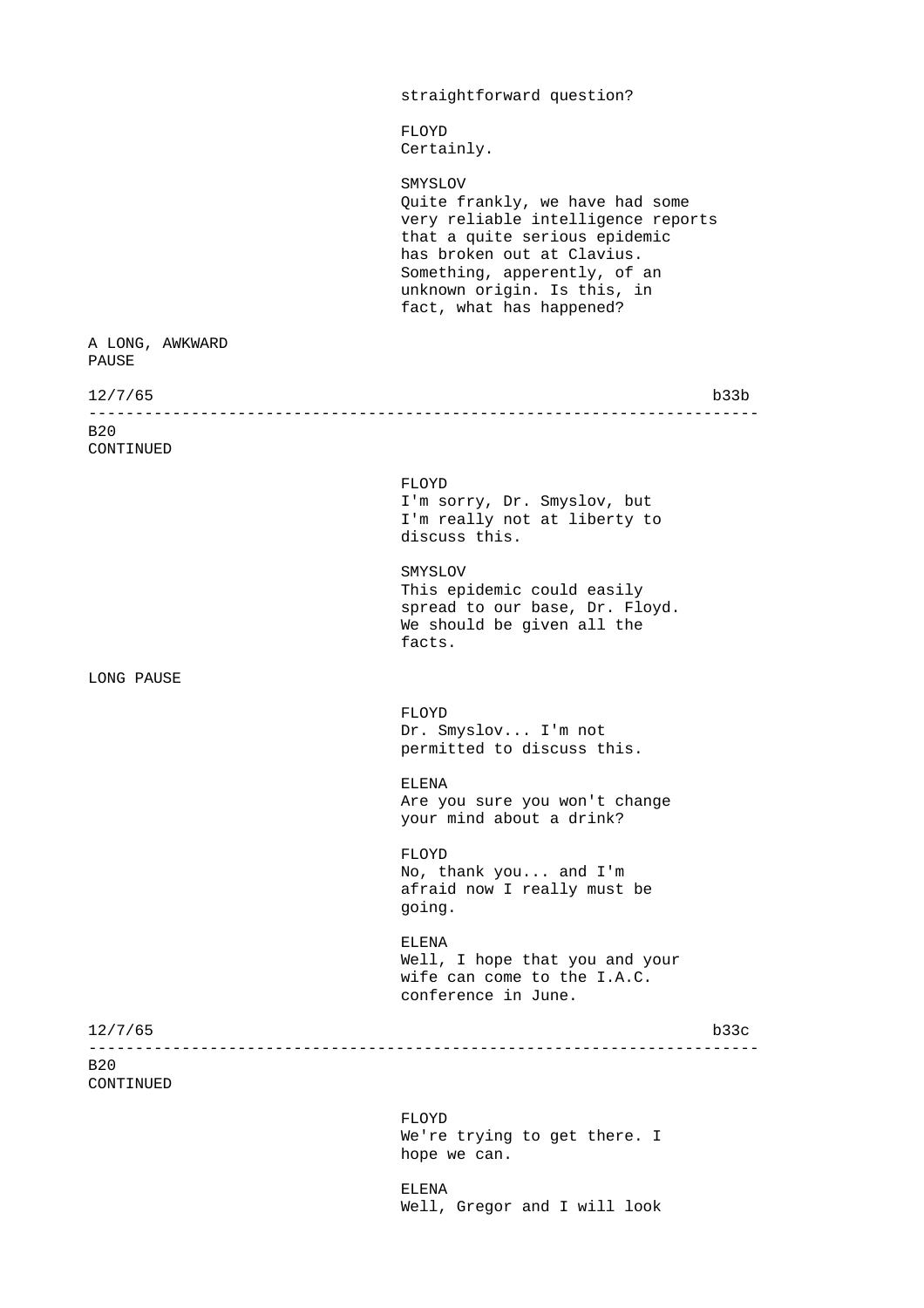straightforward question?

FLOYD
Certainly.

SMYSLOV
Quite frankly, we have had some very reliable intelligence reports that a quite serious epidemic has broken out at Clavius. Something, apperently, of an unknown origin. Is this, in fact, what has happened?

A LONG, AWKWARD PAUSE

12/7/65 b33b

---

B20
CONTINUED

FLOYD
I'm sorry, Dr. Smyslov, but I'm really not at liberty to discuss this.

SMYSLOV
This epidemic could easily spread to our base, Dr. Floyd. We should be given all the facts.

LONG PAUSE

FLOYD
Dr. Smyslov... I'm not permitted to discuss this.

ELENA
Are you sure you won't change your mind about a drink?

FLOYD
No, thank you... and I'm afraid now I really must be going.

ELENA
Well, I hope that you and your wife can come to the I.A.C. conference in June.

12/7/65 b33c

---

B20
CONTINUED

FLOYD
We're trying to get there. I hope we can.

ELENA
Well, Gregor and I will look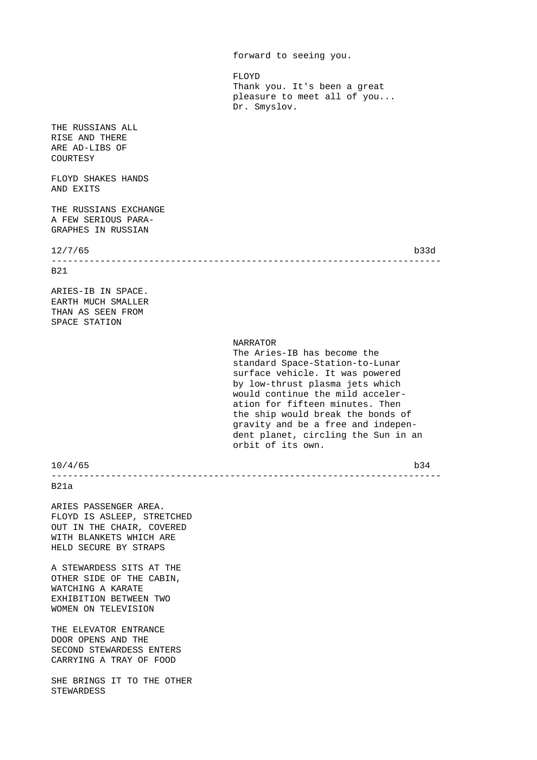forward to seeing you.

FLOYD
Thank you. It's been a great pleasure to meet all of you... Dr. Smyslov.

THE RUSSIANS ALL RISE AND THERE ARE AD-LIBS OF COURTESY

FLOYD SHAKES HANDS AND EXITS

THE RUSSIANS EXCHANGE A FEW SERIOUS PARA-GRAPHES IN RUSSIAN

12/7/65 b33d

---

B21

ARIES-IB IN SPACE. EARTH MUCH SMALLER THAN AS SEEN FROM SPACE STATION

NARRATOR
The Aries-IB has become the standard Space-Station-to-Lunar surface vehicle. It was powered by low-thrust plasma jets which would continue the mild acceler-ation for fifteen minutes. Then the ship would break the bonds of gravity and be a free and indepen-dent planet, circling the Sun in an orbit of its own.

10/4/65 b34

---

B21a

ARIES PASSENGER AREA. FLOYD IS ASLEEP, STRETCHED OUT IN THE CHAIR, COVERED WITH BLANKETS WHICH ARE HELD SECURE BY STRAPS

A STEWARDESS SITS AT THE OTHER SIDE OF THE CABIN, WATCHING A KARATE EXHIBITION BETWEEN TWO WOMEN ON TELEVISION

THE ELEVATOR ENTRANCE DOOR OPENS AND THE SECOND STEWARDESS ENTERS CARRYING A TRAY OF FOOD

SHE BRINGS IT TO THE OTHER STEWARDESS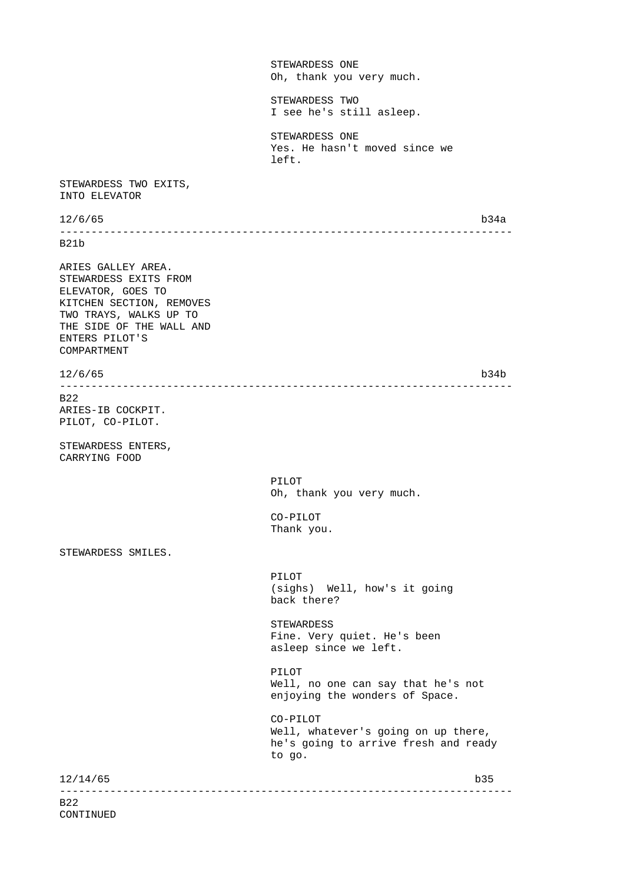STEWARDESS ONE
Oh, thank you very much.

STEWARDESS TWO
I see he's still asleep.

STEWARDESS ONE
Yes. He hasn't moved since we left.

STEWARDESS TWO EXITS, INTO ELEVATOR

12/6/65 b34a

---

B21b

ARIES GALLEY AREA.
STEWARDESS EXITS FROM ELEVATOR, GOES TO KITCHEN SECTION, REMOVES TWO TRAYS, WALKS UP TO THE SIDE OF THE WALL AND ENTERS PILOT'S COMPARTMENT

12/6/65 b34b

---

B22
ARIES-IB COCKPIT.
PILOT, CO-PILOT.

STEWARDESS ENTERS, CARRYING FOOD

PILOT
Oh, thank you very much.

CO-PILOT
Thank you.

STEWARDESS SMILES.

PILOT
(sighs) Well, how's it going back there?

STEWARDESS
Fine. Very quiet. He's been asleep since we left.

PILOT
Well, no one can say that he's not enjoying the wonders of Space.

CO-PILOT
Well, whatever's going on up there, he's going to arrive fresh and ready to go.

12/14/65 b35

---

B22
CONTINUED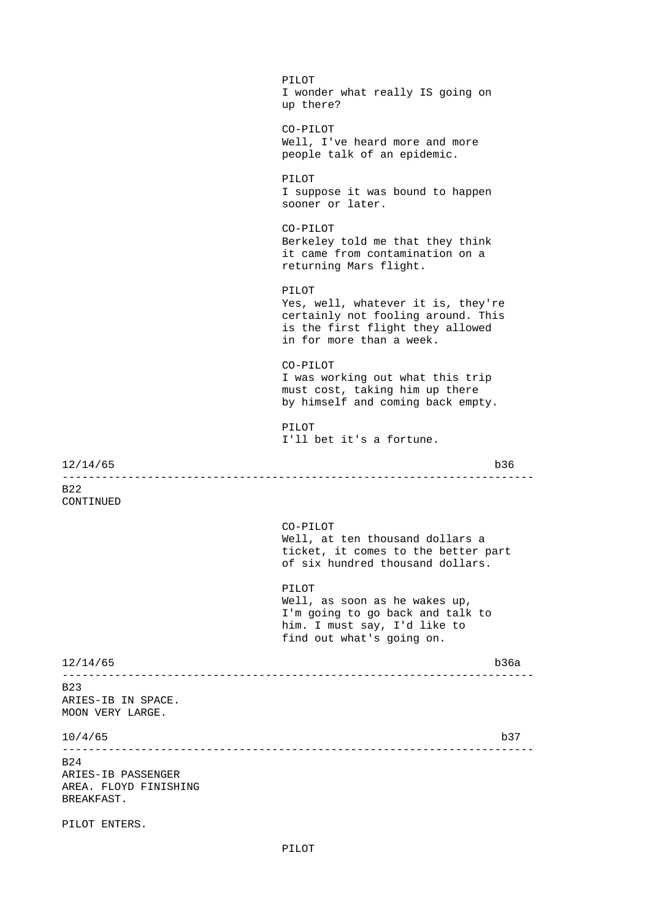PILOT
I wonder what really IS going on up there?

CO-PILOT
Well, I've heard more and more people talk of an epidemic.

PILOT
I suppose it was bound to happen sooner or later.

CO-PILOT
Berkeley told me that they think it came from contamination on a returning Mars flight.

PILOT
Yes, well, whatever it is, they're certainly not fooling around. This is the first flight they allowed in for more than a week.

CO-PILOT
I was working out what this trip must cost, taking him up there by himself and coming back empty.

PILOT
I'll bet it's a fortune.

12/14/65 b36

---

B22
CONTINUED

CO-PILOT
Well, at ten thousand dollars a ticket, it comes to the better part of six hundred thousand dollars.

PILOT
Well, as soon as he wakes up, I'm going to go back and talk to him. I must say, I'd like to find out what's going on.

12/14/65 b36a

---

B23
ARIES-IB IN SPACE.
MOON VERY LARGE.

10/4/65 b37

---

B24
ARIES-IB PASSENGER AREA. FLOYD FINISHING BREAKFAST.

PILOT ENTERS.

PILOT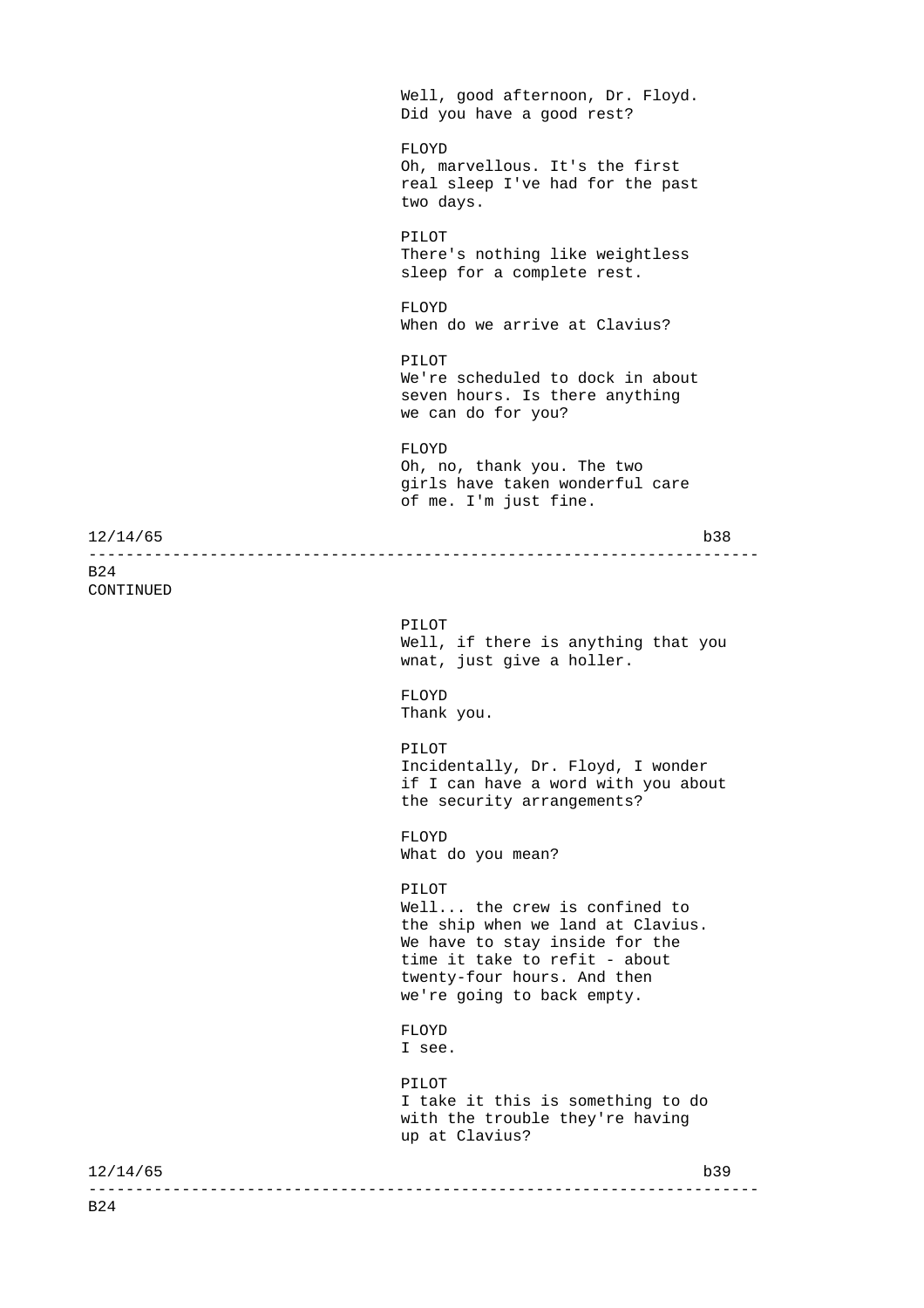Well, good afternoon, Dr. Floyd.
Did you have a good rest?

FLOYD
Oh, marvellous. It's the first
real sleep I've had for the past
two days.

PILOT
There's nothing like weightless
sleep for a complete rest.

FLOYD
When do we arrive at Clavius?

PILOT
We're scheduled to dock in about
seven hours. Is there anything
we can do for you?

FLOYD
Oh, no, thank you. The two
girls have taken wonderful care
of me. I'm just fine.

B24
CONTINUED

PILOT
Well, if there is anything that you
wnat, just give a holler.

FLOYD
Thank you.

PILOT
Incidentally, Dr. Floyd, I wonder
if I can have a word with you about
the security arrangements?

FLOYD
What do you mean?

PILOT
Well... the crew is confined to
the ship when we land at Clavius.
We have to stay inside for the
time it take to refit - about
twenty-four hours. And then
we're going to back empty.

FLOYD
I see.

PILOT
I take it this is something to do
with the trouble they're having
up at Clavius?

B24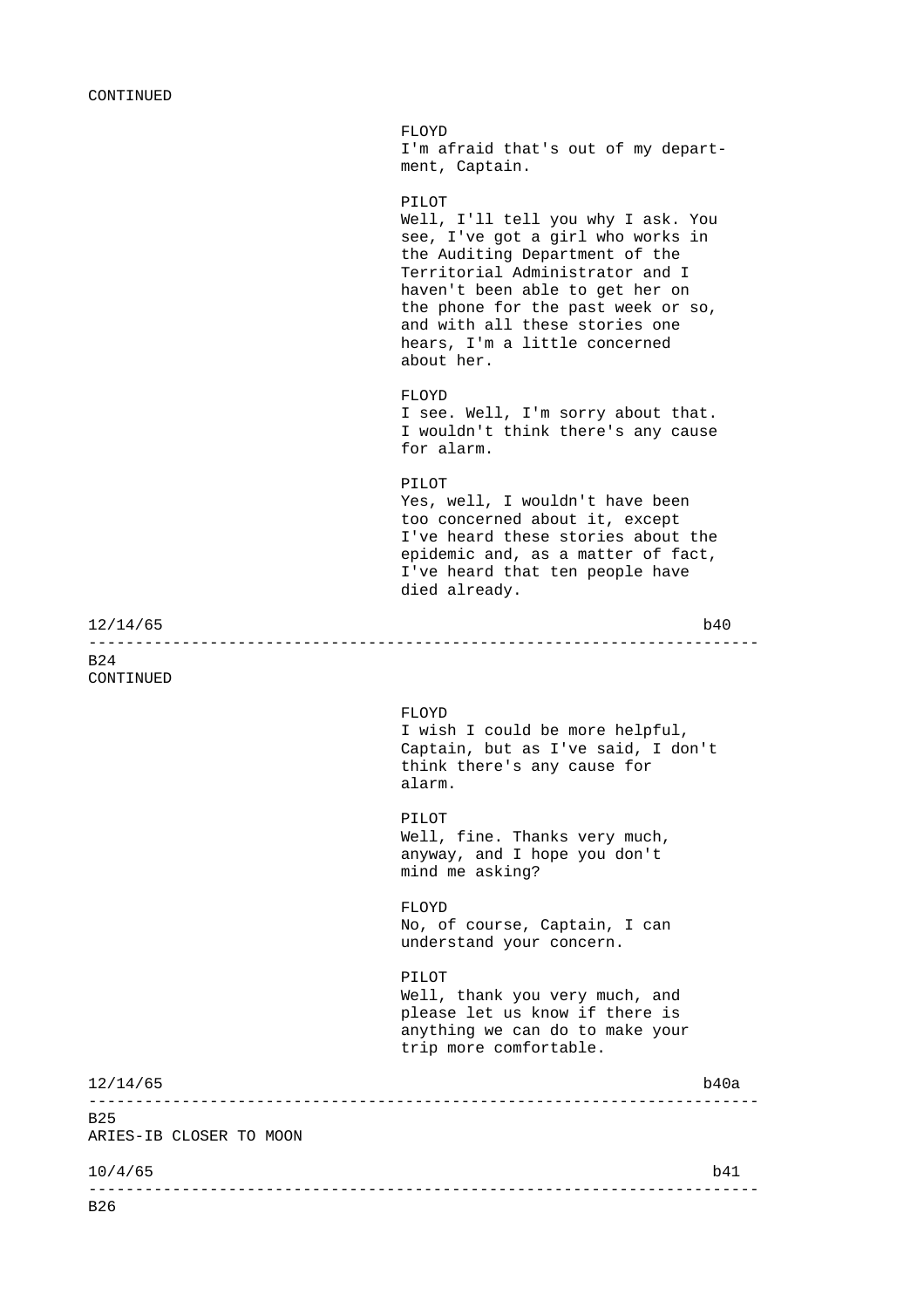CONTINUED

FLOYD
I'm afraid that's out of my depart-
ment, Captain.

PILOT
Well, I'll tell you why I ask. You
see, I've got a girl who works in
the Auditing Department of the
Territorial Administrator and I
haven't been able to get her on
the phone for the past week or so,
and with all these stories one
hears, I'm a little concerned
about her.

FLOYD
I see. Well, I'm sorry about that.
I wouldn't think there's any cause
for alarm.

PILOT
Yes, well, I wouldn't have been
too concerned about it, except
I've heard these stories about the
epidemic and, as a matter of fact,
I've heard that ten people have
died already.

12/14/65 b40

---

B24
CONTINUED

FLOYD
I wish I could be more helpful,
Captain, but as I've said, I don't
think there's any cause for
alarm.

PILOT
Well, fine. Thanks very much,
anyway, and I hope you don't
mind me asking?

FLOYD
No, of course, Captain, I can
understand your concern.

PILOT
Well, thank you very much, and
please let us know if there is
anything we can do to make your
trip more comfortable.

12/14/65 b40a

---

B25
ARIES-IB CLOSER TO MOON

10/4/65 b41

---

B26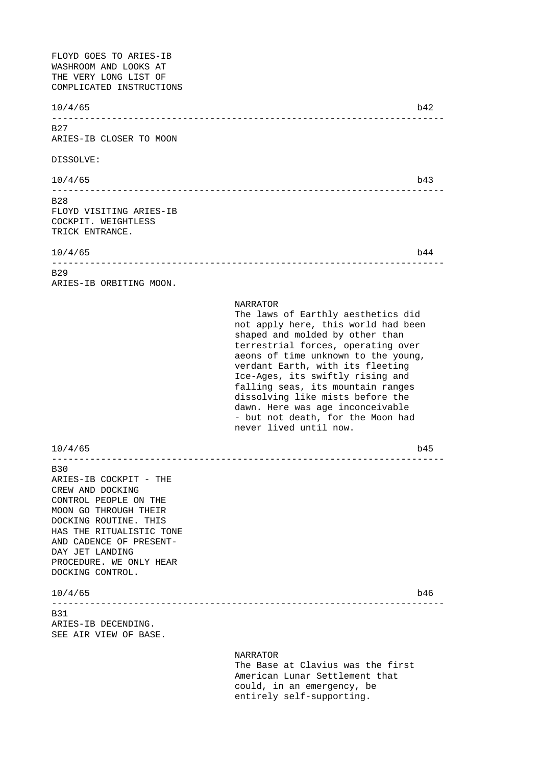FLOYD GOES TO ARIES-IB
WASHROOM AND LOOKS AT
THE VERY LONG LIST OF
COMPLICATED INSTRUCTIONS

10/4/65 b42

---

B27
ARIES-IB CLOSER TO MOON

DISSOLVE:

10/4/65 b43

---

B28
FLOYD VISITING ARIES-IB
COCKPIT. WEIGHTLESS
TRICK ENTRANCE.

10/4/65 b44

---

B29
ARIES-IB ORBITING MOON.

NARRATOR
The laws of Earthly aesthetics did not apply here, this world had been shaped and molded by other than terrestrial forces, operating over aeons of time unknown to the young, verdant Earth, with its fleeting Ice-Ages, its swiftly rising and falling seas, its mountain ranges dissolving like mists before the dawn. Here was age inconceivable - but not death, for the Moon had never lived until now.

10/4/65 b45

---

B30
ARIES-IB COCKPIT - THE
CREW AND DOCKING
CONTROL PEOPLE ON THE
MOON GO THROUGH THEIR
DOCKING ROUTINE. THIS
HAS THE RITUALISTIC TONE
AND CADENCE OF PRESENT-
DAY JET LANDING
PROCEDURE. WE ONLY HEAR
DOCKING CONTROL.

10/4/65 b46

---

B31
ARIES-IB DECENDING.
SEE AIR VIEW OF BASE.

NARRATOR
The Base at Clavius was the first American Lunar Settlement that could, in an emergency, be entirely self-supporting.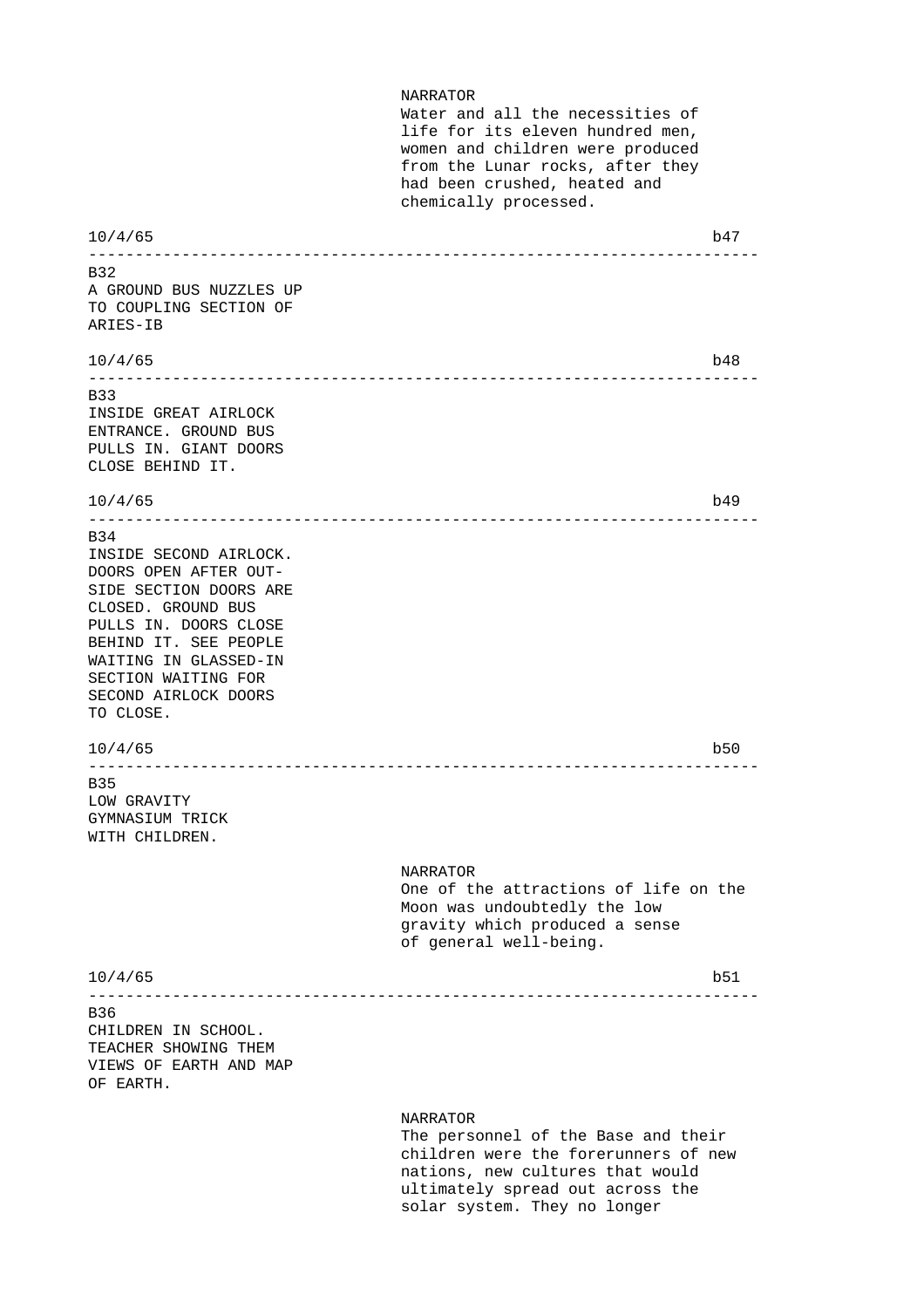NARRATOR
Water and all the necessities of life for its eleven hundred men, women and children were produced from the Lunar rocks, after they had been crushed, heated and chemically processed.

10/4/65 b47

---

B32
A GROUND BUS NUZZLES UP TO COUPLING SECTION OF ARIES-IB

10/4/65 b48

---

B33
INSIDE GREAT AIRLOCK ENTRANCE. GROUND BUS PULLS IN. GIANT DOORS CLOSE BEHIND IT.

10/4/65 b49

---

B34
INSIDE SECOND AIRLOCK. DOORS OPEN AFTER OUT-SIDE SECTION DOORS ARE CLOSED. GROUND BUS PULLS IN. DOORS CLOSE BEHIND IT. SEE PEOPLE WAITING IN GLASSED-IN SECTION WAITING FOR SECOND AIRLOCK DOORS TO CLOSE.

10/4/65 b50

---

B35
LOW GRAVITY GYMNASIUM TRICK WITH CHILDREN.

NARRATOR
One of the attractions of life on the Moon was undoubtedly the low gravity which produced a sense of general well-being.

10/4/65 b51

---

B36
CHILDREN IN SCHOOL. TEACHER SHOWING THEM VIEWS OF EARTH AND MAP OF EARTH.

NARRATOR
The personnel of the Base and their children were the forerunners of new nations, new cultures that would ultimately spread out across the solar system. They no longer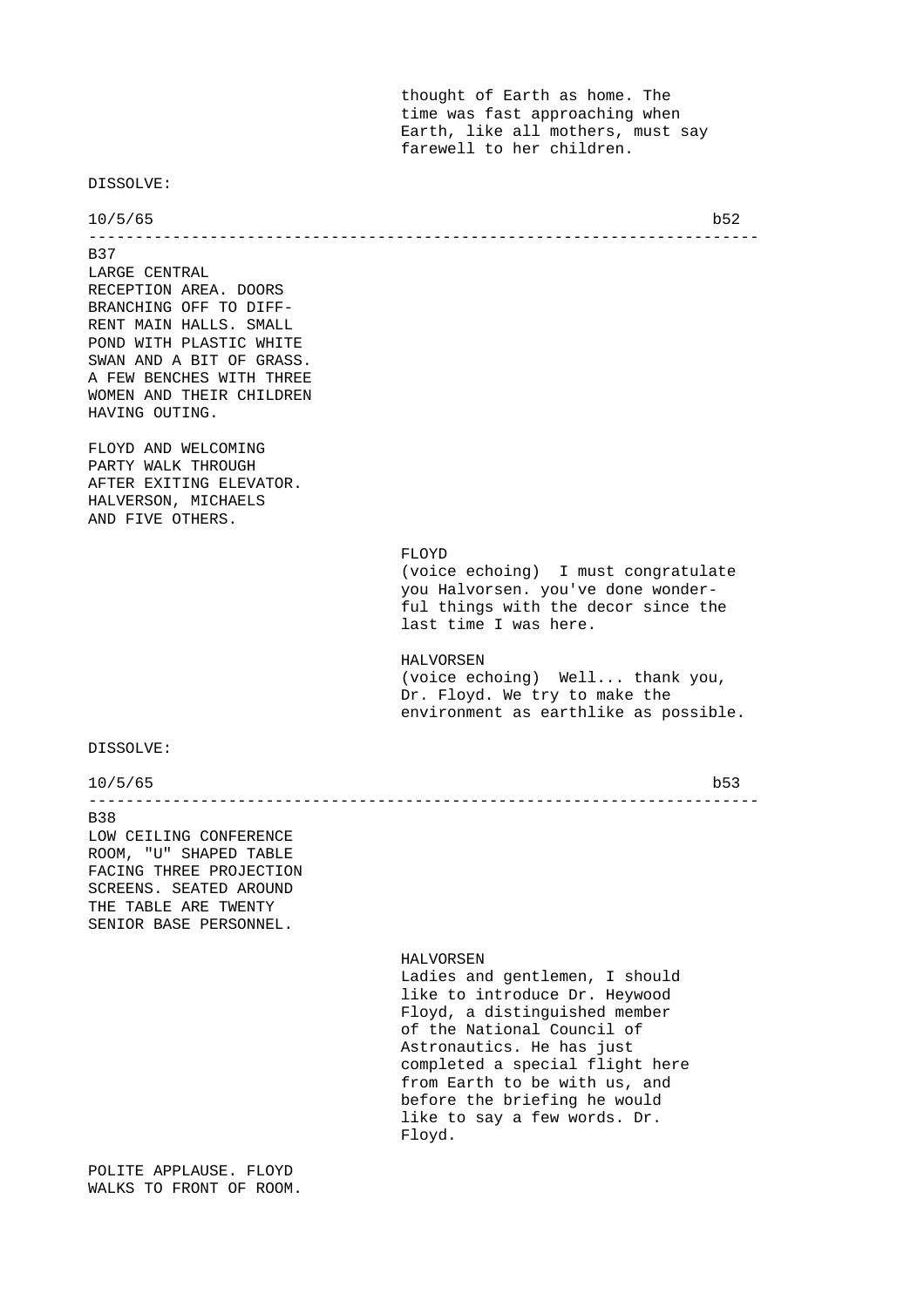thought of Earth as home. The time was fast approaching when Earth, like all mothers, must say farewell to her children.

DISSOLVE:

10/5/65 b52

---

B37

LARGE CENTRAL RECEPTION AREA. DOORS BRANCHING OFF TO DIFF- RENT MAIN HALLS. SMALL POND WITH PLASTIC WHITE SWAN AND A BIT OF GRASS. A FEW BENCHES WITH THREE WOMEN AND THEIR CHILDREN HAVING OUTING.

FLOYD AND WELCOMING PARTY WALK THROUGH AFTER EXITING ELEVATOR. HALVERSON, MICHAELS AND FIVE OTHERS.

FLOYD
(voice echoing) I must congratulate you Halvorsen. you've done wonder- ful things with the decor since the last time I was here.

HALVORSEN
(voice echoing) Well... thank you, Dr. Floyd. We try to make the environment as earthlike as possible.

DISSOLVE:

10/5/65 b53

---

B38

LOW CEILING CONFERENCE ROOM, "U" SHAPED TABLE FACING THREE PROJECTION SCREENS. SEATED AROUND THE TABLE ARE TWENTY SENIOR BASE PERSONNEL.

HALVORSEN
Ladies and gentlemen, I should like to introduce Dr. Heywood Floyd, a distinguished member of the National Council of Astronautics. He has just completed a special flight here from Earth to be with us, and before the briefing he would like to say a few words. Dr. Floyd.

POLITE APPLAUSE. FLOYD WALKS TO FRONT OF ROOM.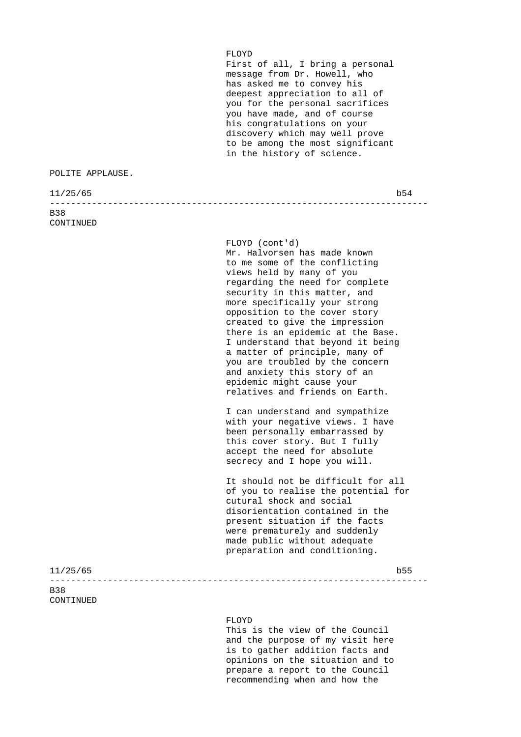FLOYD

First of all, I bring a personal message from Dr. Howell, who has asked me to convey his deepest appreciation to all of you for the personal sacrifices you have made, and of course his congratulations on your discovery which may well prove to be among the most significant in the history of science.

POLITE APPLAUSE.

11/25/65 b54

---

B38
CONTINUED

FLOYD (cont'd)

Mr. Halvorsen has made known to me some of the conflicting views held by many of you regarding the need for complete security in this matter, and more specifically your strong opposition to the cover story created to give the impression there is an epidemic at the Base. I understand that beyond it being a matter of principle, many of you are troubled by the concern and anxiety this story of an epidemic might cause your relatives and friends on Earth.

I can understand and sympathize with your negative views. I have been personally embarrassed by this cover story. But I fully accept the need for absolute secrecy and I hope you will.

It should not be difficult for all of you to realise the potential for cutural shock and social disorientation contained in the present situation if the facts were prematurely and suddenly made public without adequate preparation and conditioning.

11/25/65 b55

---

B38
CONTINUED

FLOYD

This is the view of the Council and the purpose of my visit here is to gather addition facts and opinions on the situation and to prepare a report to the Council recommending when and how the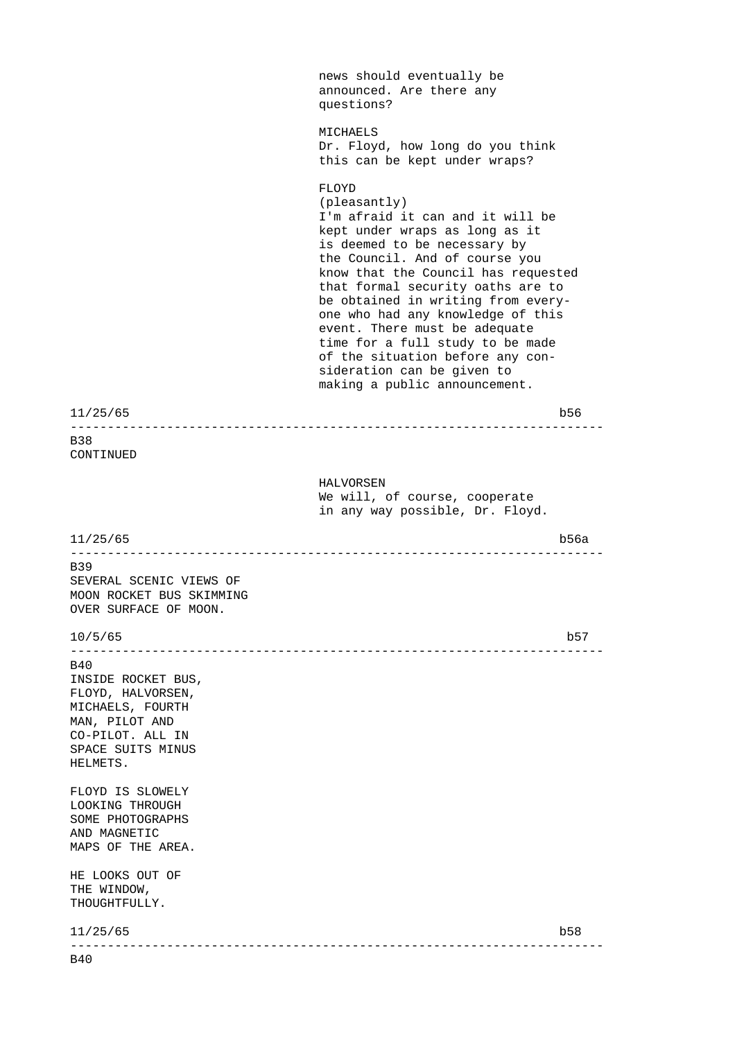news should eventually be announced. Are there any questions?

MICHAELS
Dr. Floyd, how long do you think this can be kept under wraps?

FLOYD
(pleasantly)
I'm afraid it can and it will be kept under wraps as long as it is deemed to be necessary by the Council. And of course you know that the Council has requested that formal security oaths are to be obtained in writing from every-one who had any knowledge of this event. There must be adequate time for a full study to be made of the situation before any con-sideration can be given to making a public announcement.

11/25/65 b56

---

B38
CONTINUED

HALVORSEN
We will, of course, cooperate in any way possible, Dr. Floyd.

11/25/65 b56a

---

B39
SEVERAL SCENIC VIEWS OF MOON ROCKET BUS SKIMMING OVER SURFACE OF MOON.

10/5/65 b57

---

B40
INSIDE ROCKET BUS, FLOYD, HALVORSEN, MICHAELS, FOURTH MAN, PILOT AND CO-PILOT. ALL IN SPACE SUITS MINUS HELMETS.

FLOYD IS SLOWELY LOOKING THROUGH SOME PHOTOGRAPHS AND MAGNETIC MAPS OF THE AREA.

HE LOOKS OUT OF THE WINDOW, THOUGHTFULLY.

11/25/65 b58

---

B40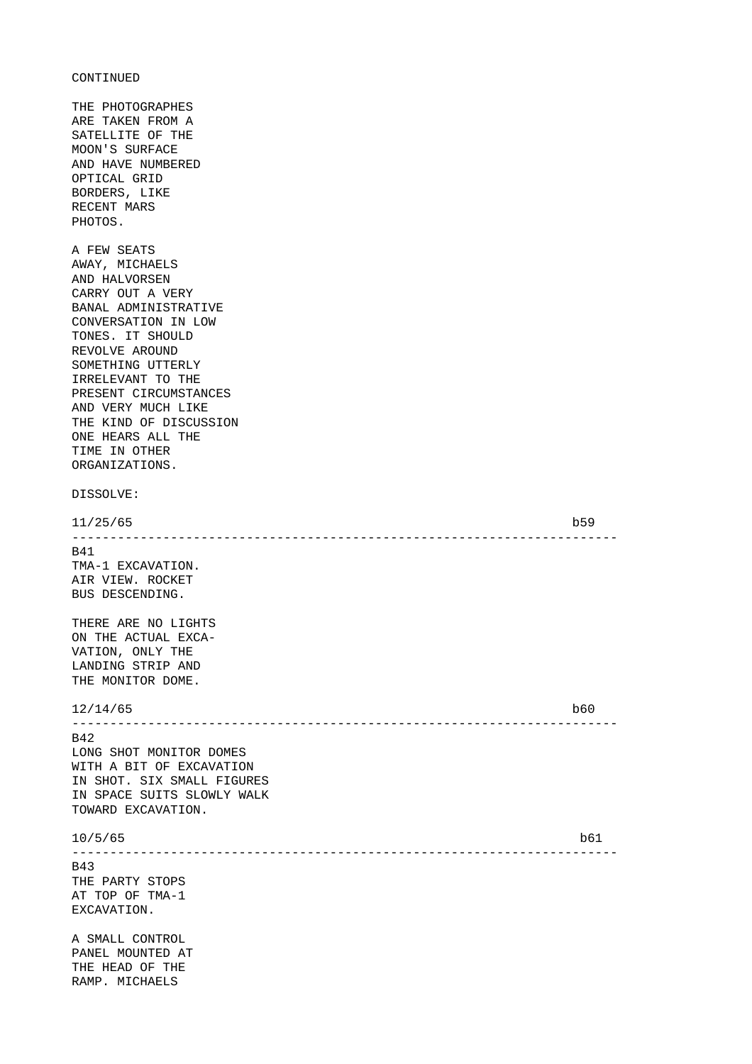CONTINUED

THE PHOTOGRAPHES ARE TAKEN FROM A SATELLITE OF THE MOON'S SURFACE AND HAVE NUMBERED OPTICAL GRID BORDERS, LIKE RECENT MARS PHOTOS.

A FEW SEATS AWAY, MICHAELS AND HALVORSEN CARRY OUT A VERY BANAL ADMINISTRATIVE CONVERSATION IN LOW TONES. IT SHOULD REVOLVE AROUND SOMETHING UTTERLY IRRELEVANT TO THE PRESENT CIRCUMSTANCES AND VERY MUCH LIKE THE KIND OF DISCUSSION ONE HEARS ALL THE TIME IN OTHER ORGANIZATIONS.

DISSOLVE:

11/25/65 b59

---

B41
TMA-1 EXCAVATION. AIR VIEW. ROCKET BUS DESCENDING.

THERE ARE NO LIGHTS ON THE ACTUAL EXCA- VATION, ONLY THE LANDING STRIP AND THE MONITOR DOME.

12/14/65 b60

---

B42
LONG SHOT MONITOR DOMES WITH A BIT OF EXCAVATION IN SHOT. SIX SMALL FIGURES IN SPACE SUITS SLOWLY WALK TOWARD EXCAVATION.

10/5/65 b61

---

B43
THE PARTY STOPS AT TOP OF TMA-1 EXCAVATION.

A SMALL CONTROL PANEL MOUNTED AT THE HEAD OF THE RAMP. MICHAELS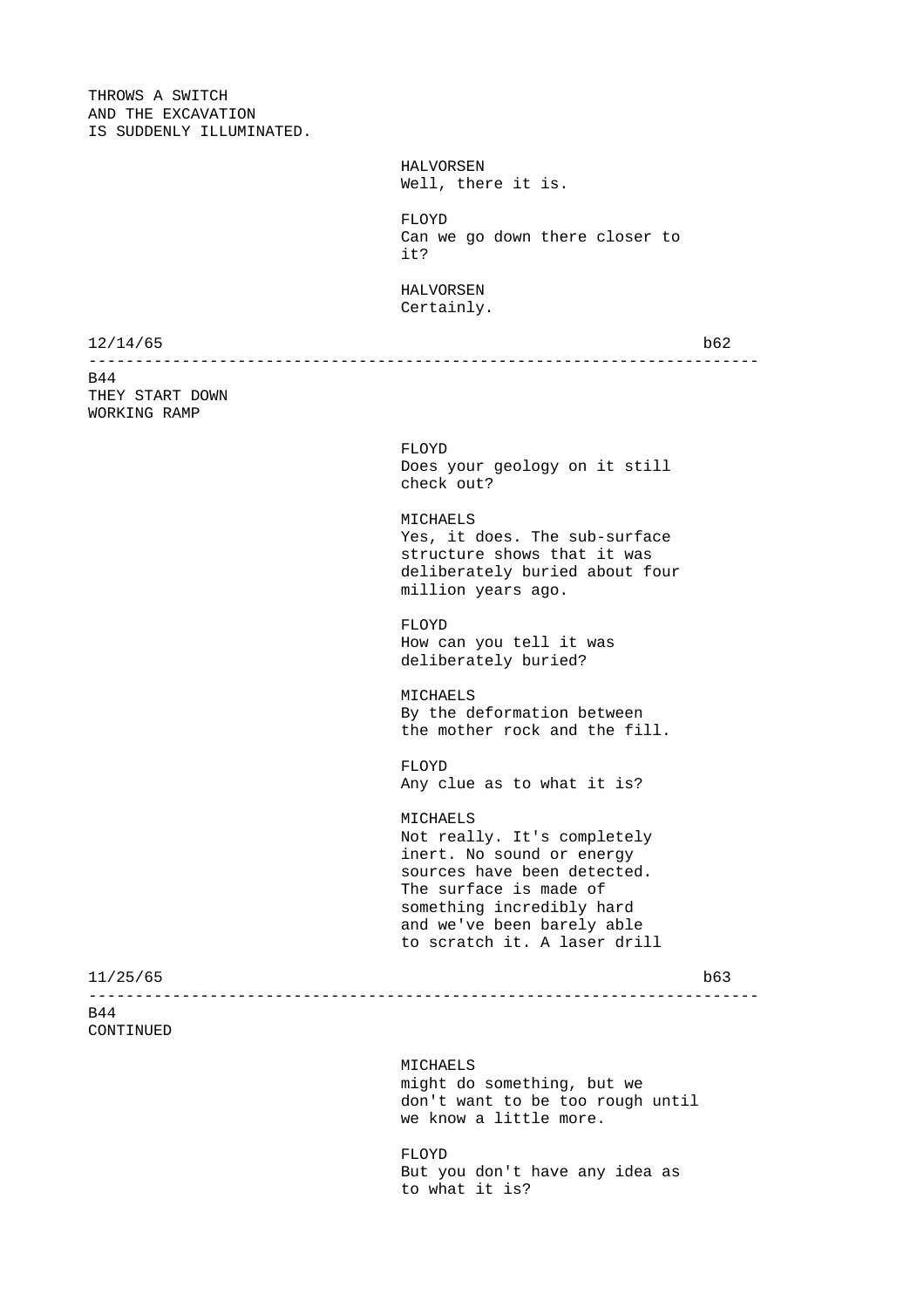THROWS A SWITCH
AND THE EXCAVATION
IS SUDDENLY ILLUMINATED.

HALVORSEN
Well, there it is.

FLOYD
Can we go down there closer to it?

HALVORSEN
Certainly.

12/14/65 b62

---

B44
THEY START DOWN
WORKING RAMP

FLOYD
Does your geology on it still check out?

MICHAELS
Yes, it does. The sub-surface structure shows that it was deliberately buried about four million years ago.

FLOYD
How can you tell it was deliberately buried?

MICHAELS
By the deformation between the mother rock and the fill.

FLOYD
Any clue as to what it is?

MICHAELS
Not really. It's completely inert. No sound or energy sources have been detected. The surface is made of something incredibly hard and we've been barely able to scratch it. A laser drill

11/25/65 b63

---

B44
CONTINUED

MICHAELS
might do something, but we don't want to be too rough until we know a little more.

FLOYD
But you don't have any idea as to what it is?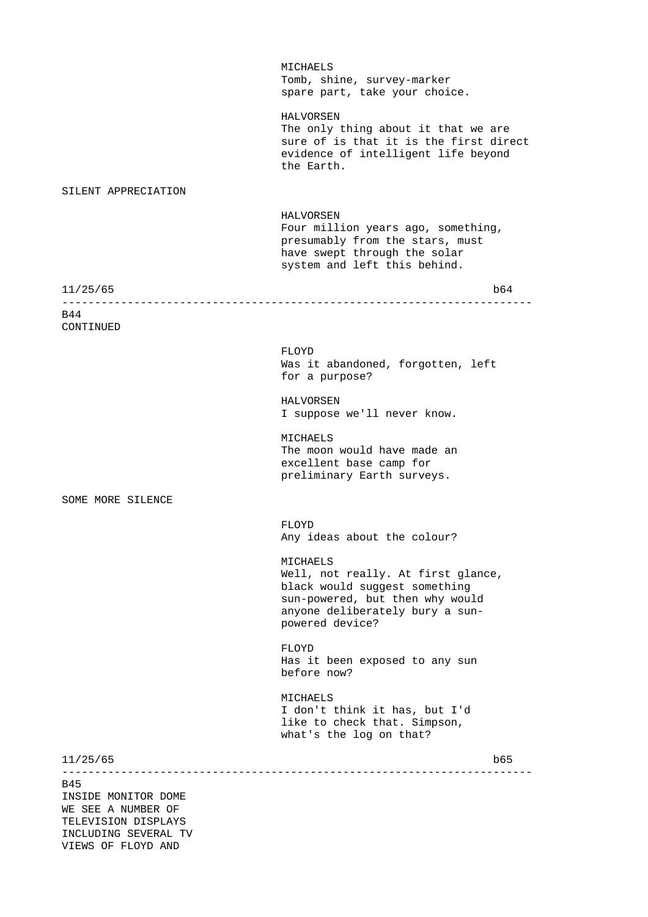MICHAELS
Tomb, shine, survey-marker spare part, take your choice.

HALVORSEN
The only thing about it that we are sure of is that it is the first direct evidence of intelligent life beyond the Earth.

SILENT APPRECIATION

HALVORSEN
Four million years ago, something, presumably from the stars, must have swept through the solar system and left this behind.

11/25/65 b64

---

B44
CONTINUED

FLOYD
Was it abandoned, forgotten, left for a purpose?

HALVORSEN
I suppose we'll never know.

MICHAELS
The moon would have made an excellent base camp for preliminary Earth surveys.

SOME MORE SILENCE

FLOYD
Any ideas about the colour?

MICHAELS
Well, not really. At first glance, black would suggest something sun-powered, but then why would anyone deliberately bury a sun-powered device?

FLOYD
Has it been exposed to any sun before now?

MICHAELS
I don't think it has, but I'd like to check that. Simpson, what's the log on that?

11/25/65 b65

---

B45
INSIDE MONITOR DOME
WE SEE A NUMBER OF
TELEVISION DISPLAYS
INCLUDING SEVERAL TV
VIEWS OF FLOYD AND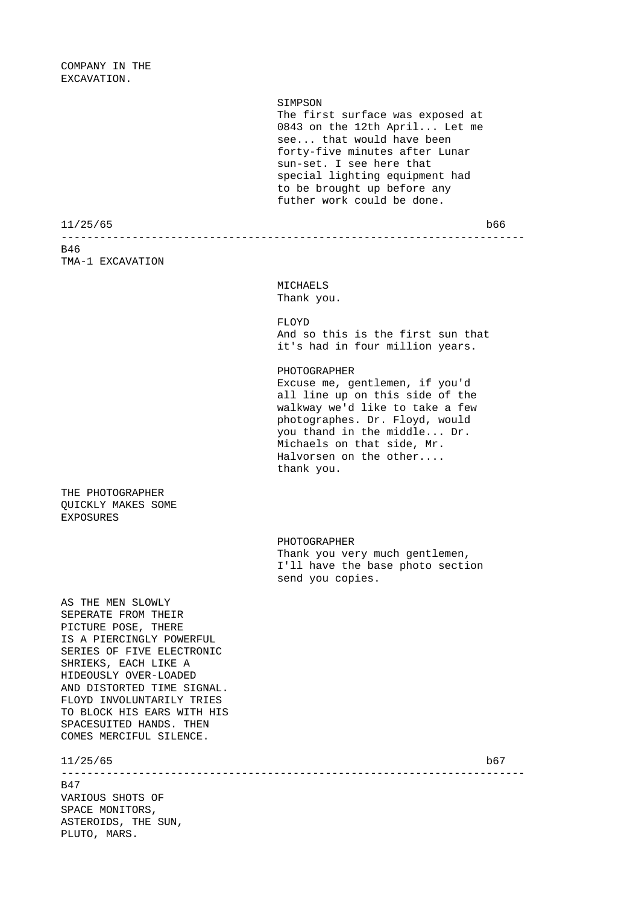COMPANY IN THE
EXCAVATION.

SIMPSON
The first surface was exposed at 0843 on the 12th April... Let me see... that would have been forty-five minutes after Lunar sun-set. I see here that special lighting equipment had to be brought up before any futher work could be done.

11/25/65 b66

---

B46
TMA-1 EXCAVATION

MICHAELS
Thank you.

FLOYD
And so this is the first sun that it's had in four million years.

PHOTOGRAPHER
Excuse me, gentlemen, if you'd all line up on this side of the walkway we'd like to take a few photographes. Dr. Floyd, would you thand in the middle... Dr. Michaels on that side, Mr. Halvorsen on the other.... thank you.

THE PHOTOGRAPHER
QUICKLY MAKES SOME
EXPOSURES

PHOTOGRAPHER
Thank you very much gentlemen, I'll have the base photo section send you copies.

AS THE MEN SLOWLY
SEPERATE FROM THEIR
PICTURE POSE, THERE
IS A PIERCINGLY POWERFUL
SERIES OF FIVE ELECTRONIC
SHRIEKS, EACH LIKE A
HIDEOUSLY OVER-LOADED
AND DISTORTED TIME SIGNAL.
FLOYD INVOLUNTARILY TRIES
TO BLOCK HIS EARS WITH HIS
SPACESUITED HANDS. THEN
COMES MERCIFUL SILENCE.

11/25/65 b67

---

B47
VARIOUS SHOTS OF
SPACE MONITORS,
ASTEROIDS, THE SUN,
PLUTO, MARS.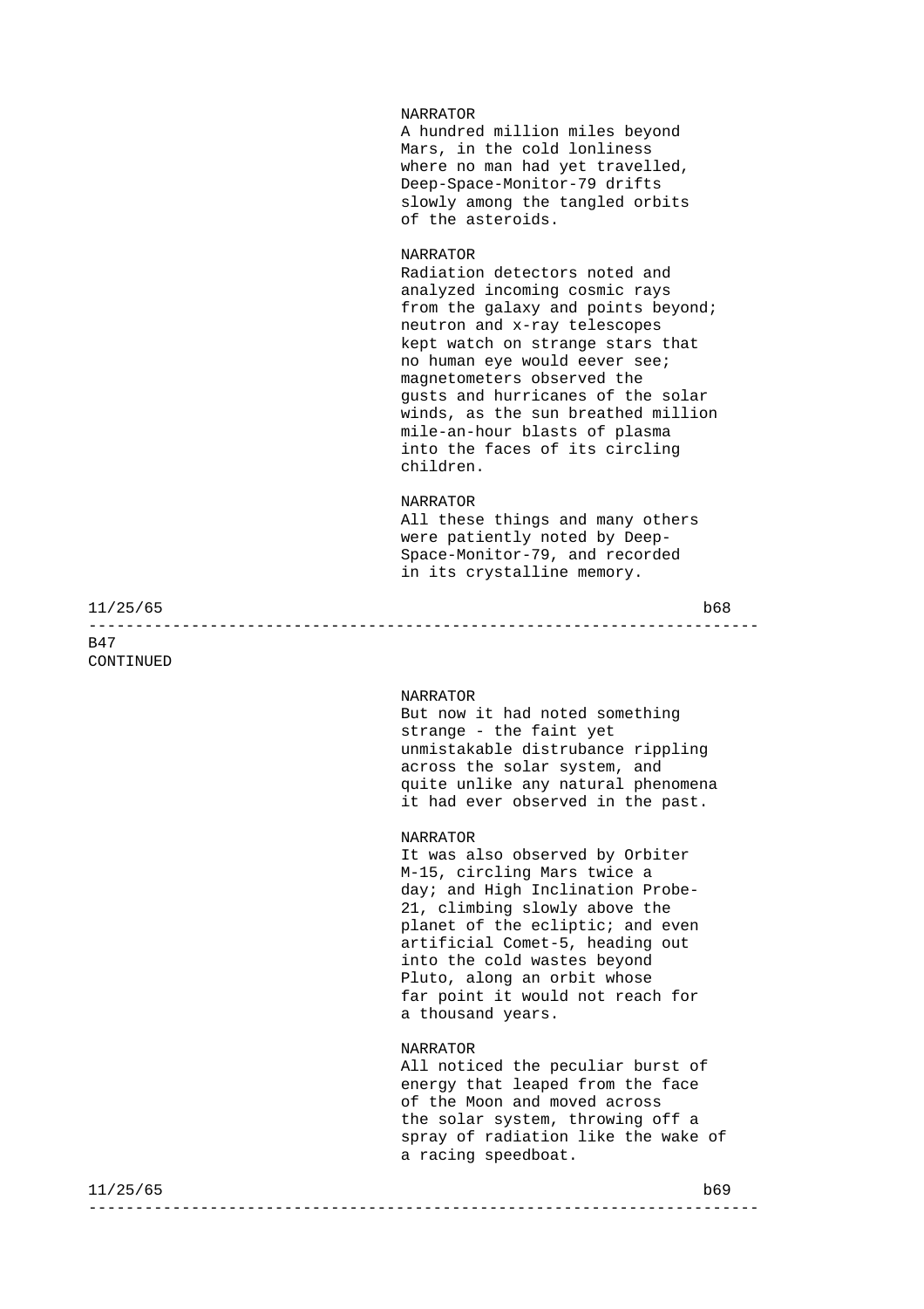NARRATOR
A hundred million miles beyond Mars, in the cold lonliness where no man had yet travelled, Deep-Space-Monitor-79 drifts slowly among the tangled orbits of the asteroids.

NARRATOR
Radiation detectors noted and analyzed incoming cosmic rays from the galaxy and points beyond; neutron and x-ray telescopes kept watch on strange stars that no human eye would eever see; magnetometers observed the gusts and hurricanes of the solar winds, as the sun breathed million mile-an-hour blasts of plasma into the faces of its circling children.

NARRATOR
All these things and many others were patiently noted by Deep-Space-Monitor-79, and recorded in its crystalline memory.

B47
CONTINUED

NARRATOR
But now it had noted something strange - the faint yet unmistakable distrubance rippling across the solar system, and quite unlike any natural phenomena it had ever observed in the past.

NARRATOR
It was also observed by Orbiter M-15, circling Mars twice a day; and High Inclination Probe-21, climbing slowly above the planet of the ecliptic; and even artificial Comet-5, heading out into the cold wastes beyond Pluto, along an orbit whose far point it would not reach for a thousand years.

NARRATOR
All noticed the peculiar burst of energy that leaped from the face of the Moon and moved across the solar system, throwing off a spray of radiation like the wake of a racing speedboat.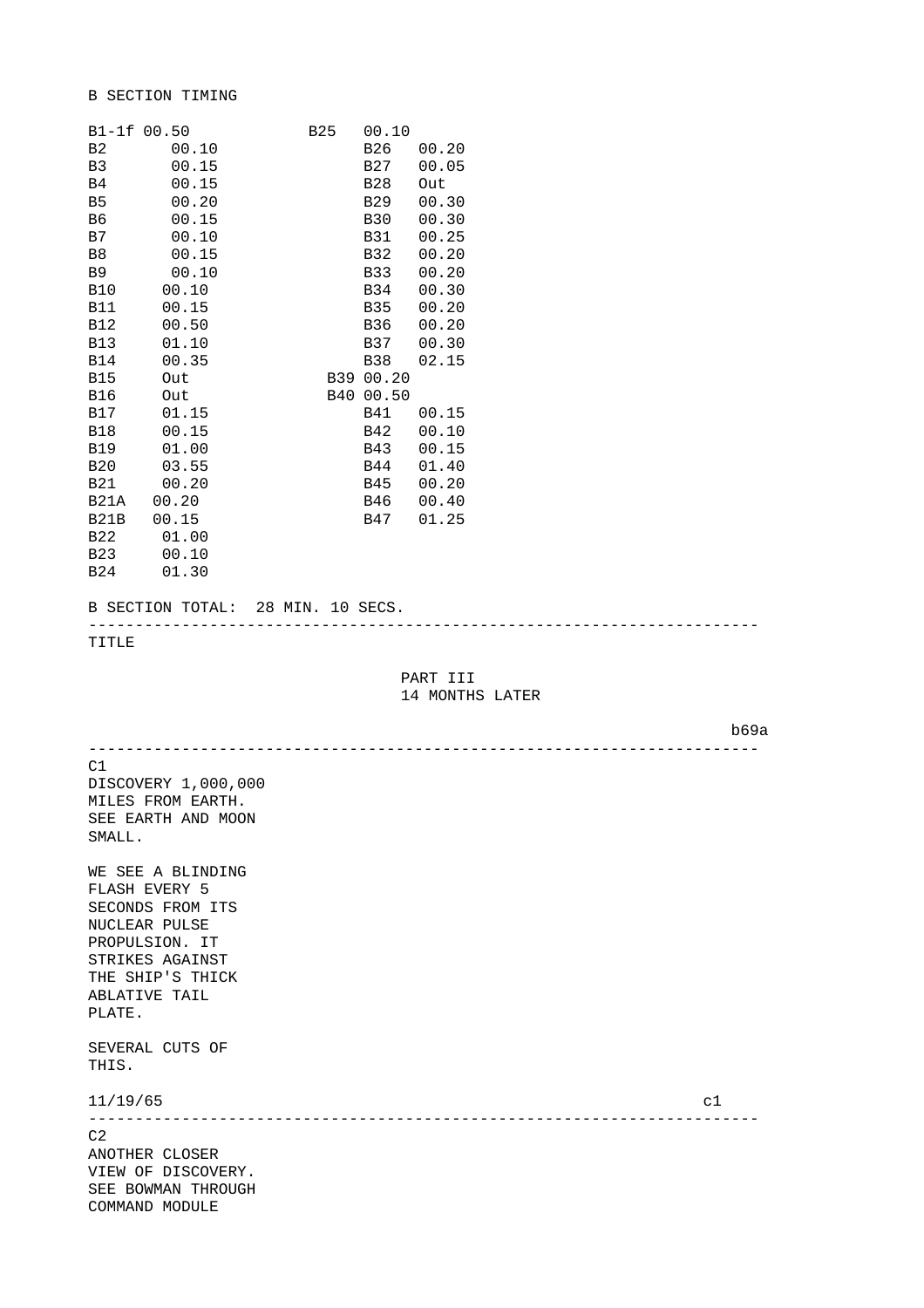B SECTION TIMING

| Shot | Time | Shot | Time |
|---|---|---|---|
| B1-1f | 00.50 | B25 | 00.10 |
| B2 | 00.10 | B26 | 00.20 |
| B3 | 00.15 | B27 | 00.05 |
| B4 | 00.15 | B28 | Out |
| B5 | 00.20 | B29 | 00.30 |
| B6 | 00.15 | B30 | 00.30 |
| B7 | 00.10 | B31 | 00.25 |
| B8 | 00.15 | B32 | 00.20 |
| B9 | 00.10 | B33 | 00.20 |
| B10 | 00.10 | B34 | 00.30 |
| B11 | 00.15 | B35 | 00.20 |
| B12 | 00.50 | B36 | 00.20 |
| B13 | 01.10 | B37 | 00.30 |
| B14 | 00.35 | B38 | 02.15 |
| B15 | Out | B39 | 00.20 |
| B16 | Out | B40 | 00.50 |
| B17 | 01.15 | B41 | 00.15 |
| B18 | 00.15 | B42 | 00.10 |
| B19 | 01.00 | B43 | 00.15 |
| B20 | 03.55 | B44 | 01.40 |
| B21 | 00.20 | B45 | 00.20 |
| B21A | 00.20 | B46 | 00.40 |
| B21B | 00.15 | B47 | 01.25 |
| B22 | 01.00 | | |
| B23 | 00.10 | | |
| B24 | 01.30 | | |

B SECTION TOTAL: 28 MIN. 10 SECS.

---

TITLE

PART III
14 MONTHS LATER

b69a

---

C1
DISCOVERY 1,000,000
MILES FROM EARTH.
SEE EARTH AND MOON
SMALL.

WE SEE A BLINDING
FLASH EVERY 5
SECONDS FROM ITS
NUCLEAR PULSE
PROPULSION. IT
STRIKES AGAINST
THE SHIP'S THICK
ABLATIVE TAIL
PLATE.

SEVERAL CUTS OF
THIS.

11/19/65 c1

---

C2
ANOTHER CLOSER
VIEW OF DISCOVERY.
SEE BOWMAN THROUGH
COMMAND MODULE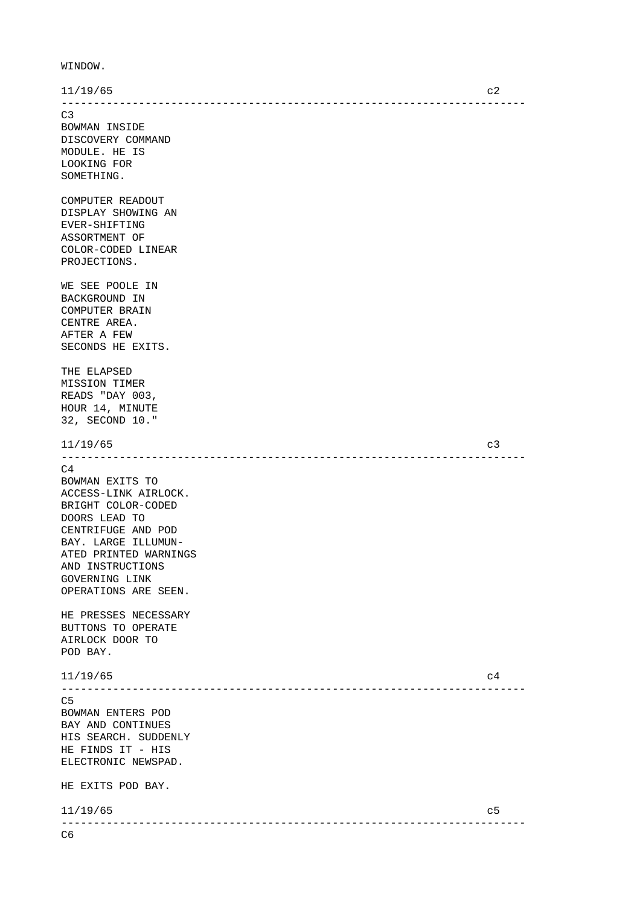WINDOW.

11/19/65 c2

---

C3
BOWMAN INSIDE
DISCOVERY COMMAND
MODULE. HE IS
LOOKING FOR
SOMETHING.

COMPUTER READOUT
DISPLAY SHOWING AN
EVER-SHIFTING
ASSORTMENT OF
COLOR-CODED LINEAR
PROJECTIONS.

WE SEE POOLE IN
BACKGROUND IN
COMPUTER BRAIN
CENTRE AREA.
AFTER A FEW
SECONDS HE EXITS.

THE ELAPSED
MISSION TIMER
READS "DAY 003,
HOUR 14, MINUTE
32, SECOND 10."

11/19/65 c3

---

C4
BOWMAN EXITS TO
ACCESS-LINK AIRLOCK.
BRIGHT COLOR-CODED
DOORS LEAD TO
CENTRIFUGE AND POD
BAY. LARGE ILLUMUN-
ATED PRINTED WARNINGS
AND INSTRUCTIONS
GOVERNING LINK
OPERATIONS ARE SEEN.

HE PRESSES NECESSARY
BUTTONS TO OPERATE
AIRLOCK DOOR TO
POD BAY.

11/19/65 c4

---

C5
BOWMAN ENTERS POD
BAY AND CONTINUES
HIS SEARCH. SUDDENLY
HE FINDS IT - HIS
ELECTRONIC NEWSPAD.

HE EXITS POD BAY.

11/19/65 c5

---

C6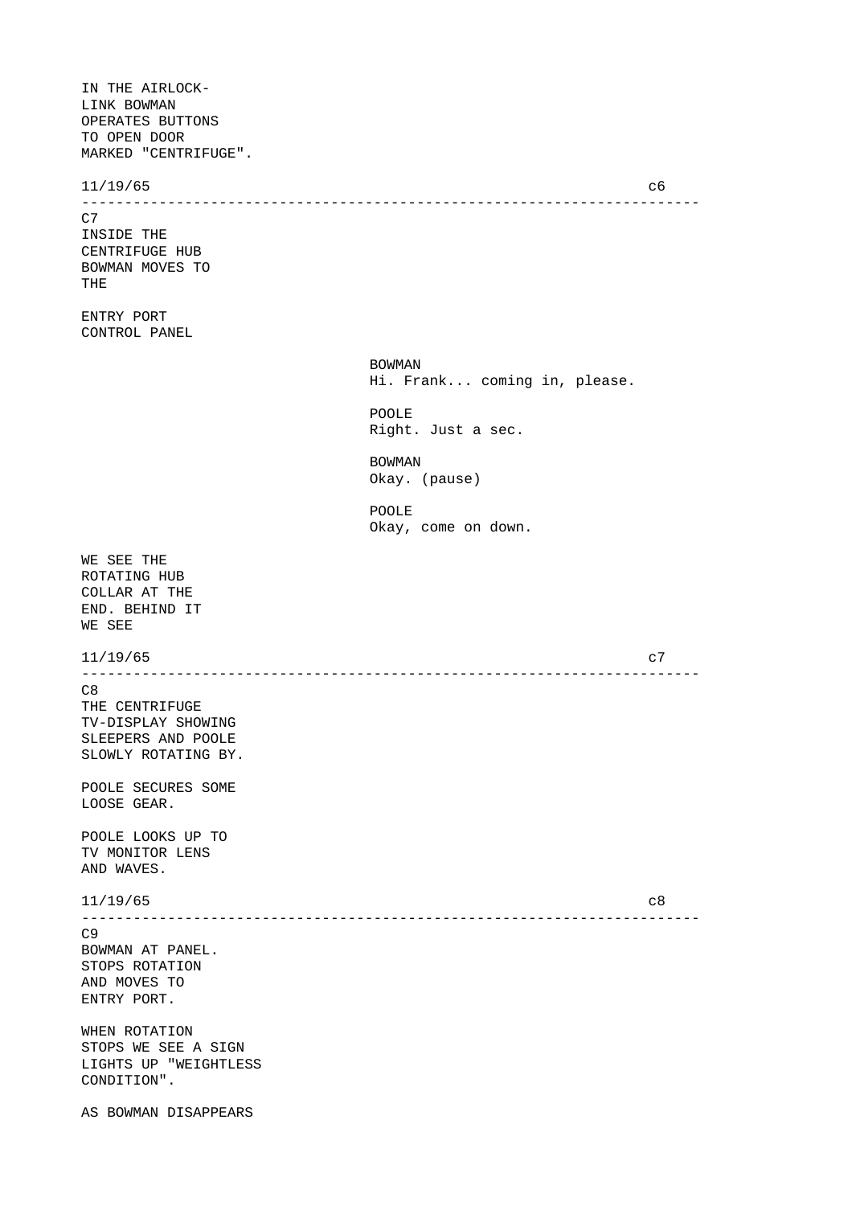IN THE AIRLOCK-
LINK BOWMAN
OPERATES BUTTONS
TO OPEN DOOR
MARKED "CENTRIFUGE".

11/19/65 c6

---

C7
INSIDE THE
CENTRIFUGE HUB
BOWMAN MOVES TO
THE

ENTRY PORT
CONTROL PANEL

BOWMAN
Hi. Frank... coming in, please.

POOLE
Right. Just a sec.

BOWMAN
Okay. (pause)

POOLE
Okay, come on down.

WE SEE THE
ROTATING HUB
COLLAR AT THE
END. BEHIND IT
WE SEE

11/19/65 c7

---

C8
THE CENTRIFUGE
TV-DISPLAY SHOWING
SLEEPERS AND POOLE
SLOWLY ROTATING BY.

POOLE SECURES SOME
LOOSE GEAR.

POOLE LOOKS UP TO
TV MONITOR LENS
AND WAVES.

11/19/65 c8

---

C9
BOWMAN AT PANEL.
STOPS ROTATION
AND MOVES TO
ENTRY PORT.

WHEN ROTATION
STOPS WE SEE A SIGN
LIGHTS UP "WEIGHTLESS
CONDITION".

AS BOWMAN DISAPPEARS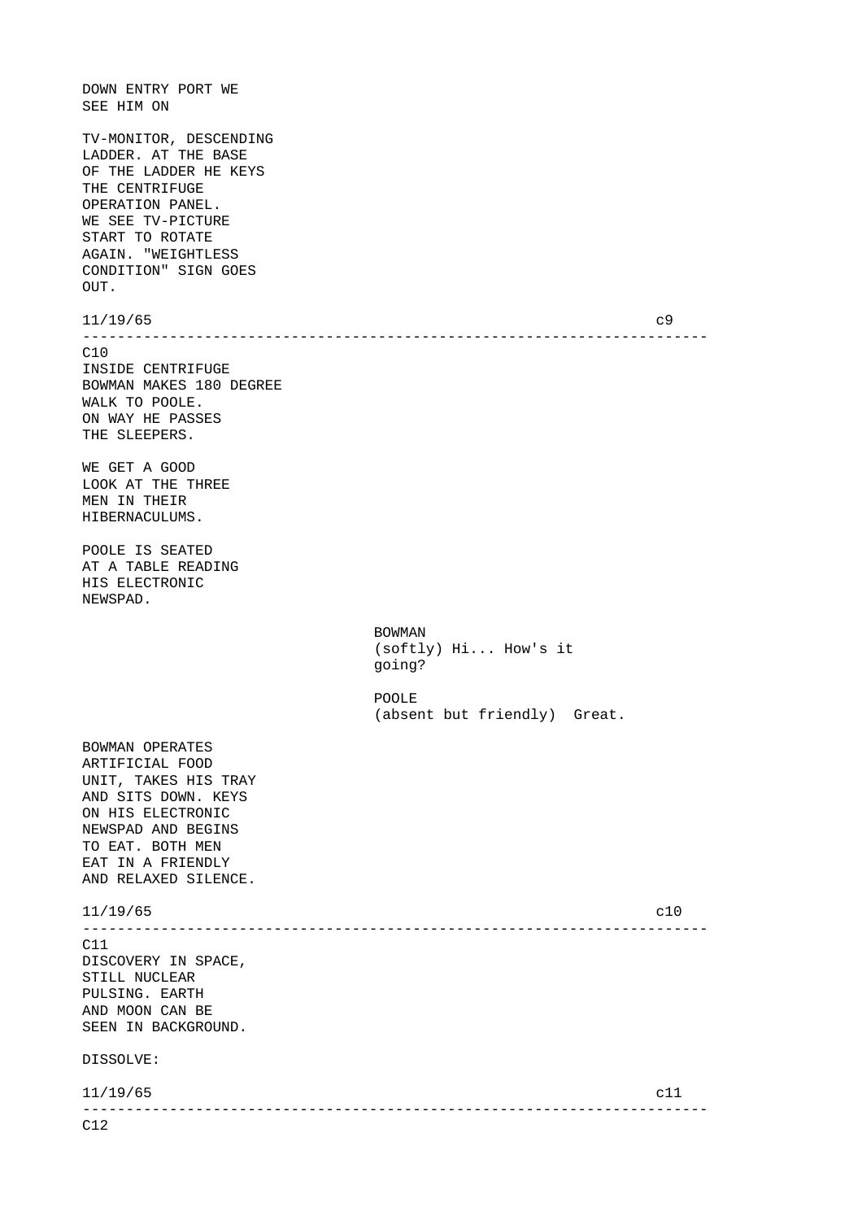DOWN ENTRY PORT WE
SEE HIM ON

TV-MONITOR, DESCENDING
LADDER. AT THE BASE
OF THE LADDER HE KEYS
THE CENTRIFUGE
OPERATION PANEL.
WE SEE TV-PICTURE
START TO ROTATE
AGAIN. "WEIGHTLESS
CONDITION" SIGN GOES
OUT.

11/19/65 c9

---

C10
INSIDE CENTRIFUGE
BOWMAN MAKES 180 DEGREE
WALK TO POOLE.
ON WAY HE PASSES
THE SLEEPERS.

WE GET A GOOD
LOOK AT THE THREE
MEN IN THEIR
HIBERNACULUMS.

POOLE IS SEATED
AT A TABLE READING
HIS ELECTRONIC
NEWSPAD.

BOWMAN
(softly) Hi... How's it
going?

POOLE
(absent but friendly) Great.

BOWMAN OPERATES
ARTIFICIAL FOOD
UNIT, TAKES HIS TRAY
AND SITS DOWN. KEYS
ON HIS ELECTRONIC
NEWSPAD AND BEGINS
TO EAT. BOTH MEN
EAT IN A FRIENDLY
AND RELAXED SILENCE.

11/19/65 c10

---

C11
DISCOVERY IN SPACE,
STILL NUCLEAR
PULSING. EARTH
AND MOON CAN BE
SEEN IN BACKGROUND.

DISSOLVE:

11/19/65 c11

---

C12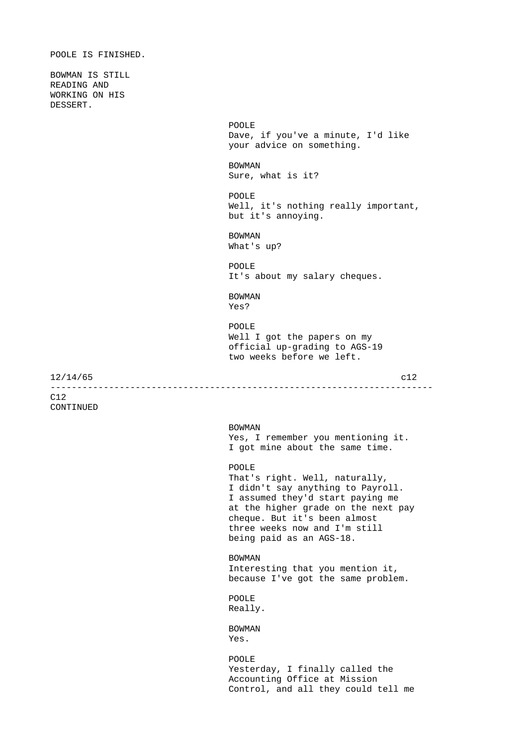POOLE IS FINISHED.

BOWMAN IS STILL READING AND WORKING ON HIS DESSERT.

POOLE
Dave, if you've a minute, I'd like your advice on something.

BOWMAN
Sure, what is it?

POOLE
Well, it's nothing really important, but it's annoying.

BOWMAN
What's up?

POOLE
It's about my salary cheques.

BOWMAN
Yes?

POOLE
Well I got the papers on my official up-grading to AGS-19 two weeks before we left.

12/14/65 c12

---

C12
CONTINUED

BOWMAN
Yes, I remember you mentioning it. I got mine about the same time.

POOLE
That's right. Well, naturally, I didn't say anything to Payroll. I assumed they'd start paying me at the higher grade on the next pay cheque. But it's been almost three weeks now and I'm still being paid as an AGS-18.

BOWMAN
Interesting that you mention it, because I've got the same problem.

POOLE
Really.

BOWMAN
Yes.

POOLE
Yesterday, I finally called the Accounting Office at Mission Control, and all they could tell me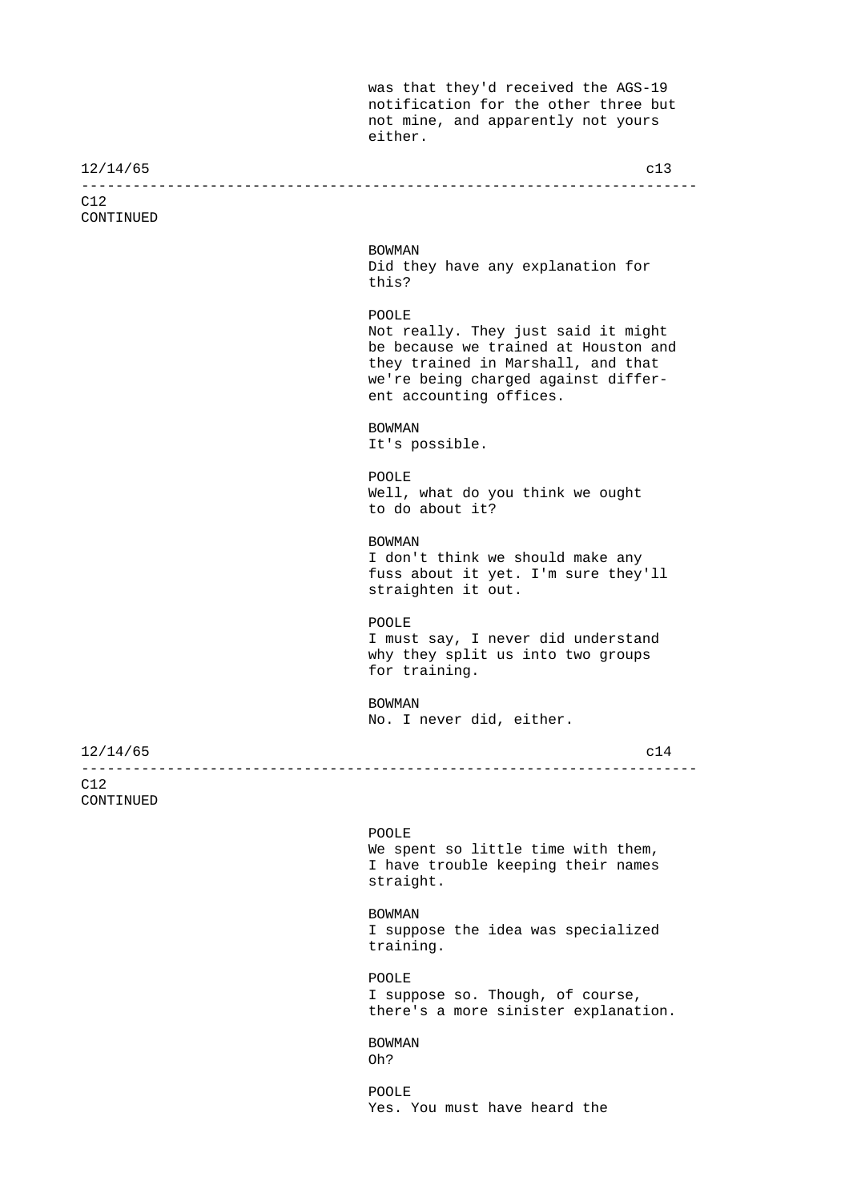was that they'd received the AGS-19 notification for the other three but not mine, and apparently not yours either.

C12
CONTINUED

BOWMAN
Did they have any explanation for this?

POOLE
Not really. They just said it might be because we trained at Houston and they trained in Marshall, and that we're being charged against different accounting offices.

BOWMAN
It's possible.

POOLE
Well, what do you think we ought to do about it?

BOWMAN
I don't think we should make any fuss about it yet. I'm sure they'll straighten it out.

POOLE
I must say, I never did understand why they split us into two groups for training.

BOWMAN
No. I never did, either.

C12
CONTINUED

POOLE
We spent so little time with them, I have trouble keeping their names straight.

BOWMAN
I suppose the idea was specialized training.

POOLE
I suppose so. Though, of course, there's a more sinister explanation.

BOWMAN
Oh?

POOLE
Yes. You must have heard the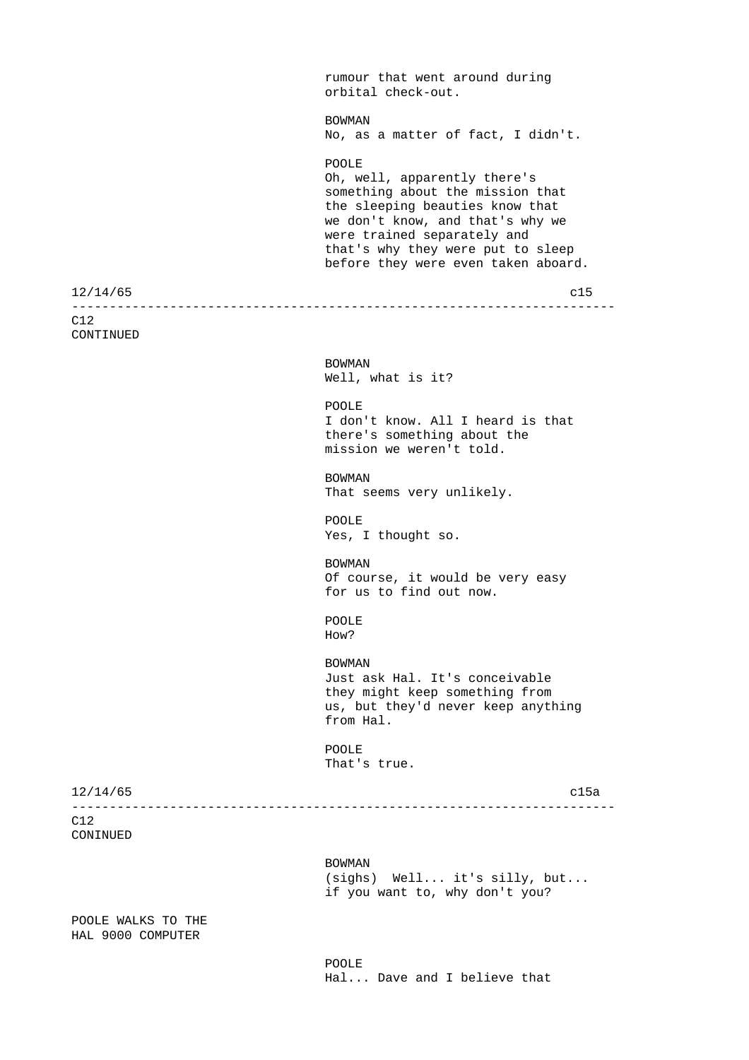rumour that went around during orbital check-out.

BOWMAN
No, as a matter of fact, I didn't.

POOLE
Oh, well, apparently there's something about the mission that the sleeping beauties know that we don't know, and that's why we were trained separately and that's why they were put to sleep before they were even taken aboard.

C12
CONTINUED

BOWMAN
Well, what is it?

POOLE
I don't know. All I heard is that there's something about the mission we weren't told.

BOWMAN
That seems very unlikely.

POOLE
Yes, I thought so.

BOWMAN
Of course, it would be very easy for us to find out now.

POOLE
How?

BOWMAN
Just ask Hal. It's conceivable they might keep something from us, but they'd never keep anything from Hal.

POOLE
That's true.

C12
CONINUED

BOWMAN
(sighs) Well... it's silly, but... if you want to, why don't you?

POOLE WALKS TO THE HAL 9000 COMPUTER

POOLE
Hal... Dave and I believe that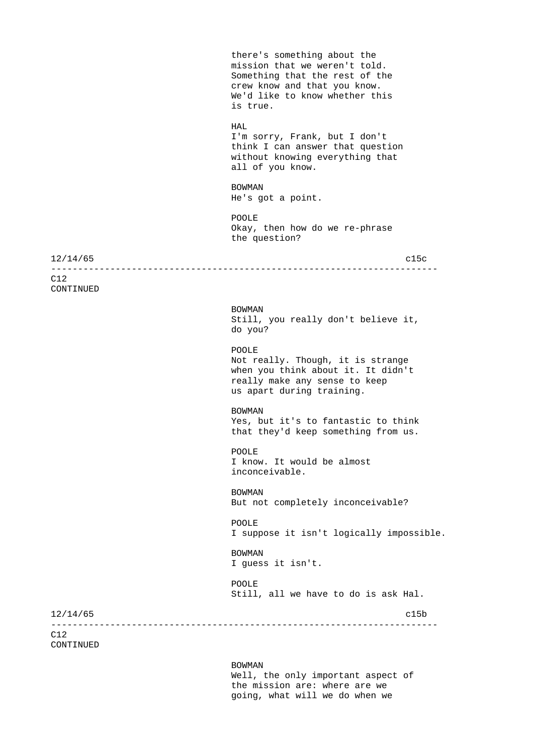there's something about the
mission that we weren't told.
Something that the rest of the
crew know and that you know.
We'd like to know whether this
is true.

HAL
I'm sorry, Frank, but I don't
think I can answer that question
without knowing everything that
all of you know.

BOWMAN
He's got a point.

POOLE
Okay, then how do we re-phrase
the question?

12/14/65 c15c

---

C12
CONTINUED

BOWMAN
Still, you really don't believe it,
do you?

POOLE
Not really. Though, it is strange
when you think about it. It didn't
really make any sense to keep
us apart during training.

BOWMAN
Yes, but it's to fantastic to think
that they'd keep something from us.

POOLE
I know. It would be almost
inconceivable.

BOWMAN
But not completely inconceivable?

POOLE
I suppose it isn't logically impossible.

BOWMAN
I guess it isn't.

POOLE
Still, all we have to do is ask Hal.

12/14/65 c15b

---

C12
CONTINUED

BOWMAN
Well, the only important aspect of
the mission are: where are we
going, what will we do when we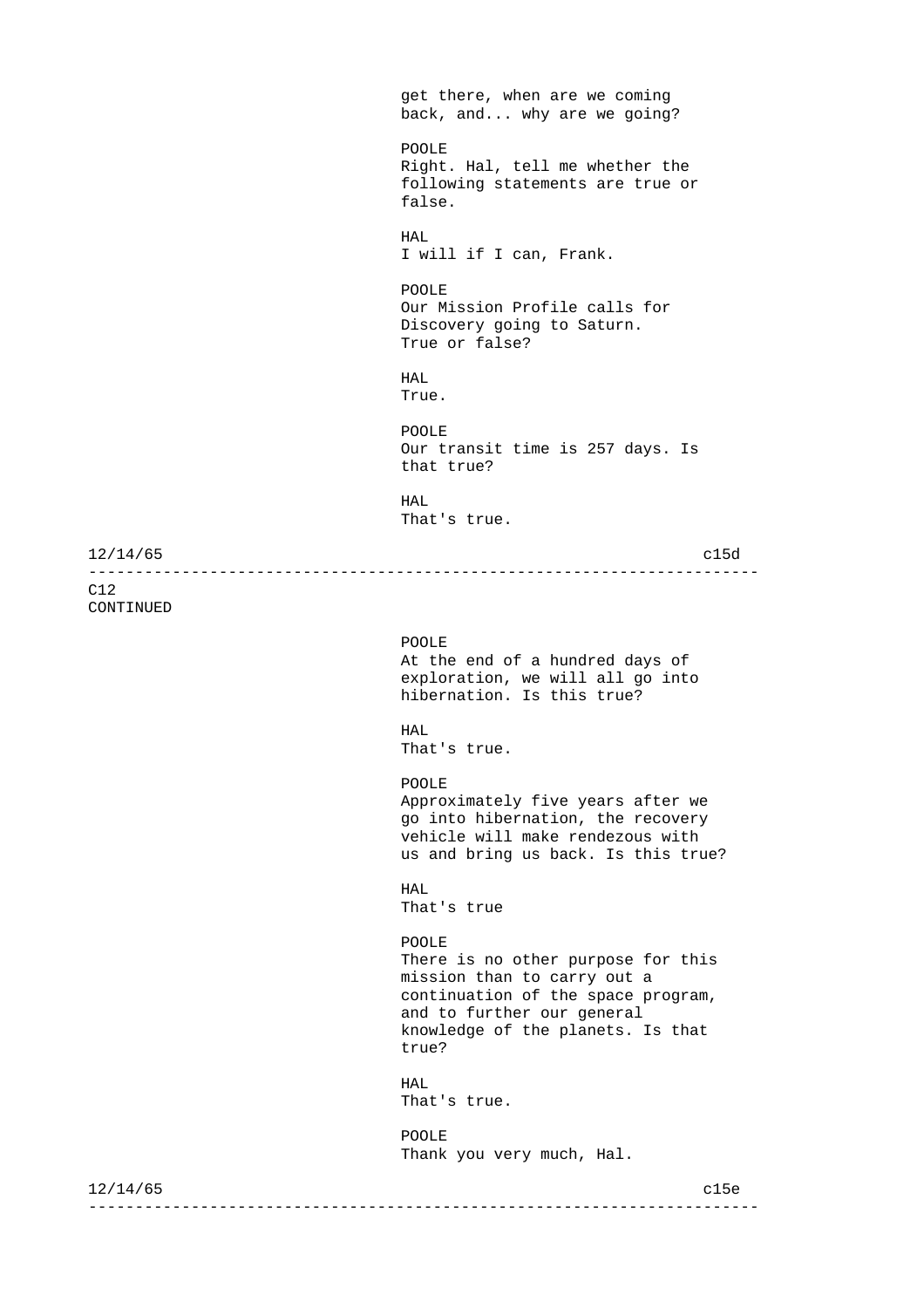get there, when are we coming back, and... why are we going?

POOLE
Right. Hal, tell me whether the following statements are true or false.

HAL
I will if I can, Frank.

POOLE
Our Mission Profile calls for Discovery going to Saturn. True or false?

HAL
True.

POOLE
Our transit time is 257 days. Is that true?

HAL
That's true.

12/14/65 c15d

---

C12
CONTINUED

POOLE
At the end of a hundred days of exploration, we will all go into hibernation. Is this true?

HAL
That's true.

POOLE
Approximately five years after we go into hibernation, the recovery vehicle will make rendezous with us and bring us back. Is this true?

HAL
That's true

POOLE
There is no other purpose for this mission than to carry out a continuation of the space program, and to further our general knowledge of the planets. Is that true?

HAL
That's true.

POOLE
Thank you very much, Hal.

12/14/65 c15e

---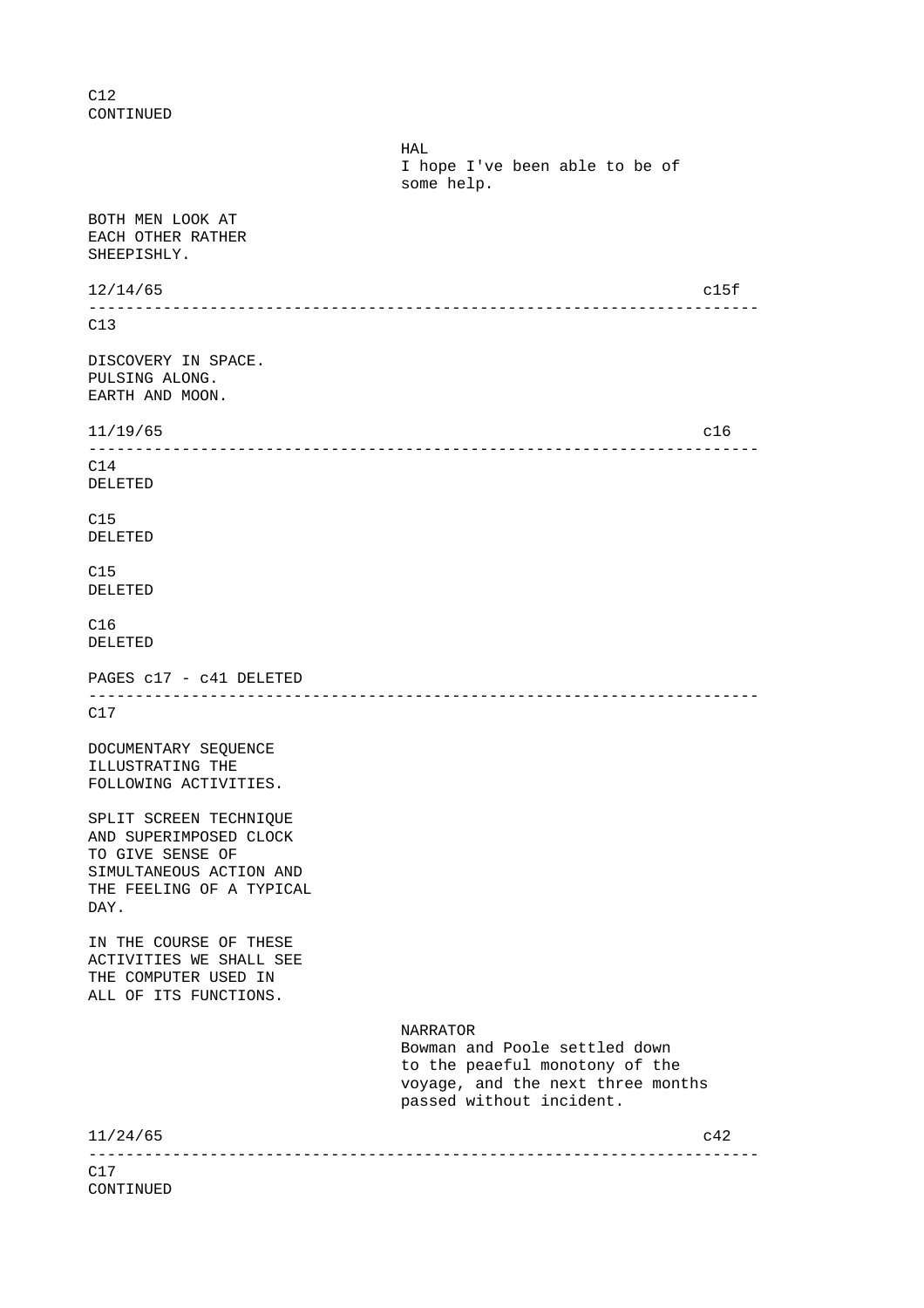C12
CONTINUED

HAL
I hope I've been able to be of some help.

BOTH MEN LOOK AT EACH OTHER RATHER SHEEPISHLY.

12/14/65 c15f

---

C13

DISCOVERY IN SPACE.
PULSING ALONG.
EARTH AND MOON.

11/19/65 c16

---

C14
DELETED

C15
DELETED

C15
DELETED

C16
DELETED

PAGES c17 - c41 DELETED

---

C17

DOCUMENTARY SEQUENCE ILLUSTRATING THE FOLLOWING ACTIVITIES.

SPLIT SCREEN TECHNIQUE AND SUPERIMPOSED CLOCK TO GIVE SENSE OF SIMULTANEOUS ACTION AND THE FEELING OF A TYPICAL DAY.

IN THE COURSE OF THESE ACTIVITIES WE SHALL SEE THE COMPUTER USED IN ALL OF ITS FUNCTIONS.

NARRATOR
Bowman and Poole settled down to the peaeful monotony of the voyage, and the next three months passed without incident.

11/24/65 c42

---

C17
CONTINUED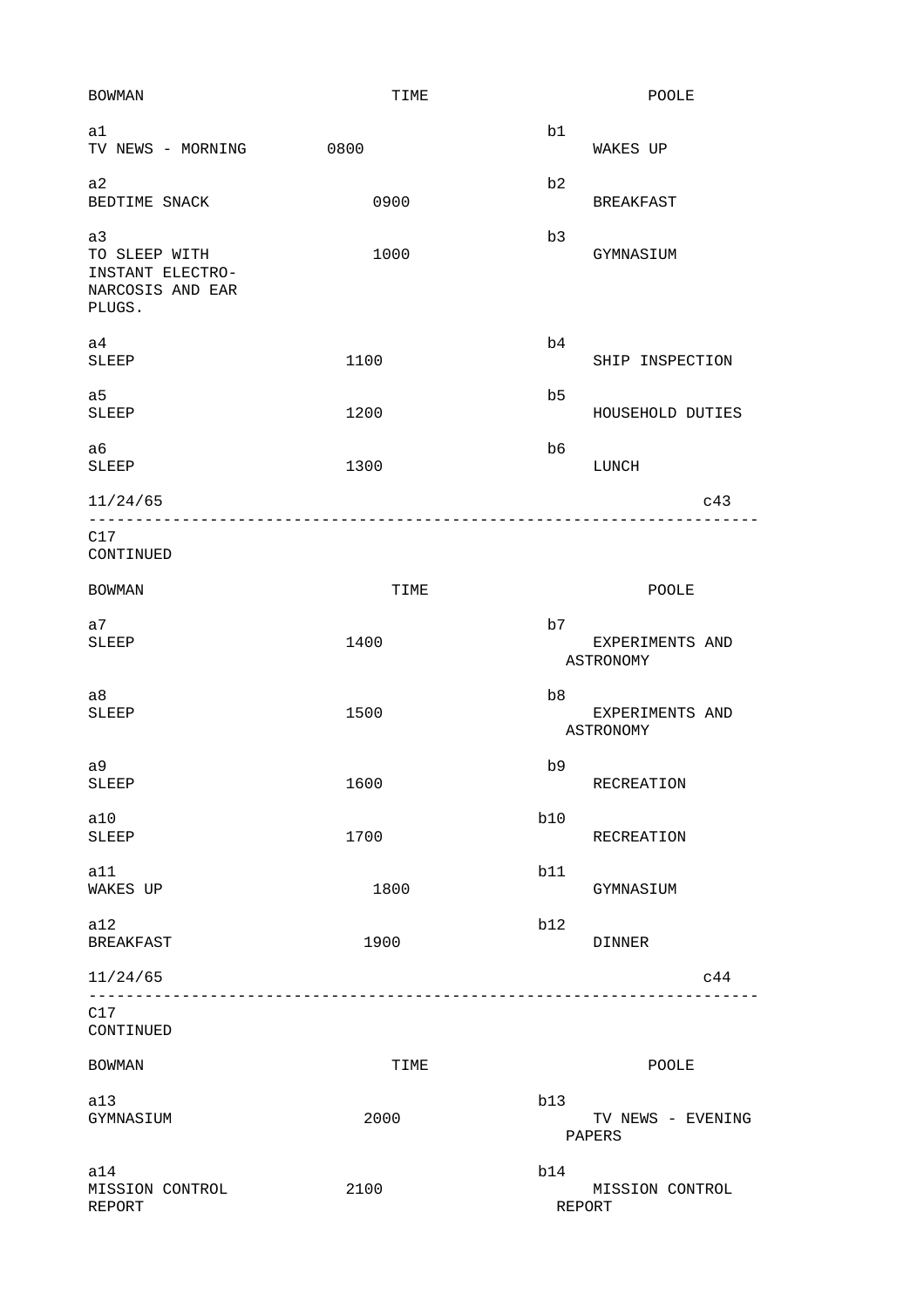| BOWMAN | TIME | POOLE |
|---|---|---|
| a1<br>TV NEWS - MORNING | 0800 | b1<br>WAKES UP |
| a2<br>BEDTIME SNACK | 0900 | b2<br>BREAKFAST |
| a3<br>TO SLEEP WITH INSTANT ELECTRO-NARCOSIS AND EAR PLUGS. | 1000 | b3<br>GYMNASIUM |
| a4<br>SLEEP | 1100 | b4<br>SHIP INSPECTION |
| a5<br>SLEEP | 1200 | b5<br>HOUSEHOLD DUTIES |
| a6<br>SLEEP | 1300 | b6<br>LUNCH |

11/24/65 c43

---

C17
CONTINUED

| BOWMAN | TIME | POOLE |
|---|---|---|
| a7<br>SLEEP | 1400 | b7<br>EXPERIMENTS AND ASTRONOMY |
| a8<br>SLEEP | 1500 | b8<br>EXPERIMENTS AND ASTRONOMY |
| a9<br>SLEEP | 1600 | b9<br>RECREATION |
| a10<br>SLEEP | 1700 | b10<br>RECREATION |
| a11<br>WAKES UP | 1800 | b11<br>GYMNASIUM |
| a12<br>BREAKFAST | 1900 | b12<br>DINNER |

11/24/65 c44

---

C17
CONTINUED

| BOWMAN | TIME | POOLE |
|---|---|---|
| a13<br>GYMNASIUM | 2000 | b13<br>TV NEWS - EVENING PAPERS |
| a14<br>MISSION CONTROL REPORT | 2100 | b14<br>MISSION CONTROL REPORT |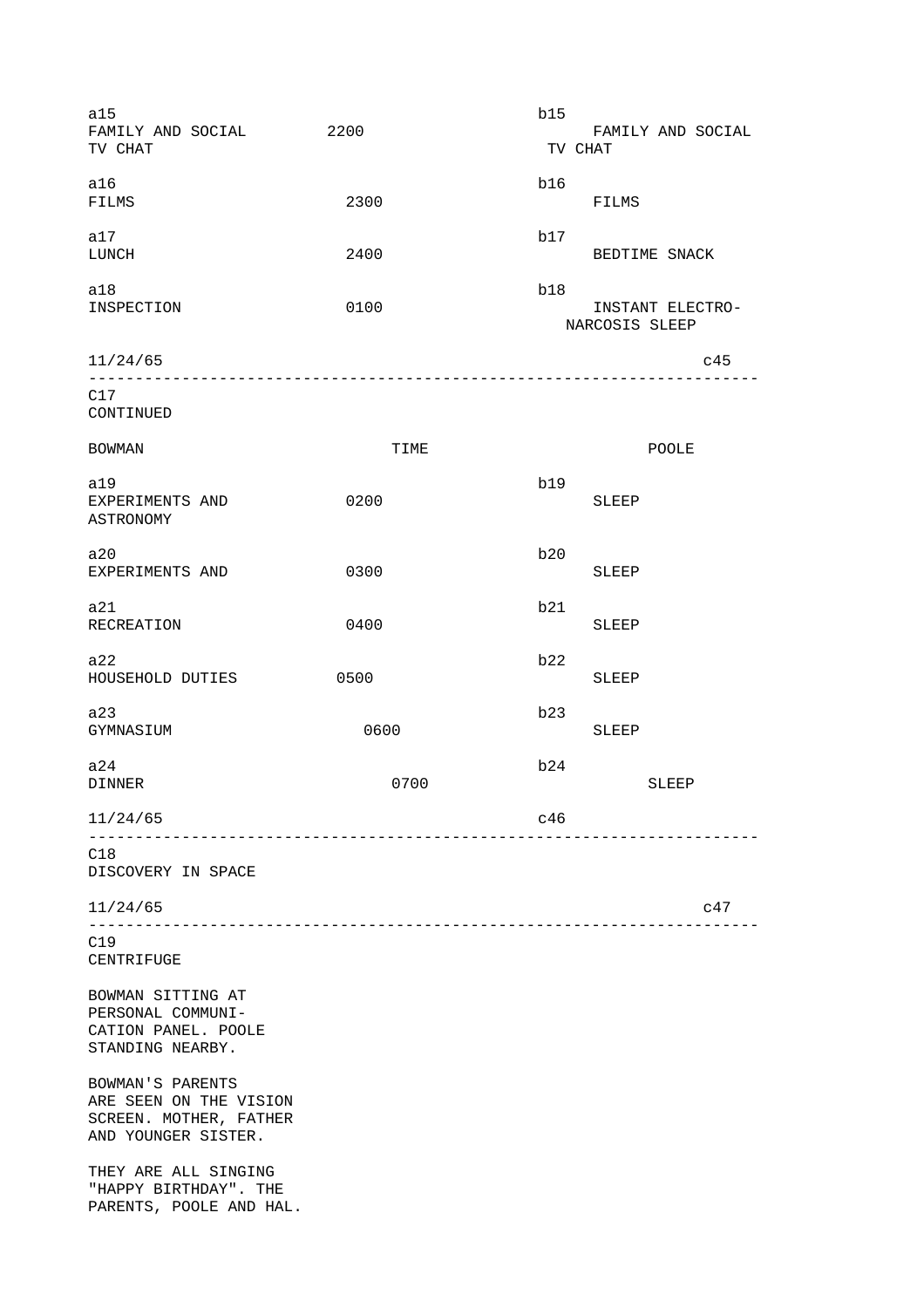| | | |
|---|---|---|
| a15 FAMILY AND SOCIAL TV CHAT | 2200 | b15 FAMILY AND SOCIAL TV CHAT |
| a16 FILMS | 2300 | b16 FILMS |
| a17 LUNCH | 2400 | b17 BEDTIME SNACK |
| a18 INSPECTION | 0100 | b18 INSTANT ELECTRO-NARCOSIS SLEEP |

11/24/65 c45

---

C17
CONTINUED

| BOWMAN | TIME | POOLE |
|---|---|---|
| a19 EXPERIMENTS AND ASTRONOMY | 0200 | b19 SLEEP |
| a20 EXPERIMENTS AND | 0300 | b20 SLEEP |
| a21 RECREATION | 0400 | b21 SLEEP |
| a22 HOUSEHOLD DUTIES | 0500 | b22 SLEEP |
| a23 GYMNASIUM | 0600 | b23 SLEEP |
| a24 DINNER | 0700 | b24 SLEEP |

11/24/65 c46

---

C18
DISCOVERY IN SPACE

11/24/65 c47

---

C19
CENTRIFUGE

BOWMAN SITTING AT PERSONAL COMMUNICATION PANEL. POOLE STANDING NEARBY.

BOWMAN'S PARENTS ARE SEEN ON THE VISION SCREEN. MOTHER, FATHER AND YOUNGER SISTER.

THEY ARE ALL SINGING "HAPPY BIRTHDAY". THE PARENTS, POOLE AND HAL.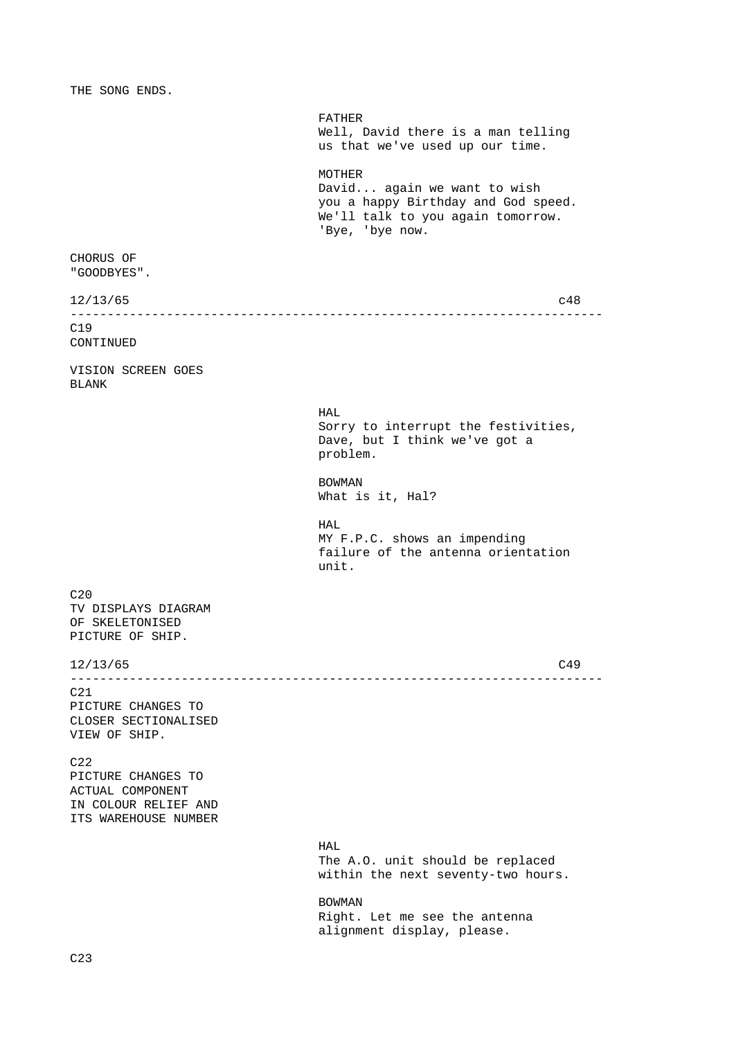THE SONG ENDS.

FATHER
Well, David there is a man telling us that we've used up our time.

MOTHER
David... again we want to wish you a happy Birthday and God speed. We'll talk to you again tomorrow. 'Bye, 'bye now.

CHORUS OF "GOODBYES".

12/13/65 c48

---

C19
CONTINUED

VISION SCREEN GOES BLANK

HAL
Sorry to interrupt the festivities, Dave, but I think we've got a problem.

BOWMAN
What is it, Hal?

HAL
MY F.P.C. shows an impending failure of the antenna orientation unit.

C20
TV DISPLAYS DIAGRAM OF SKELETONISED PICTURE OF SHIP.

12/13/65 C49

---

C21
PICTURE CHANGES TO CLOSER SECTIONALISED VIEW OF SHIP.

C22
PICTURE CHANGES TO ACTUAL COMPONENT IN COLOUR RELIEF AND ITS WAREHOUSE NUMBER

HAL
The A.O. unit should be replaced within the next seventy-two hours.

BOWMAN
Right. Let me see the antenna alignment display, please.

C23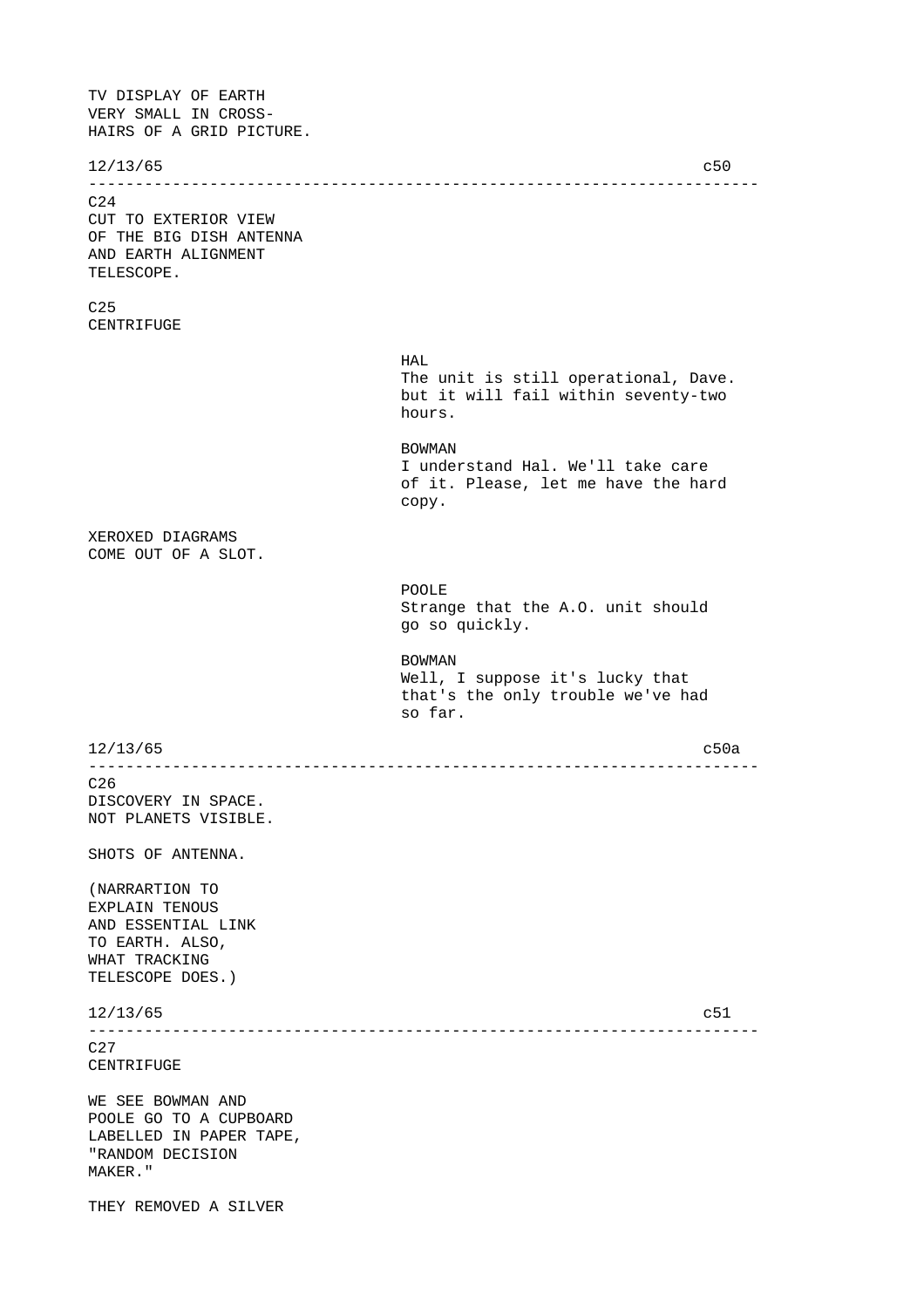TV DISPLAY OF EARTH
VERY SMALL IN CROSS-
HAIRS OF A GRID PICTURE.

12/13/65 c50

---

C24
CUT TO EXTERIOR VIEW
OF THE BIG DISH ANTENNA
AND EARTH ALIGNMENT
TELESCOPE.

C25
CENTRIFUGE

HAL
The unit is still operational, Dave.
but it will fail within seventy-two
hours.

BOWMAN
I understand Hal. We'll take care
of it. Please, let me have the hard
copy.

XEROXED DIAGRAMS
COME OUT OF A SLOT.

POOLE
Strange that the A.O. unit should
go so quickly.

BOWMAN
Well, I suppose it's lucky that
that's the only trouble we've had
so far.

12/13/65 c50a

---

C26
DISCOVERY IN SPACE.
NOT PLANETS VISIBLE.

SHOTS OF ANTENNA.

(NARRARTION TO
EXPLAIN TENOUS
AND ESSENTIAL LINK
TO EARTH. ALSO,
WHAT TRACKING
TELESCOPE DOES.)

12/13/65 c51

---

C27
CENTRIFUGE

WE SEE BOWMAN AND
POOLE GO TO A CUPBOARD
LABELLED IN PAPER TAPE,
"RANDOM DECISION
MAKER."

THEY REMOVED A SILVER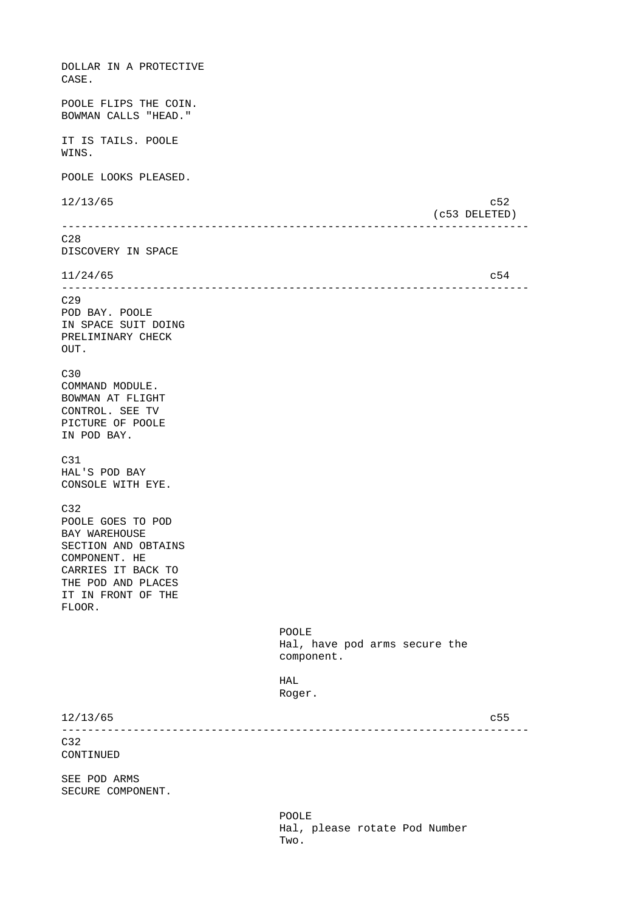DOLLAR IN A PROTECTIVE
CASE.

POOLE FLIPS THE COIN.
BOWMAN CALLS "HEAD."

IT IS TAILS. POOLE
WINS.

POOLE LOOKS PLEASED.

12/13/65 c52
(c53 DELETED)

---

C28
DISCOVERY IN SPACE

11/24/65 c54

---

C29
POD BAY. POOLE
IN SPACE SUIT DOING
PRELIMINARY CHECK
OUT.

C30
COMMAND MODULE.
BOWMAN AT FLIGHT
CONTROL. SEE TV
PICTURE OF POOLE
IN POD BAY.

C31
HAL'S POD BAY
CONSOLE WITH EYE.

C32
POOLE GOES TO POD
BAY WAREHOUSE
SECTION AND OBTAINS
COMPONENT. HE
CARRIES IT BACK TO
THE POD AND PLACES
IT IN FRONT OF THE
FLOOR.

POOLE
Hal, have pod arms secure the
component.

HAL
Roger.

12/13/65 c55

---

C32
CONTINUED

SEE POD ARMS
SECURE COMPONENT.

POOLE
Hal, please rotate Pod Number
Two.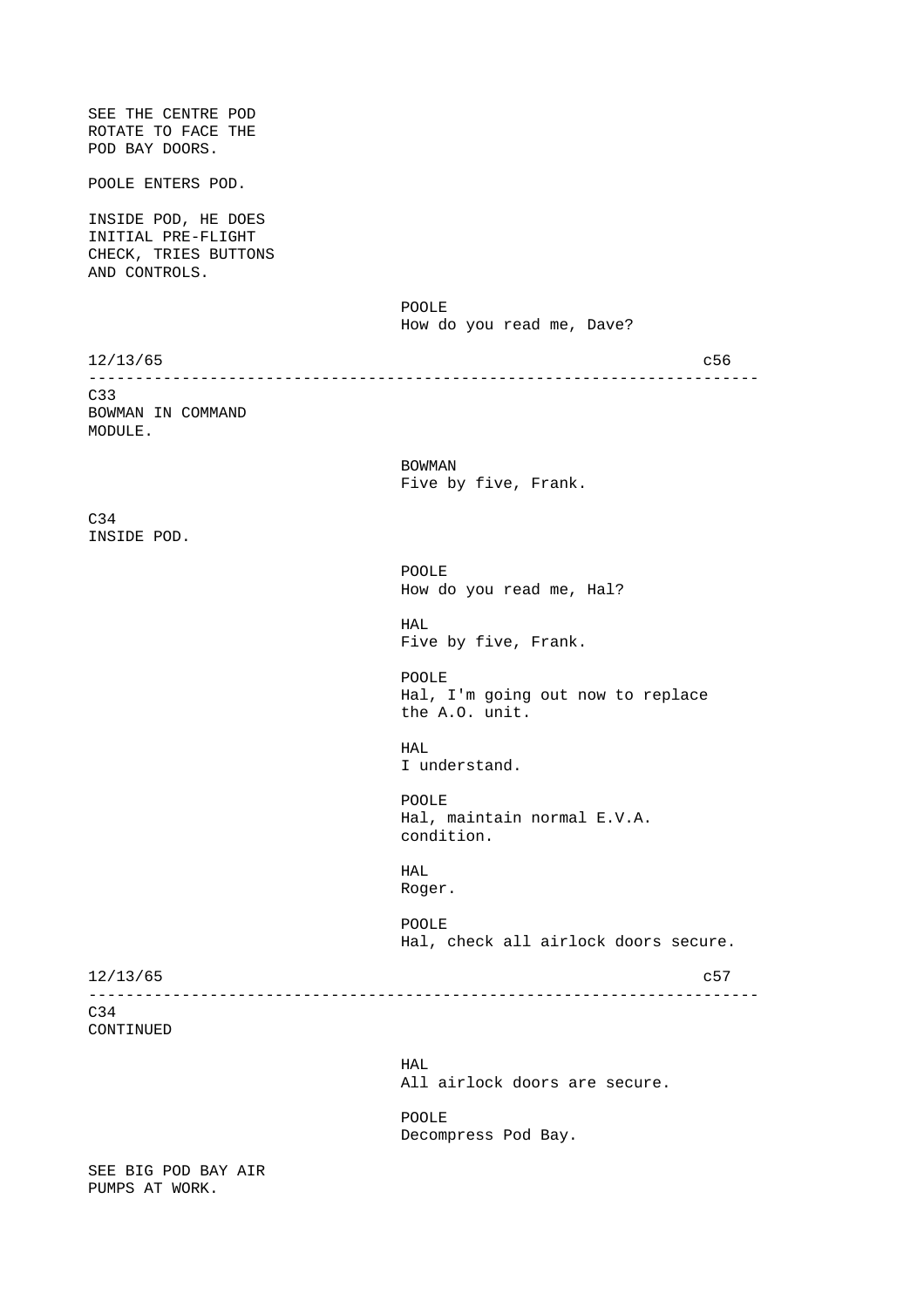SEE THE CENTRE POD
ROTATE TO FACE THE
POD BAY DOORS.

POOLE ENTERS POD.

INSIDE POD, HE DOES
INITIAL PRE-FLIGHT
CHECK, TRIES BUTTONS
AND CONTROLS.

POOLE
How do you read me, Dave?

C33
BOWMAN IN COMMAND
MODULE.

BOWMAN
Five by five, Frank.

C34
INSIDE POD.

POOLE
How do you read me, Hal?

HAL
Five by five, Frank.

POOLE
Hal, I'm going out now to replace
the A.O. unit.

HAL
I understand.

POOLE
Hal, maintain normal E.V.A.
condition.

HAL
Roger.

POOLE
Hal, check all airlock doors secure.

C34
CONTINUED

HAL
All airlock doors are secure.

POOLE
Decompress Pod Bay.

SEE BIG POD BAY AIR
PUMPS AT WORK.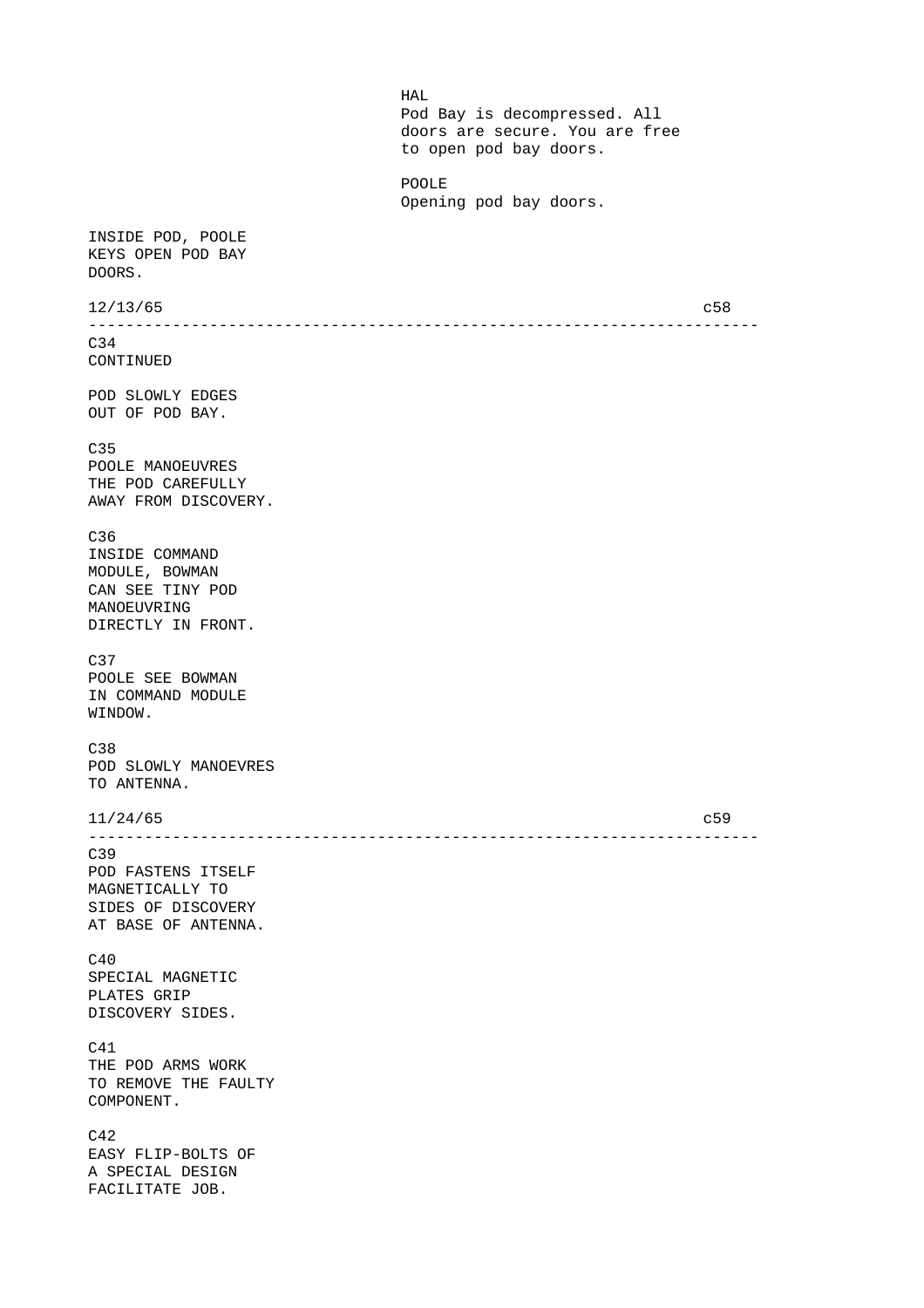HAL
Pod Bay is decompressed. All doors are secure. You are free to open pod bay doors.

POOLE
Opening pod bay doors.

INSIDE POD, POOLE KEYS OPEN POD BAY DOORS.

12/13/65 c58

---

C34
CONTINUED

POD SLOWLY EDGES OUT OF POD BAY.

C35
POOLE MANOEUVRES THE POD CAREFULLY AWAY FROM DISCOVERY.

C36
INSIDE COMMAND MODULE, BOWMAN CAN SEE TINY POD MANOEUVRING DIRECTLY IN FRONT.

C37
POOLE SEE BOWMAN IN COMMAND MODULE WINDOW.

C38
POD SLOWLY MANOEVRES TO ANTENNA.

11/24/65 c59

---

C39
POD FASTENS ITSELF MAGNETICALLY TO SIDES OF DISCOVERY AT BASE OF ANTENNA.

C40
SPECIAL MAGNETIC PLATES GRIP DISCOVERY SIDES.

C41
THE POD ARMS WORK TO REMOVE THE FAULTY COMPONENT.

C42
EASY FLIP-BOLTS OF A SPECIAL DESIGN FACILITATE JOB.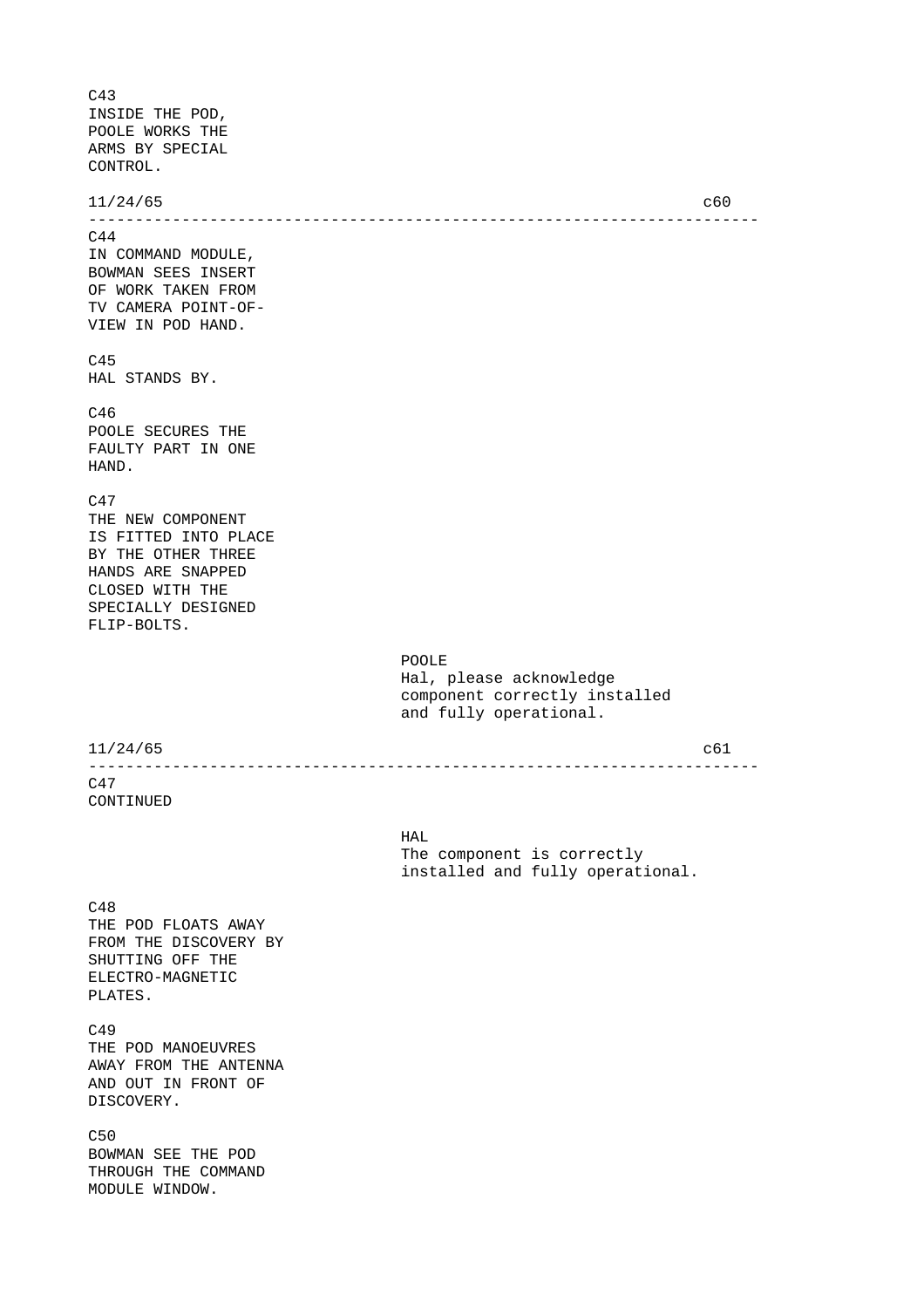C43
INSIDE THE POD,
POOLE WORKS THE
ARMS BY SPECIAL
CONTROL.

---

C44
IN COMMAND MODULE,
BOWMAN SEES INSERT
OF WORK TAKEN FROM
TV CAMERA POINT-OF-
VIEW IN POD HAND.

C45
HAL STANDS BY.

C46
POOLE SECURES THE
FAULTY PART IN ONE
HAND.

C47
THE NEW COMPONENT
IS FITTED INTO PLACE
BY THE OTHER THREE
HANDS ARE SNAPPED
CLOSED WITH THE
SPECIALLY DESIGNED
FLIP-BOLTS.

POOLE
Hal, please acknowledge
component correctly installed
and fully operational.

---

C47
CONTINUED

HAL
The component is correctly
installed and fully operational.

C48
THE POD FLOATS AWAY
FROM THE DISCOVERY BY
SHUTTING OFF THE
ELECTRO-MAGNETIC
PLATES.

C49
THE POD MANOEUVRES
AWAY FROM THE ANTENNA
AND OUT IN FRONT OF
DISCOVERY.

C50
BOWMAN SEE THE POD
THROUGH THE COMMAND
MODULE WINDOW.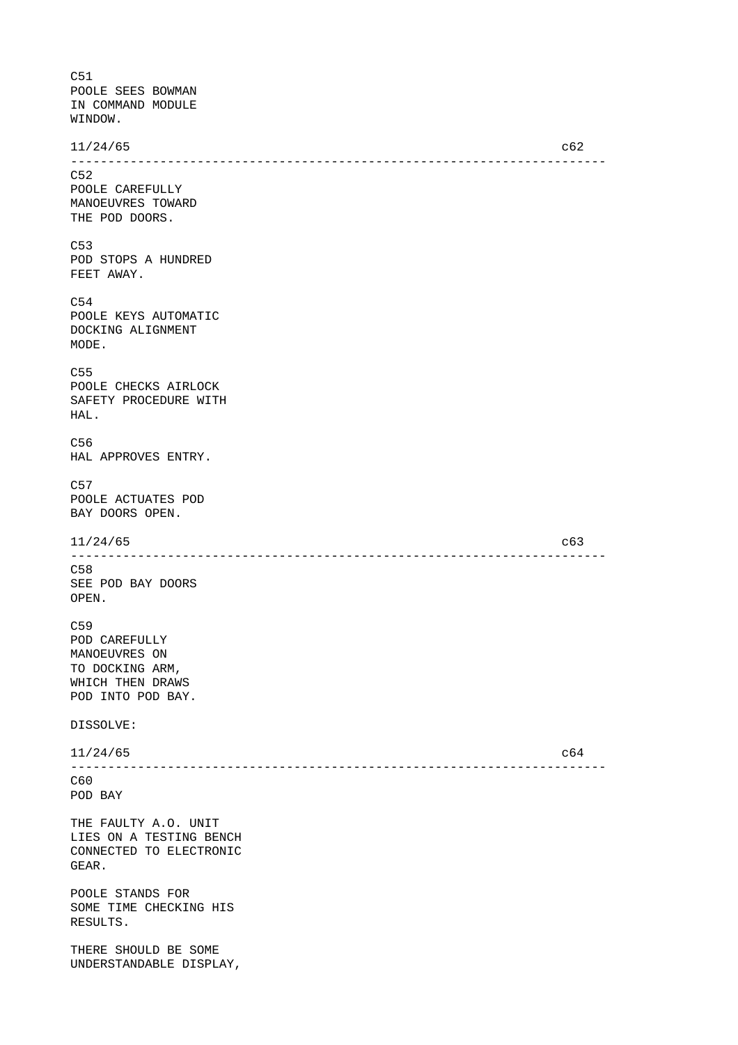C51
POOLE SEES BOWMAN
IN COMMAND MODULE
WINDOW.

11/24/65 c62

---

C52
POOLE CAREFULLY
MANOEUVRES TOWARD
THE POD DOORS.

C53
POD STOPS A HUNDRED
FEET AWAY.

C54
POOLE KEYS AUTOMATIC
DOCKING ALIGNMENT
MODE.

C55
POOLE CHECKS AIRLOCK
SAFETY PROCEDURE WITH
HAL.

C56
HAL APPROVES ENTRY.

C57
POOLE ACTUATES POD
BAY DOORS OPEN.

11/24/65 c63

---

C58
SEE POD BAY DOORS
OPEN.

C59
POD CAREFULLY
MANOEUVRES ON
TO DOCKING ARM,
WHICH THEN DRAWS
POD INTO POD BAY.

DISSOLVE:

11/24/65 c64

---

C60
POD BAY

THE FAULTY A.O. UNIT
LIES ON A TESTING BENCH
CONNECTED TO ELECTRONIC
GEAR.

POOLE STANDS FOR
SOME TIME CHECKING HIS
RESULTS.

THERE SHOULD BE SOME
UNDERSTANDABLE DISPLAY,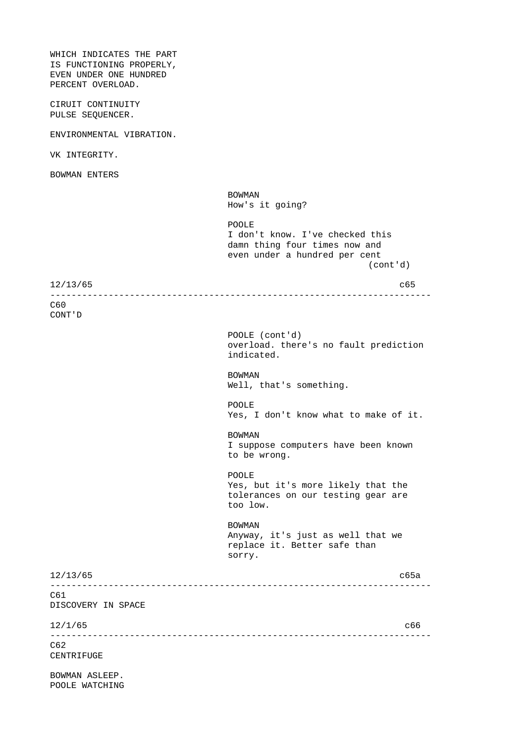WHICH INDICATES THE PART
IS FUNCTIONING PROPERLY,
EVEN UNDER ONE HUNDRED
PERCENT OVERLOAD.

CIRUIT CONTINUITY
PULSE SEQUENCER.

ENVIRONMENTAL VIBRATION.

VK INTEGRITY.

BOWMAN ENTERS

BOWMAN
How's it going?

POOLE
I don't know. I've checked this
damn thing four times now and
even under a hundred per cent
(cont'd)

12/13/65 c65

---

C60
CONT'D

POOLE (cont'd)
overload. there's no fault prediction
indicated.

BOWMAN
Well, that's something.

POOLE
Yes, I don't know what to make of it.

BOWMAN
I suppose computers have been known
to be wrong.

POOLE
Yes, but it's more likely that the
tolerances on our testing gear are
too low.

BOWMAN
Anyway, it's just as well that we
replace it. Better safe than
sorry.

12/13/65 c65a

---

C61
DISCOVERY IN SPACE

12/1/65 c66

---

C62
CENTRIFUGE

BOWMAN ASLEEP.
POOLE WATCHING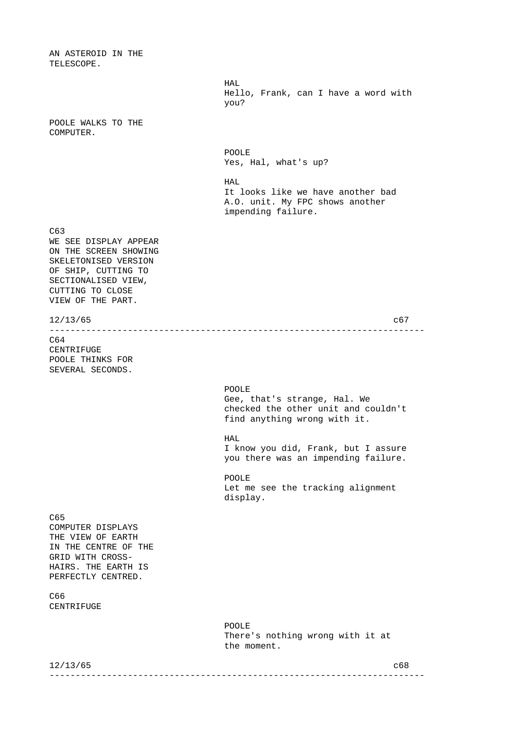AN ASTEROID IN THE
TELESCOPE.

HAL
Hello, Frank, can I have a word with
you?

POOLE WALKS TO THE
COMPUTER.

POOLE
Yes, Hal, what's up?

HAL
It looks like we have another bad
A.O. unit. My FPC shows another
impending failure.

C63
WE SEE DISPLAY APPEAR
ON THE SCREEN SHOWING
SKELETONISED VERSION
OF SHIP, CUTTING TO
SECTIONALISED VIEW,
CUTTING TO CLOSE
VIEW OF THE PART.

---

C64
CENTRIFUGE
POOLE THINKS FOR
SEVERAL SECONDS.

POOLE
Gee, that's strange, Hal. We
checked the other unit and couldn't
find anything wrong with it.

HAL
I know you did, Frank, but I assure
you there was an impending failure.

POOLE
Let me see the tracking alignment
display.

C65
COMPUTER DISPLAYS
THE VIEW OF EARTH
IN THE CENTRE OF THE
GRID WITH CROSS-
HAIRS. THE EARTH IS
PERFECTLY CENTRED.

C66
CENTRIFUGE

POOLE
There's nothing wrong with it at
the moment.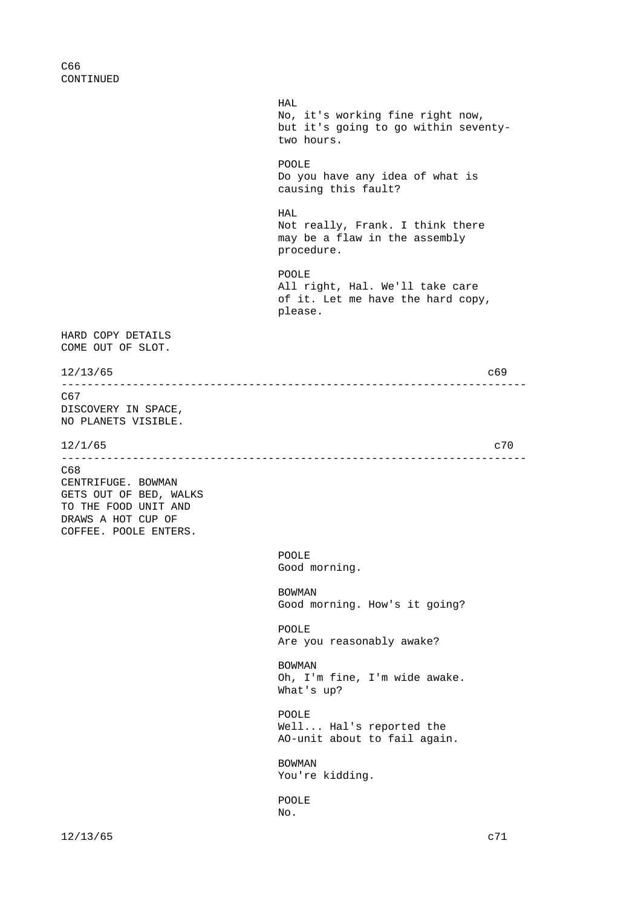C66
CONTINUED

HAL
No, it's working fine right now, but it's going to go within seventy-two hours.

POOLE
Do you have any idea of what is causing this fault?

HAL
Not really, Frank. I think there may be a flaw in the assembly procedure.

POOLE
All right, Hal. We'll take care of it. Let me have the hard copy, please.

HARD COPY DETAILS
COME OUT OF SLOT.

12/13/65 c69

---

C67
DISCOVERY IN SPACE,
NO PLANETS VISIBLE.

12/1/65 c70

---

C68
CENTRIFUGE. BOWMAN
GETS OUT OF BED, WALKS
TO THE FOOD UNIT AND
DRAWS A HOT CUP OF
COFFEE. POOLE ENTERS.

POOLE
Good morning.

BOWMAN
Good morning. How's it going?

POOLE
Are you reasonably awake?

BOWMAN
Oh, I'm fine, I'm wide awake.
What's up?

POOLE
Well... Hal's reported the AO-unit about to fail again.

BOWMAN
You're kidding.

POOLE
No.

12/13/65 c71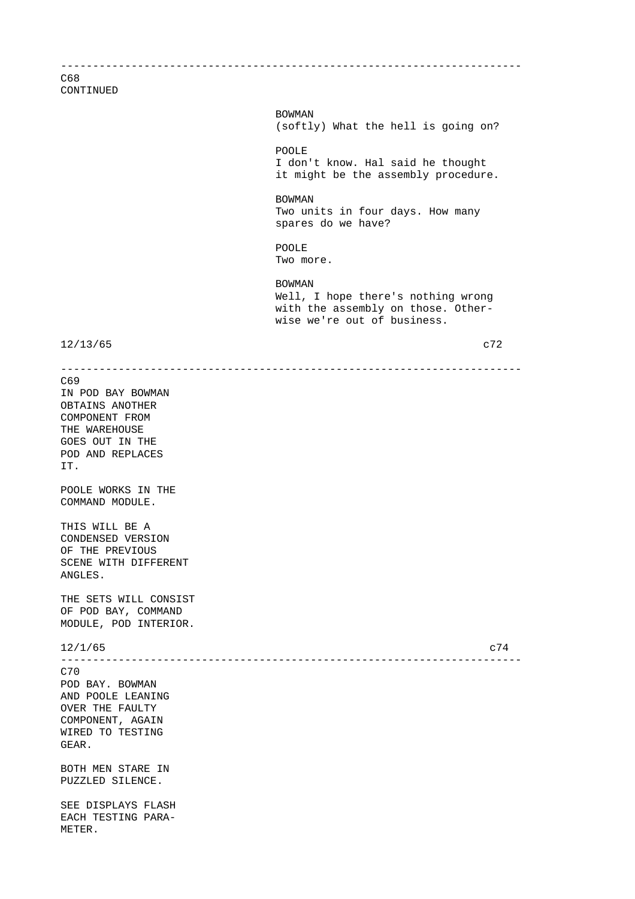---

C68
CONTINUED

BOWMAN
(softly) What the hell is going on?

POOLE
I don't know. Hal said he thought it might be the assembly procedure.

BOWMAN
Two units in four days. How many spares do we have?

POOLE
Two more.

BOWMAN
Well, I hope there's nothing wrong with the assembly on those. Otherwise we're out of business.

12/13/65 c72

---

C69
IN POD BAY BOWMAN OBTAINS ANOTHER COMPONENT FROM THE WAREHOUSE GOES OUT IN THE POD AND REPLACES IT.

POOLE WORKS IN THE COMMAND MODULE.

THIS WILL BE A CONDENSED VERSION OF THE PREVIOUS SCENE WITH DIFFERENT ANGLES.

THE SETS WILL CONSIST OF POD BAY, COMMAND MODULE, POD INTERIOR.

12/1/65 c74

---

C70
POD BAY. BOWMAN AND POOLE LEANING OVER THE FAULTY COMPONENT, AGAIN WIRED TO TESTING GEAR.

BOTH MEN STARE IN PUZZLED SILENCE.

SEE DISPLAYS FLASH EACH TESTING PARAMETER.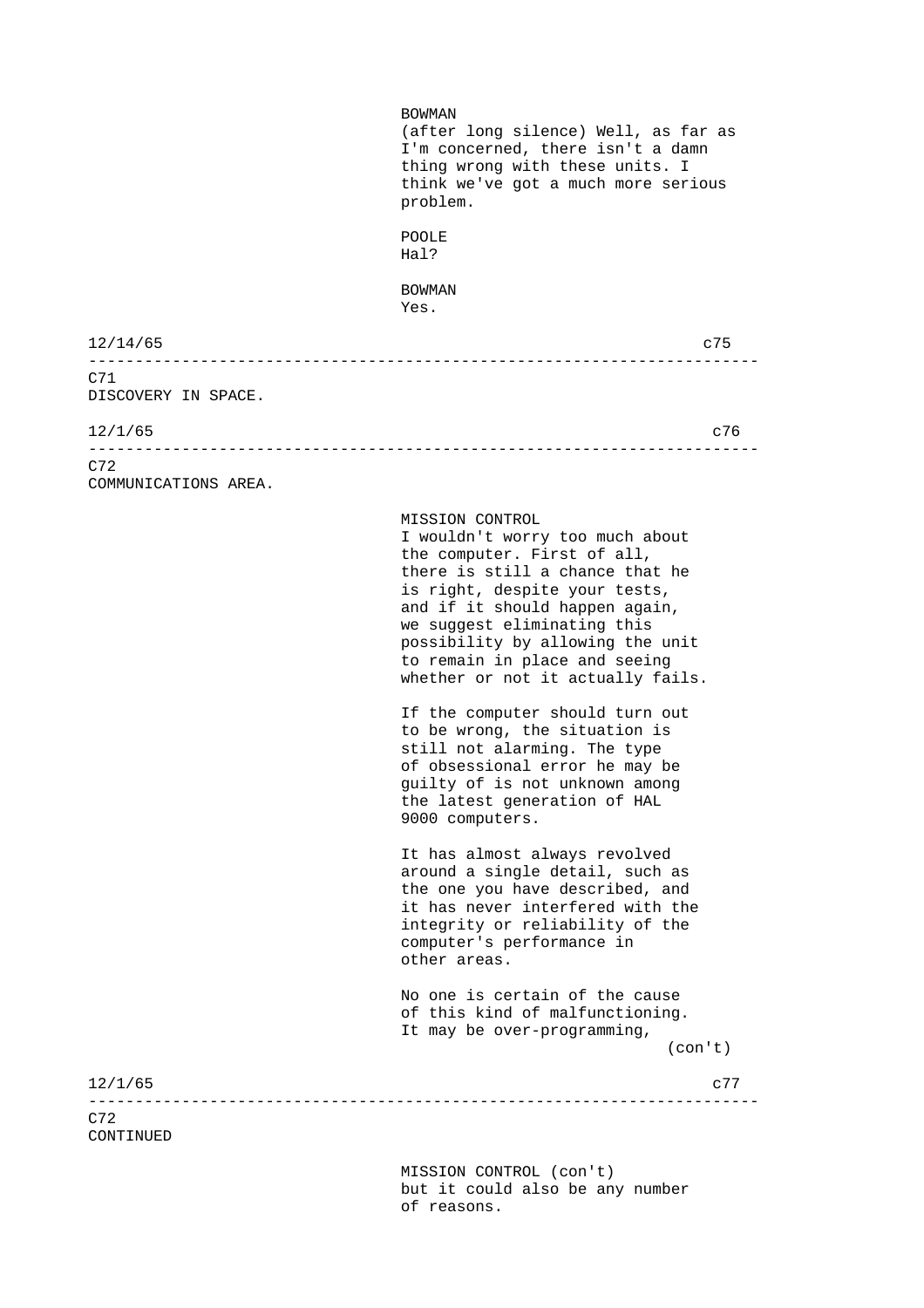BOWMAN
(after long silence) Well, as far as I'm concerned, there isn't a damn thing wrong with these units. I think we've got a much more serious problem.

POOLE
Hal?

BOWMAN
Yes.

12/14/65 c75

---

C71
DISCOVERY IN SPACE.

12/1/65 c76

---

C72
COMMUNICATIONS AREA.

MISSION CONTROL
I wouldn't worry too much about the computer. First of all, there is still a chance that he is right, despite your tests, and if it should happen again, we suggest eliminating this possibility by allowing the unit to remain in place and seeing whether or not it actually fails.

If the computer should turn out to be wrong, the situation is still not alarming. The type of obsessional error he may be guilty of is not unknown among the latest generation of HAL 9000 computers.

It has almost always revolved around a single detail, such as the one you have described, and it has never interfered with the integrity or reliability of the computer's performance in other areas.

No one is certain of the cause of this kind of malfunctioning. It may be over-programming,
(con't)

12/1/65 c77

---

C72
CONTINUED

MISSION CONTROL (con't)
but it could also be any number of reasons.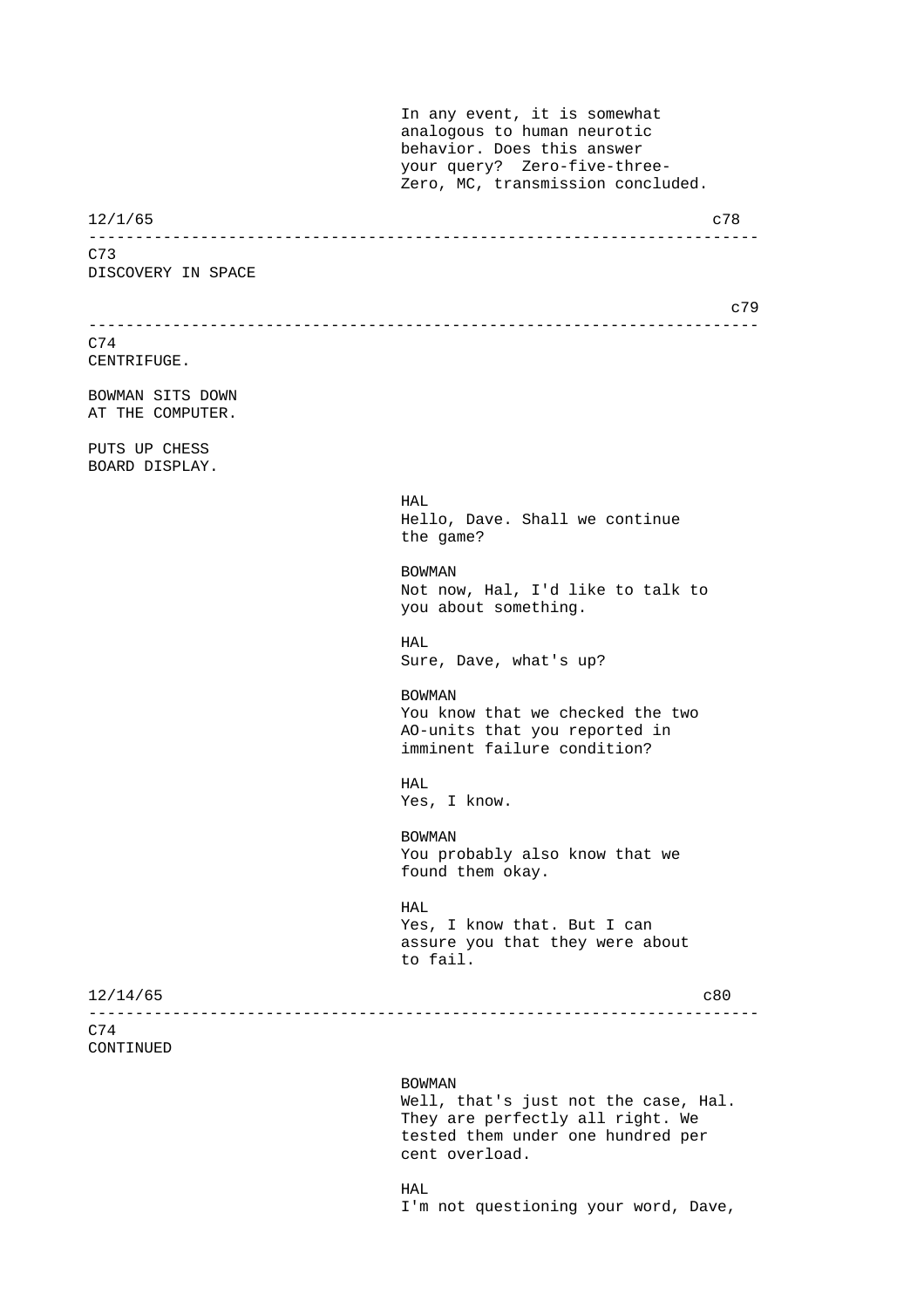In any event, it is somewhat analogous to human neurotic behavior. Does this answer your query? Zero-five-three-Zero, MC, transmission concluded.

12/1/65 c78

---

C73
DISCOVERY IN SPACE

c79

---

C74
CENTRIFUGE.

BOWMAN SITS DOWN AT THE COMPUTER.

PUTS UP CHESS BOARD DISPLAY.

HAL
Hello, Dave. Shall we continue the game?

BOWMAN
Not now, Hal, I'd like to talk to you about something.

HAL
Sure, Dave, what's up?

BOWMAN
You know that we checked the two AO-units that you reported in imminent failure condition?

HAL
Yes, I know.

BOWMAN
You probably also know that we found them okay.

HAL
Yes, I know that. But I can assure you that they were about to fail.

12/14/65 c80

---

C74
CONTINUED

BOWMAN
Well, that's just not the case, Hal. They are perfectly all right. We tested them under one hundred per cent overload.

HAL
I'm not questioning your word, Dave,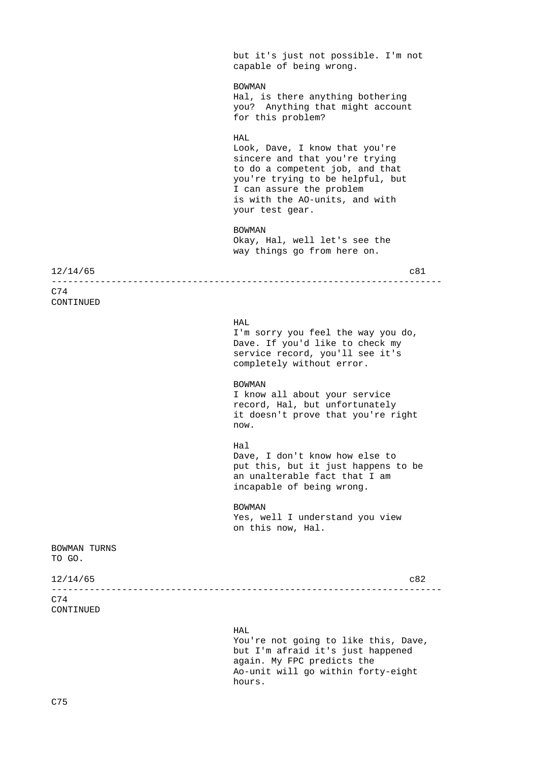but it's just not possible. I'm not capable of being wrong.

BOWMAN
Hal, is there anything bothering you? Anything that might account for this problem?

HAL
Look, Dave, I know that you're sincere and that you're trying to do a competent job, and that you're trying to be helpful, but I can assure the problem is with the AO-units, and with your test gear.

BOWMAN
Okay, Hal, well let's see the way things go from here on.

12/14/65 c81

---

C74
CONTINUED

HAL
I'm sorry you feel the way you do, Dave. If you'd like to check my service record, you'll see it's completely without error.

BOWMAN
I know all about your service record, Hal, but unfortunately it doesn't prove that you're right now.

Hal
Dave, I don't know how else to put this, but it just happens to be an unalterable fact that I am incapable of being wrong.

BOWMAN
Yes, well I understand you view on this now, Hal.

BOWMAN TURNS
TO GO.

12/14/65 c82

---

C74
CONTINUED

HAL
You're not going to like this, Dave, but I'm afraid it's just happened again. My FPC predicts the Ao-unit will go within forty-eight hours.

C75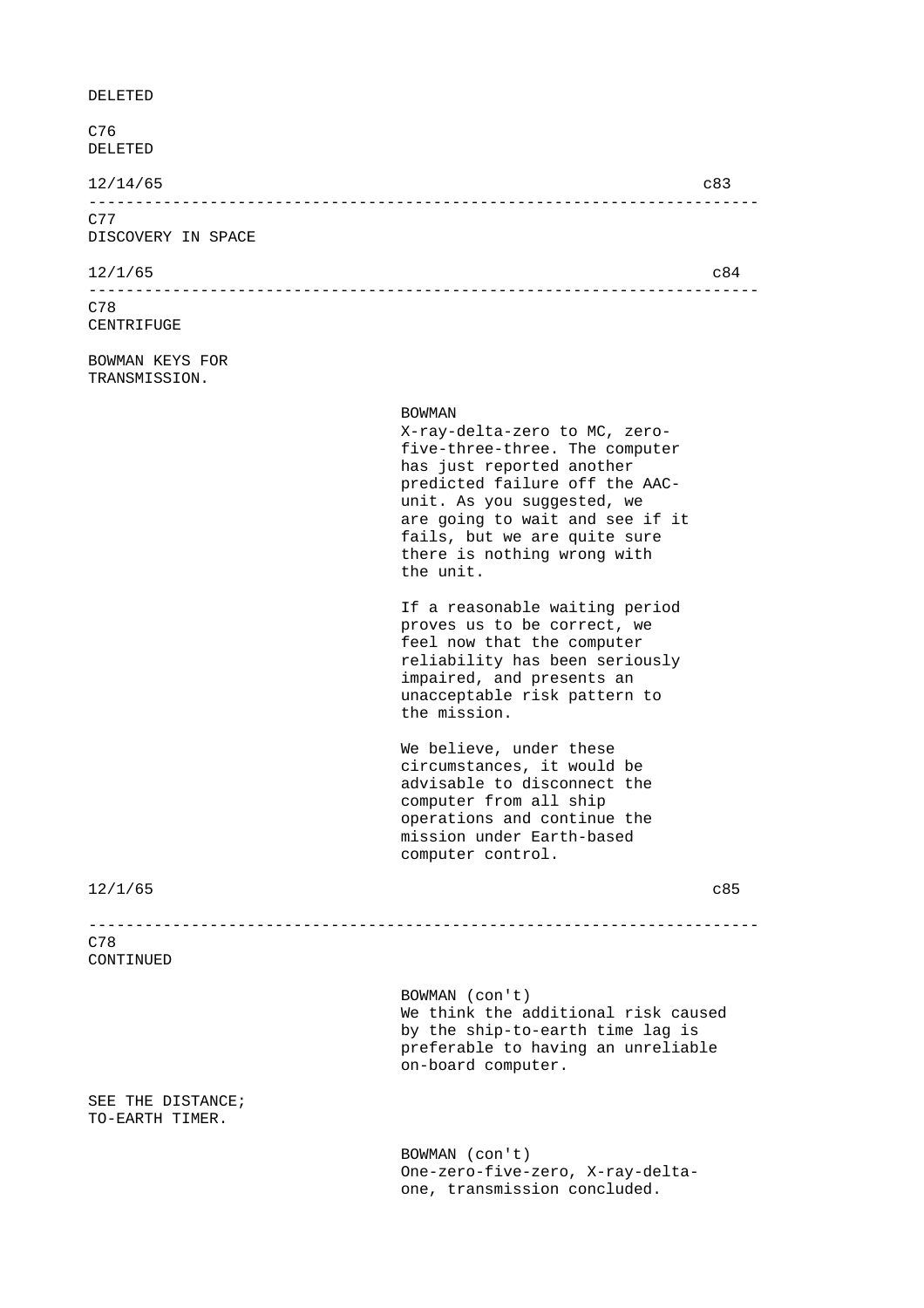DELETED

C76
DELETED

12/14/65 c83

---

C77
DISCOVERY IN SPACE

12/1/65 c84

---

C78
CENTRIFUGE

BOWMAN KEYS FOR TRANSMISSION.

BOWMAN
X-ray-delta-zero to MC, zero-five-three-three. The computer has just reported another predicted failure off the AAC-unit. As you suggested, we are going to wait and see if it fails, but we are quite sure there is nothing wrong with the unit.

If a reasonable waiting period proves us to be correct, we feel now that the computer reliability has been seriously impaired, and presents an unacceptable risk pattern to the mission.

We believe, under these circumstances, it would be advisable to disconnect the computer from all ship operations and continue the mission under Earth-based computer control.

12/1/65 c85

---

C78
CONTINUED

BOWMAN (con't)
We think the additional risk caused by the ship-to-earth time lag is preferable to having an unreliable on-board computer.

SEE THE DISTANCE;
TO-EARTH TIMER.

BOWMAN (con't)
One-zero-five-zero, X-ray-delta-one, transmission concluded.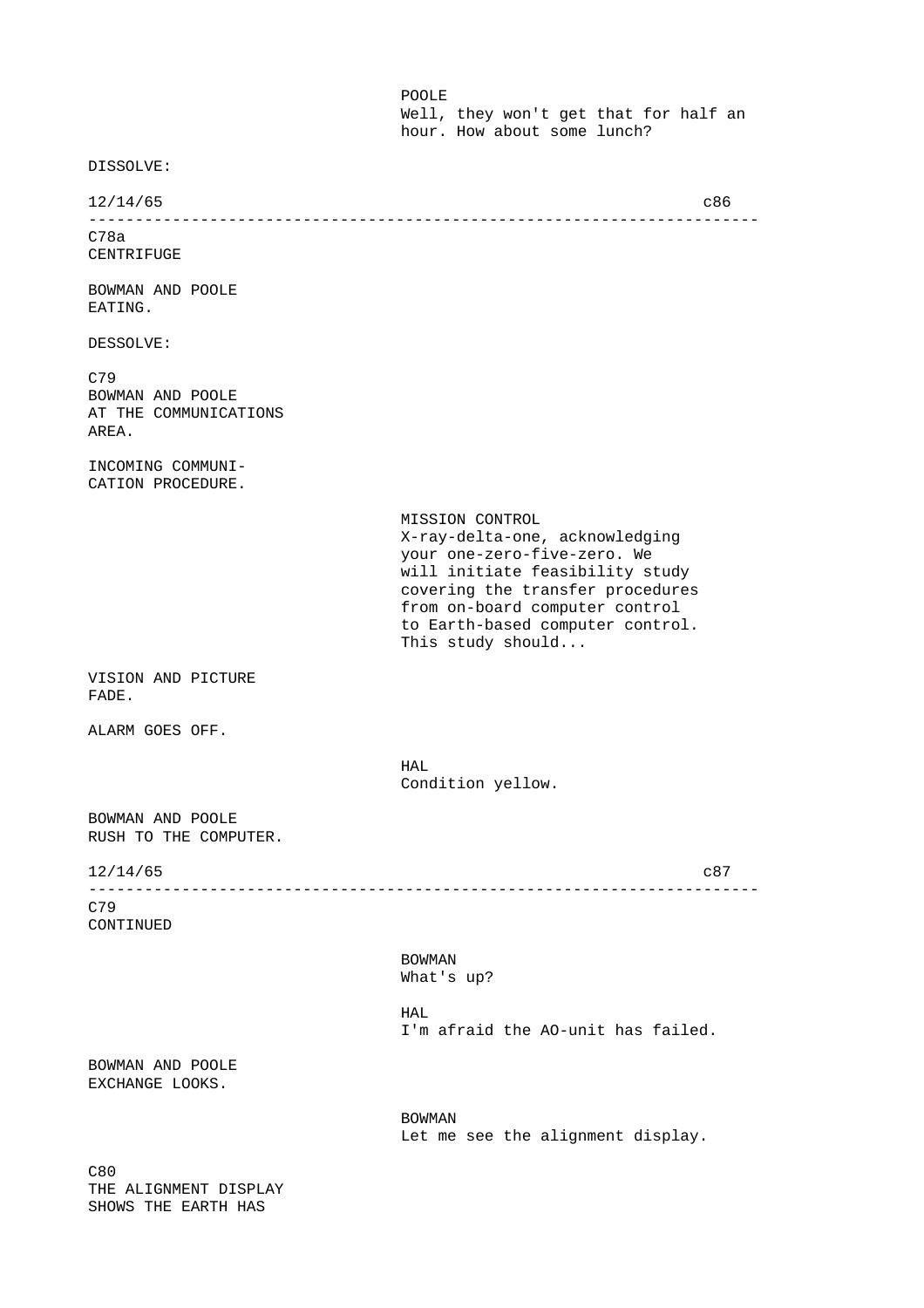POOLE
Well, they won't get that for half an hour. How about some lunch?

DISSOLVE:

12/14/65 c86

---

C78a
CENTRIFUGE

BOWMAN AND POOLE
EATING.

DESSOLVE:

C79
BOWMAN AND POOLE
AT THE COMMUNICATIONS
AREA.

INCOMING COMMUNI-
CATION PROCEDURE.

MISSION CONTROL
X-ray-delta-one, acknowledging your one-zero-five-zero. We will initiate feasibility study covering the transfer procedures from on-board computer control to Earth-based computer control. This study should...

VISION AND PICTURE
FADE.

ALARM GOES OFF.

HAL
Condition yellow.

BOWMAN AND POOLE
RUSH TO THE COMPUTER.

12/14/65 c87

---

C79
CONTINUED

BOWMAN
What's up?

HAL
I'm afraid the AO-unit has failed.

BOWMAN AND POOLE
EXCHANGE LOOKS.

BOWMAN
Let me see the alignment display.

C80
THE ALIGNMENT DISPLAY
SHOWS THE EARTH HAS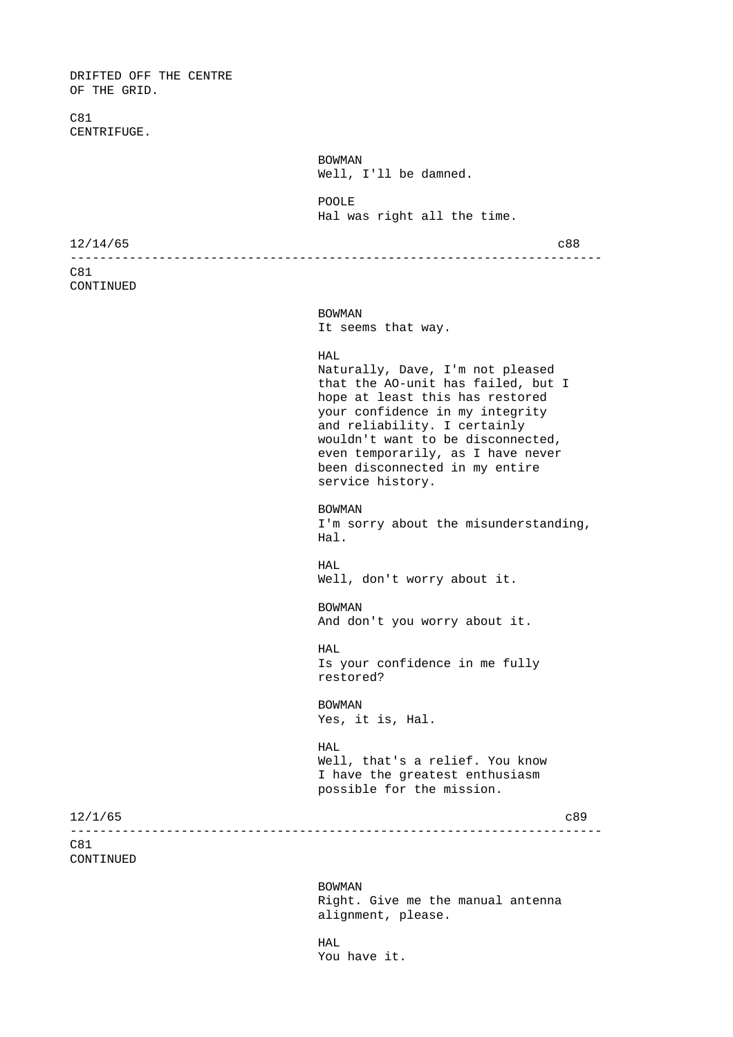DRIFTED OFF THE CENTRE
OF THE GRID.

C81
CENTRIFUGE.

BOWMAN
Well, I'll be damned.

POOLE
Hal was right all the time.

12/14/65 c88

---

C81
CONTINUED

BOWMAN
It seems that way.

HAL
Naturally, Dave, I'm not pleased that the AO-unit has failed, but I hope at least this has restored your confidence in my integrity and reliability. I certainly wouldn't want to be disconnected, even temporarily, as I have never been disconnected in my entire service history.

BOWMAN
I'm sorry about the misunderstanding, Hal.

HAL
Well, don't worry about it.

BOWMAN
And don't you worry about it.

HAL
Is your confidence in me fully restored?

BOWMAN
Yes, it is, Hal.

HAL
Well, that's a relief. You know I have the greatest enthusiasm possible for the mission.

12/1/65 c89

---

C81
CONTINUED

BOWMAN
Right. Give me the manual antenna alignment, please.

HAL
You have it.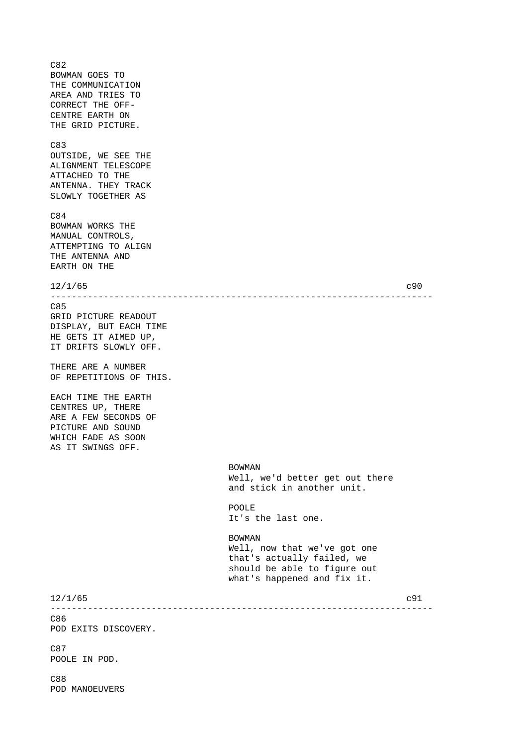C82
BOWMAN GOES TO
THE COMMUNICATION
AREA AND TRIES TO
CORRECT THE OFF-
CENTRE EARTH ON
THE GRID PICTURE.

C83
OUTSIDE, WE SEE THE
ALIGNMENT TELESCOPE
ATTACHED TO THE
ANTENNA. THEY TRACK
SLOWLY TOGETHER AS

C84
BOWMAN WORKS THE
MANUAL CONTROLS,
ATTEMPTING TO ALIGN
THE ANTENNA AND
EARTH ON THE

12/1/65 c90

---

C85
GRID PICTURE READOUT
DISPLAY, BUT EACH TIME
HE GETS IT AIMED UP,
IT DRIFTS SLOWLY OFF.

THERE ARE A NUMBER
OF REPETITIONS OF THIS.

EACH TIME THE EARTH
CENTRES UP, THERE
ARE A FEW SECONDS OF
PICTURE AND SOUND
WHICH FADE AS SOON
AS IT SWINGS OFF.

BOWMAN
Well, we'd better get out there
and stick in another unit.

POOLE
It's the last one.

BOWMAN
Well, now that we've got one
that's actually failed, we
should be able to figure out
what's happened and fix it.

12/1/65 c91

---

C86
POD EXITS DISCOVERY.

C87
POOLE IN POD.

C88
POD MANOEUVERS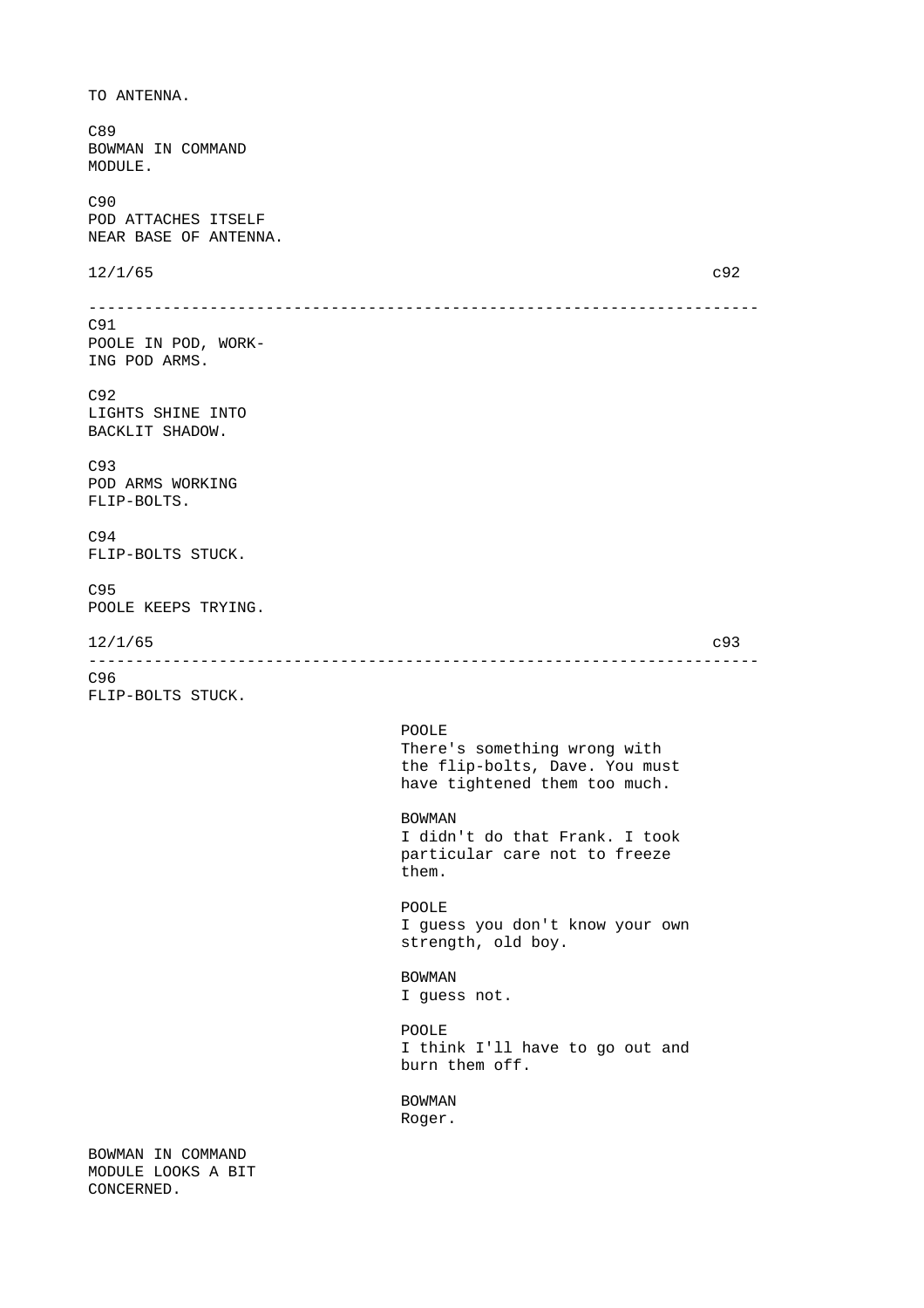TO ANTENNA.

C89
BOWMAN IN COMMAND
MODULE.

C90
POD ATTACHES ITSELF
NEAR BASE OF ANTENNA.

12/1/65 c92

---

C91
POOLE IN POD, WORK-
ING POD ARMS.

C92
LIGHTS SHINE INTO
BACKLIT SHADOW.

C93
POD ARMS WORKING
FLIP-BOLTS.

C94
FLIP-BOLTS STUCK.

C95
POOLE KEEPS TRYING.

12/1/65 c93

---

C96
FLIP-BOLTS STUCK.

POOLE
There's something wrong with
the flip-bolts, Dave. You must
have tightened them too much.

BOWMAN
I didn't do that Frank. I took
particular care not to freeze
them.

POOLE
I guess you don't know your own
strength, old boy.

BOWMAN
I guess not.

POOLE
I think I'll have to go out and
burn them off.

BOWMAN
Roger.

BOWMAN IN COMMAND
MODULE LOOKS A BIT
CONCERNED.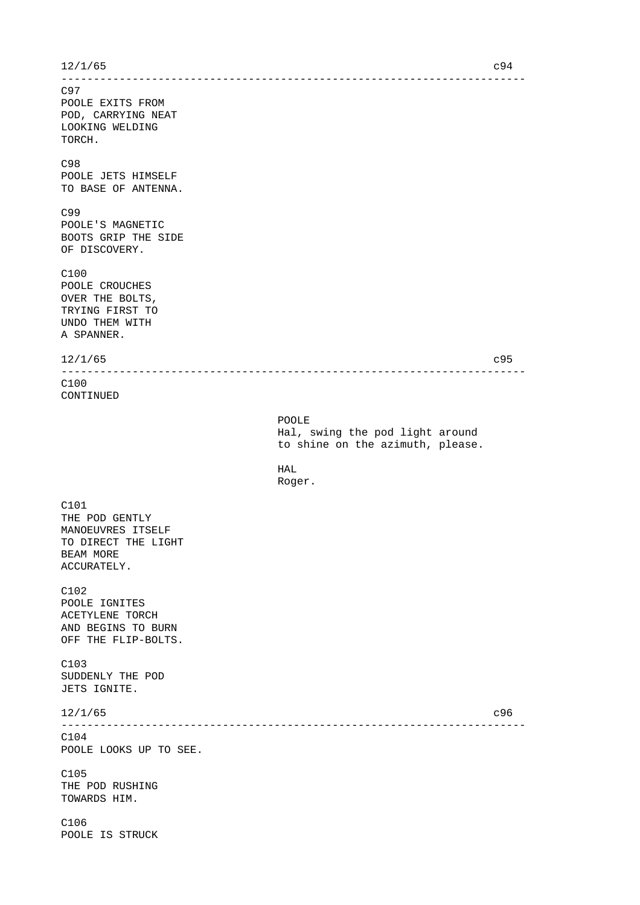C97
POOLE EXITS FROM
POD, CARRYING NEAT
LOOKING WELDING
TORCH.

C98
POOLE JETS HIMSELF
TO BASE OF ANTENNA.

C99
POOLE'S MAGNETIC
BOOTS GRIP THE SIDE
OF DISCOVERY.

C100
POOLE CROUCHES
OVER THE BOLTS,
TRYING FIRST TO
UNDO THEM WITH
A SPANNER.

C100
CONTINUED

POOLE
Hal, swing the pod light around
to shine on the azimuth, please.

HAL
Roger.

C101
THE POD GENTLY
MANOEUVRES ITSELF
TO DIRECT THE LIGHT
BEAM MORE
ACCURATELY.

C102
POOLE IGNITES
ACETYLENE TORCH
AND BEGINS TO BURN
OFF THE FLIP-BOLTS.

C103
SUDDENLY THE POD
JETS IGNITE.

C104
POOLE LOOKS UP TO SEE.

C105
THE POD RUSHING
TOWARDS HIM.

C106
POOLE IS STRUCK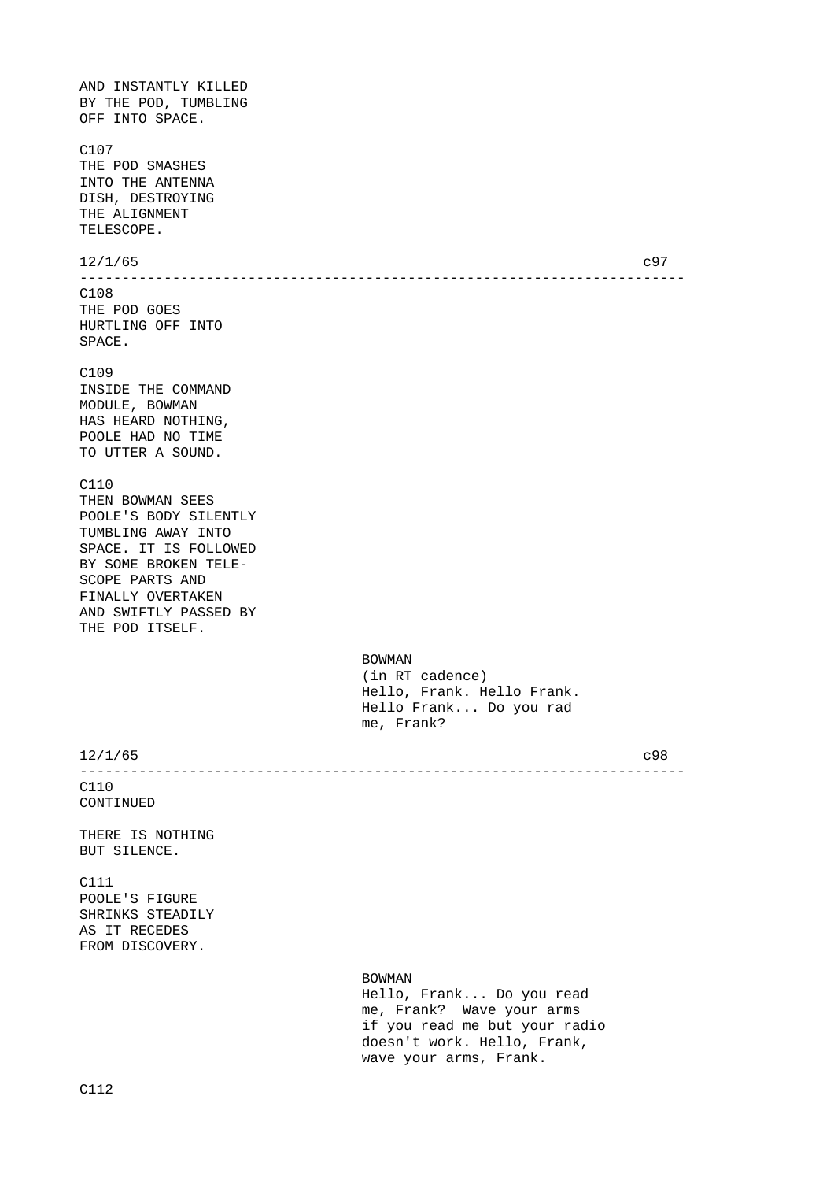AND INSTANTLY KILLED
BY THE POD, TUMBLING
OFF INTO SPACE.

C107
THE POD SMASHES
INTO THE ANTENNA
DISH, DESTROYING
THE ALIGNMENT
TELESCOPE.

12/1/65 c97

---

C108
THE POD GOES
HURTLING OFF INTO
SPACE.

C109
INSIDE THE COMMAND
MODULE, BOWMAN
HAS HEARD NOTHING,
POOLE HAD NO TIME
TO UTTER A SOUND.

C110
THEN BOWMAN SEES
POOLE'S BODY SILENTLY
TUMBLING AWAY INTO
SPACE. IT IS FOLLOWED
BY SOME BROKEN TELE-
SCOPE PARTS AND
FINALLY OVERTAKEN
AND SWIFTLY PASSED BY
THE POD ITSELF.

BOWMAN
(in RT cadence)
Hello, Frank. Hello Frank.
Hello Frank... Do you rad
me, Frank?

12/1/65 c98

---

C110
CONTINUED

THERE IS NOTHING
BUT SILENCE.

C111
POOLE'S FIGURE
SHRINKS STEADILY
AS IT RECEDES
FROM DISCOVERY.

BOWMAN
Hello, Frank... Do you read
me, Frank? Wave your arms
if you read me but your radio
doesn't work. Hello, Frank,
wave your arms, Frank.

C112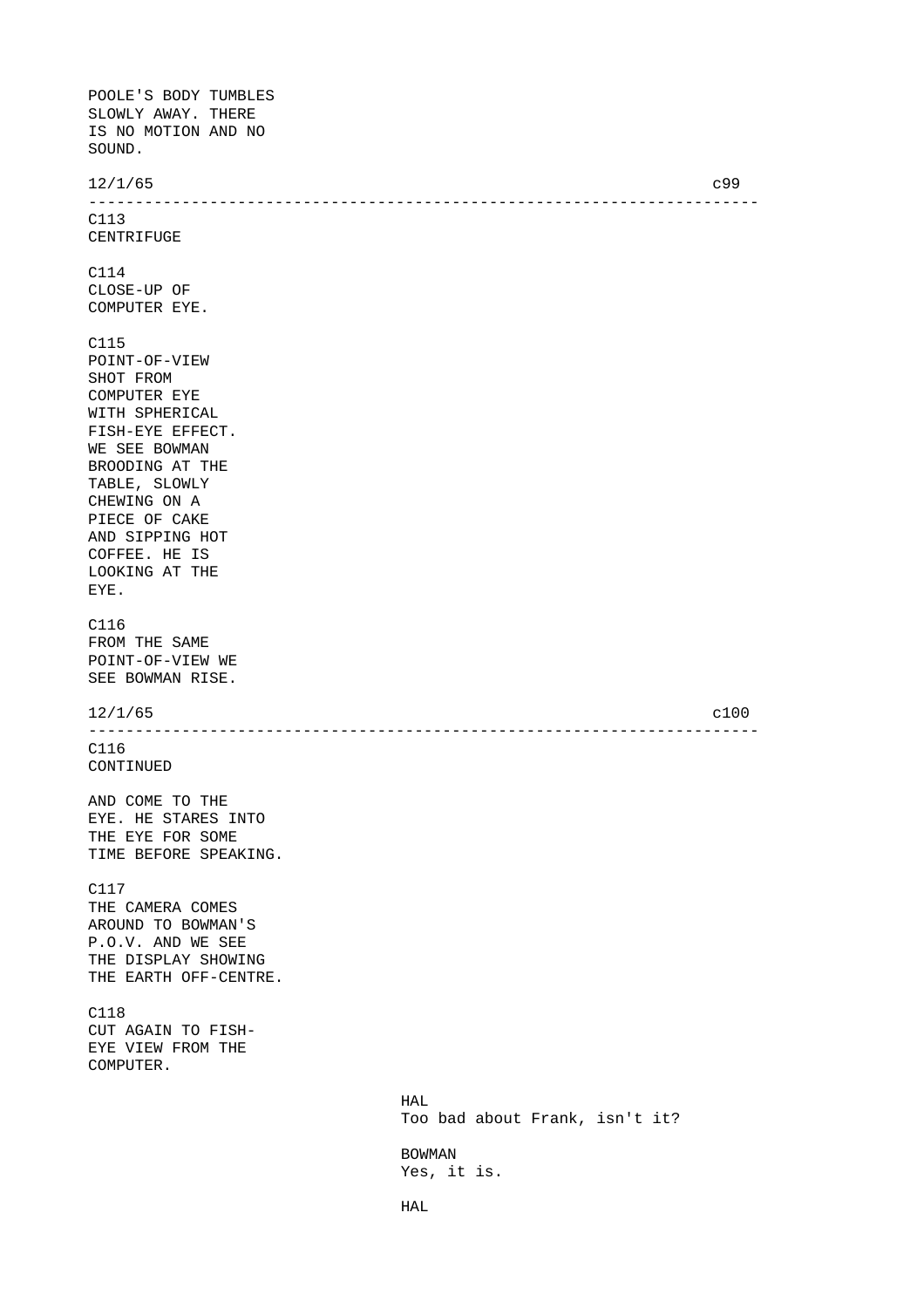POOLE'S BODY TUMBLES SLOWLY AWAY. THERE IS NO MOTION AND NO SOUND.

C113
CENTRIFUGE

C114
CLOSE-UP OF COMPUTER EYE.

C115
POINT-OF-VIEW SHOT FROM COMPUTER EYE WITH SPHERICAL FISH-EYE EFFECT. WE SEE BOWMAN BROODING AT THE TABLE, SLOWLY CHEWING ON A PIECE OF CAKE AND SIPPING HOT COFFEE. HE IS LOOKING AT THE EYE.

C116
FROM THE SAME POINT-OF-VIEW WE SEE BOWMAN RISE.

C116
CONTINUED

AND COME TO THE EYE. HE STARES INTO THE EYE FOR SOME TIME BEFORE SPEAKING.

C117
THE CAMERA COMES AROUND TO BOWMAN'S P.O.V. AND WE SEE THE DISPLAY SHOWING THE EARTH OFF-CENTRE.

C118
CUT AGAIN TO FISH-EYE VIEW FROM THE COMPUTER.

HAL
Too bad about Frank, isn't it?

BOWMAN
Yes, it is.

HAL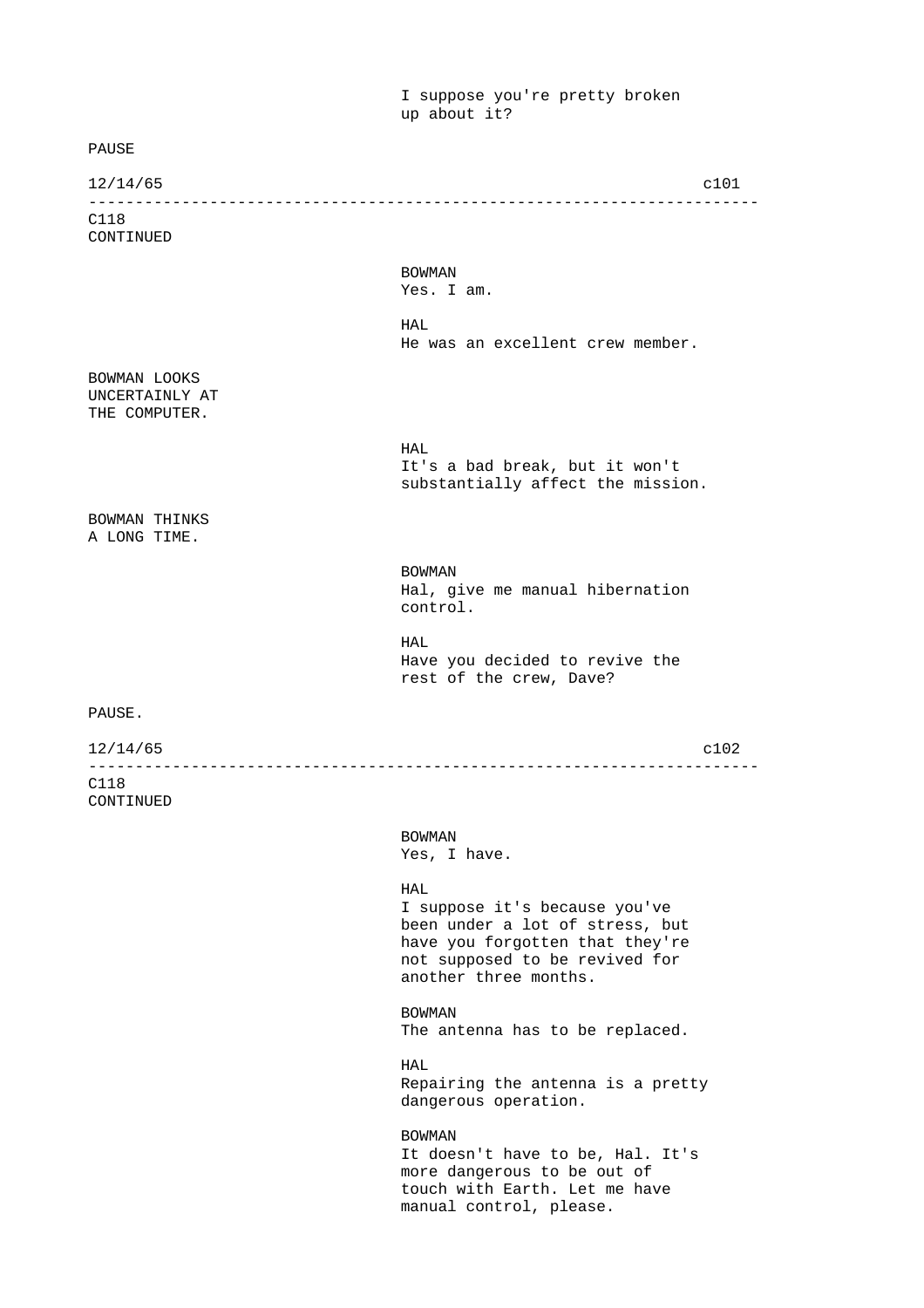I suppose you're pretty broken up about it?

PAUSE

C118
CONTINUED

BOWMAN
Yes. I am.

HAL
He was an excellent crew member.

BOWMAN LOOKS UNCERTAINLY AT THE COMPUTER.

HAL
It's a bad break, but it won't substantially affect the mission.

BOWMAN THINKS A LONG TIME.

BOWMAN
Hal, give me manual hibernation control.

HAL
Have you decided to revive the rest of the crew, Dave?

PAUSE.

C118
CONTINUED

BOWMAN
Yes, I have.

HAL
I suppose it's because you've been under a lot of stress, but have you forgotten that they're not supposed to be revived for another three months.

BOWMAN
The antenna has to be replaced.

HAL
Repairing the antenna is a pretty dangerous operation.

BOWMAN
It doesn't have to be, Hal. It's more dangerous to be out of touch with Earth. Let me have manual control, please.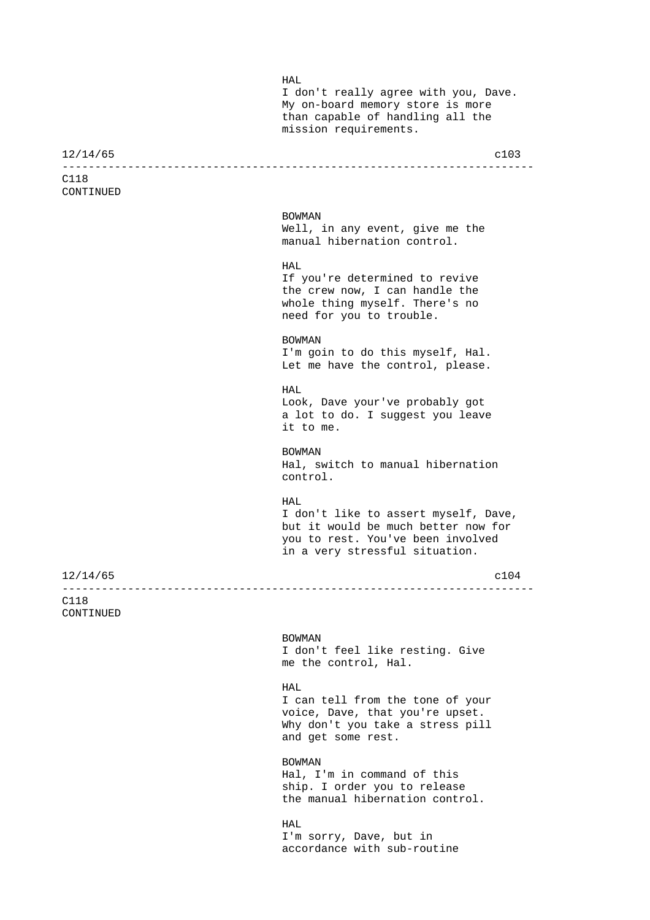HAL
I don't really agree with you, Dave. My on-board memory store is more than capable of handling all the mission requirements.

12/14/65 c103

---

C118
CONTINUED

BOWMAN
Well, in any event, give me the manual hibernation control.

HAL
If you're determined to revive the crew now, I can handle the whole thing myself. There's no need for you to trouble.

BOWMAN
I'm goin to do this myself, Hal. Let me have the control, please.

HAL
Look, Dave your've probably got a lot to do. I suggest you leave it to me.

BOWMAN
Hal, switch to manual hibernation control.

HAL
I don't like to assert myself, Dave, but it would be much better now for you to rest. You've been involved in a very stressful situation.

12/14/65 c104

---

C118
CONTINUED

BOWMAN
I don't feel like resting. Give me the control, Hal.

HAL
I can tell from the tone of your voice, Dave, that you're upset. Why don't you take a stress pill and get some rest.

BOWMAN
Hal, I'm in command of this ship. I order you to release the manual hibernation control.

HAL
I'm sorry, Dave, but in accordance with sub-routine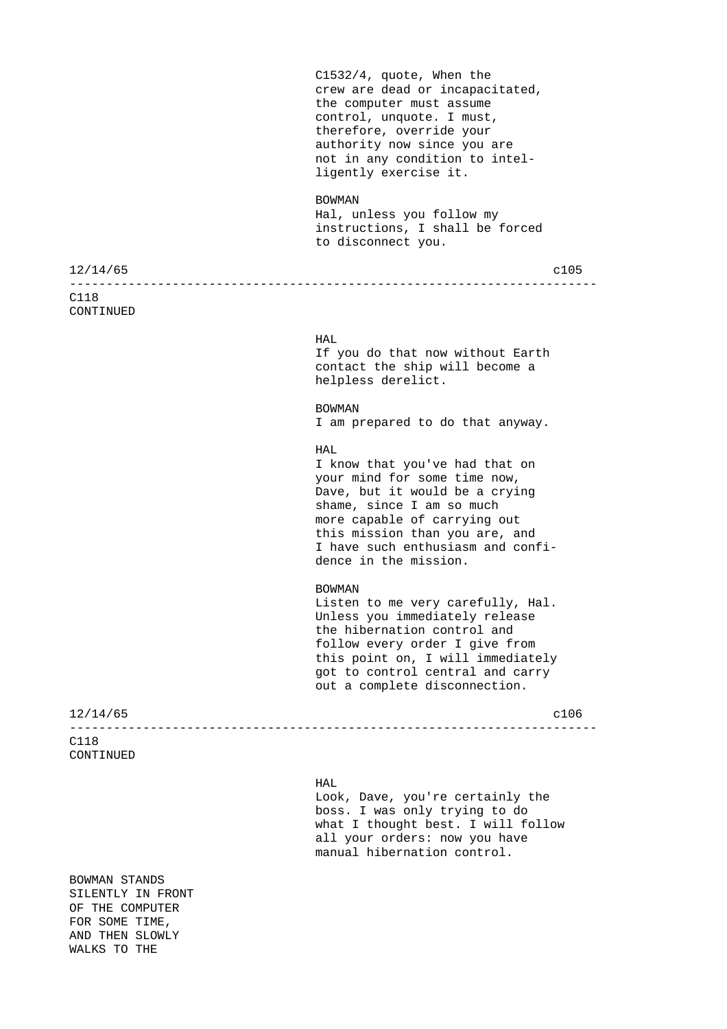C1532/4, quote, When the crew are dead or incapacitated, the computer must assume control, unquote. I must, therefore, override your authority now since you are not in any condition to intelligently exercise it.

BOWMAN
Hal, unless you follow my instructions, I shall be forced to disconnect you.

12/14/65 c105

---

C118
CONTINUED

HAL
If you do that now without Earth contact the ship will become a helpless derelict.

BOWMAN
I am prepared to do that anyway.

HAL
I know that you've had that on your mind for some time now, Dave, but it would be a crying shame, since I am so much more capable of carrying out this mission than you are, and I have such enthusiasm and confidence in the mission.

BOWMAN
Listen to me very carefully, Hal. Unless you immediately release the hibernation control and follow every order I give from this point on, I will immediately got to control central and carry out a complete disconnection.

12/14/65 c106

---

C118
CONTINUED

HAL
Look, Dave, you're certainly the boss. I was only trying to do what I thought best. I will follow all your orders: now you have manual hibernation control.

BOWMAN STANDS SILENTLY IN FRONT OF THE COMPUTER FOR SOME TIME, AND THEN SLOWLY WALKS TO THE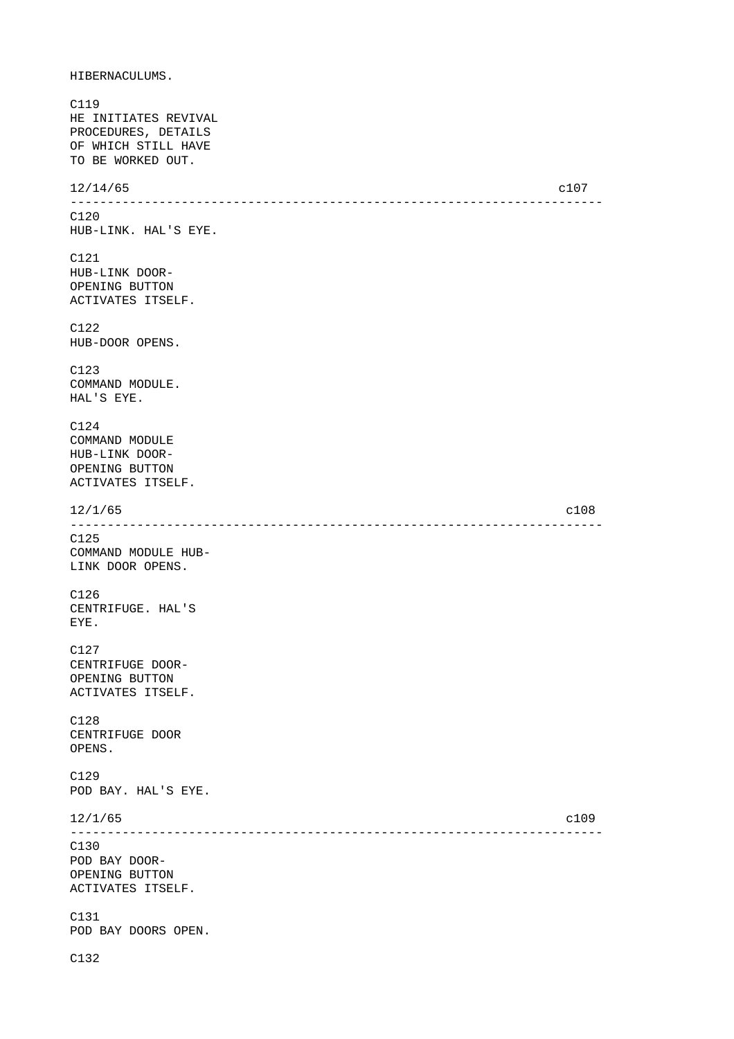HIBERNACULUMS.

C119
HE INITIATES REVIVAL
PROCEDURES, DETAILS
OF WHICH STILL HAVE
TO BE WORKED OUT.

12/14/65 c107

---

C120
HUB-LINK. HAL'S EYE.

C121
HUB-LINK DOOR-
OPENING BUTTON
ACTIVATES ITSELF.

C122
HUB-DOOR OPENS.

C123
COMMAND MODULE.
HAL'S EYE.

C124
COMMAND MODULE
HUB-LINK DOOR-
OPENING BUTTON
ACTIVATES ITSELF.

12/1/65 c108

---

C125
COMMAND MODULE HUB-
LINK DOOR OPENS.

C126
CENTRIFUGE. HAL'S
EYE.

C127
CENTRIFUGE DOOR-
OPENING BUTTON
ACTIVATES ITSELF.

C128
CENTRIFUGE DOOR
OPENS.

C129
POD BAY. HAL'S EYE.

12/1/65 c109

---

C130
POD BAY DOOR-
OPENING BUTTON
ACTIVATES ITSELF.

C131
POD BAY DOORS OPEN.

C132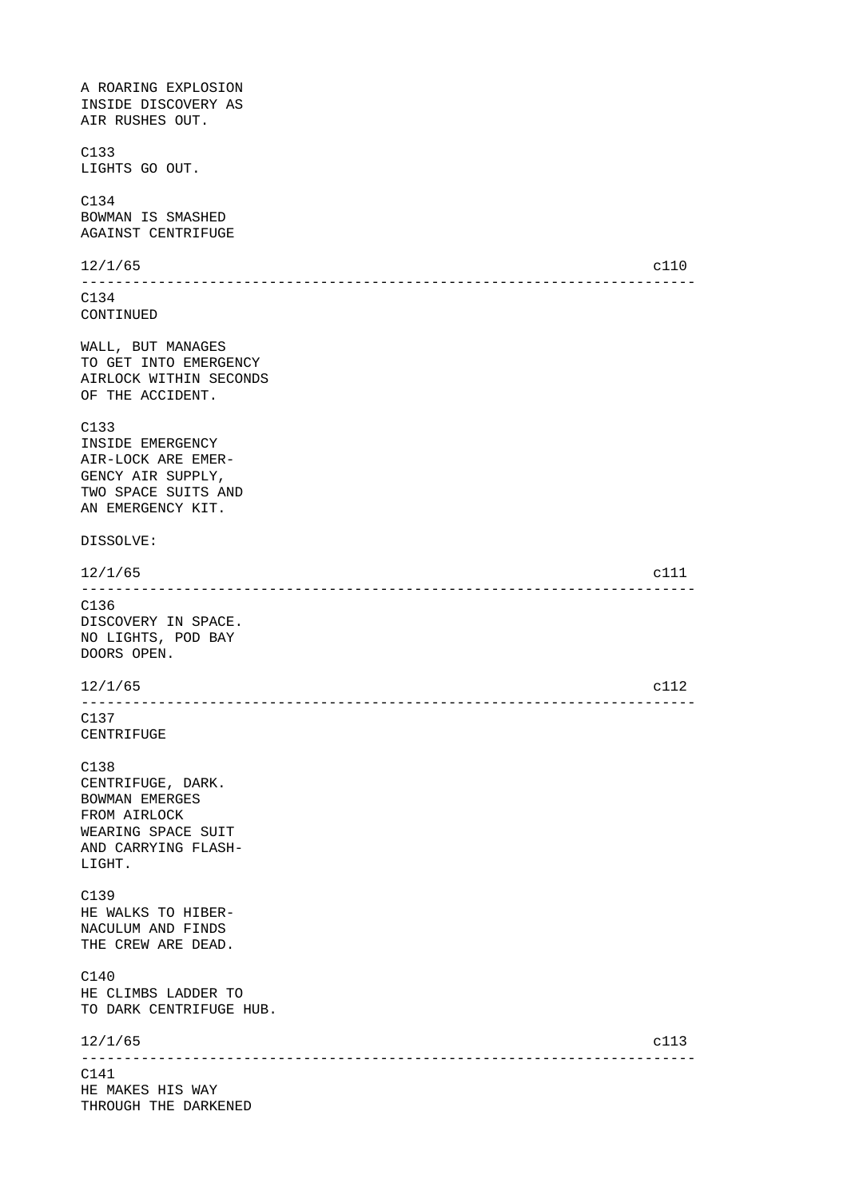A ROARING EXPLOSION
INSIDE DISCOVERY AS
AIR RUSHES OUT.

C133
LIGHTS GO OUT.

C134
BOWMAN IS SMASHED
AGAINST CENTRIFUGE

---

C134
CONTINUED

WALL, BUT MANAGES
TO GET INTO EMERGENCY
AIRLOCK WITHIN SECONDS
OF THE ACCIDENT.

C133
INSIDE EMERGENCY
AIR-LOCK ARE EMER-
GENCY AIR SUPPLY,
TWO SPACE SUITS AND
AN EMERGENCY KIT.

DISSOLVE:

---

C136
DISCOVERY IN SPACE.
NO LIGHTS, POD BAY
DOORS OPEN.

---

C137
CENTRIFUGE

C138
CENTRIFUGE, DARK.
BOWMAN EMERGES
FROM AIRLOCK
WEARING SPACE SUIT
AND CARRYING FLASH-
LIGHT.

C139
HE WALKS TO HIBER-
NACULUM AND FINDS
THE CREW ARE DEAD.

C140
HE CLIMBS LADDER TO
TO DARK CENTRIFUGE HUB.

---

C141
HE MAKES HIS WAY
THROUGH THE DARKENED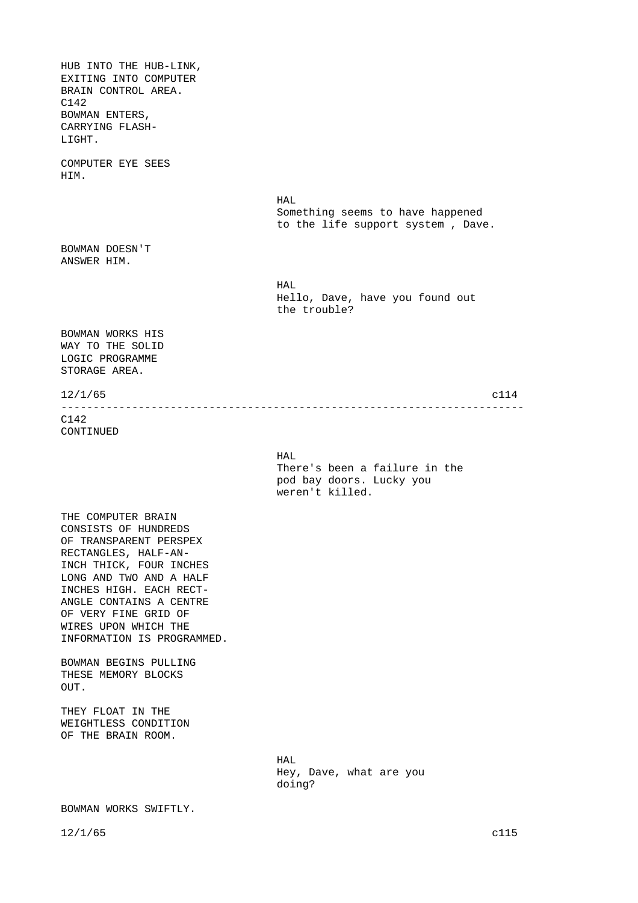HUB INTO THE HUB-LINK,
EXITING INTO COMPUTER
BRAIN CONTROL AREA.

C142

BOWMAN ENTERS,
CARRYING FLASH-
LIGHT.

COMPUTER EYE SEES
HIM.

HAL

Something seems to have happened
to the life support system , Dave.

BOWMAN DOESN'T
ANSWER HIM.

HAL

Hello, Dave, have you found out
the trouble?

BOWMAN WORKS HIS
WAY TO THE SOLID
LOGIC PROGRAMME
STORAGE AREA.

12/1/65 c114

---

C142

CONTINUED

HAL

There's been a failure in the
pod bay doors. Lucky you
weren't killed.

THE COMPUTER BRAIN
CONSISTS OF HUNDREDS
OF TRANSPARENT PERSPEX
RECTANGLES, HALF-AN-
INCH THICK, FOUR INCHES
LONG AND TWO AND A HALF
INCHES HIGH. EACH RECT-
ANGLE CONTAINS A CENTRE
OF VERY FINE GRID OF
WIRES UPON WHICH THE
INFORMATION IS PROGRAMMED.

BOWMAN BEGINS PULLING
THESE MEMORY BLOCKS
OUT.

THEY FLOAT IN THE
WEIGHTLESS CONDITION
OF THE BRAIN ROOM.

HAL

Hey, Dave, what are you
doing?

BOWMAN WORKS SWIFTLY.

12/1/65 c115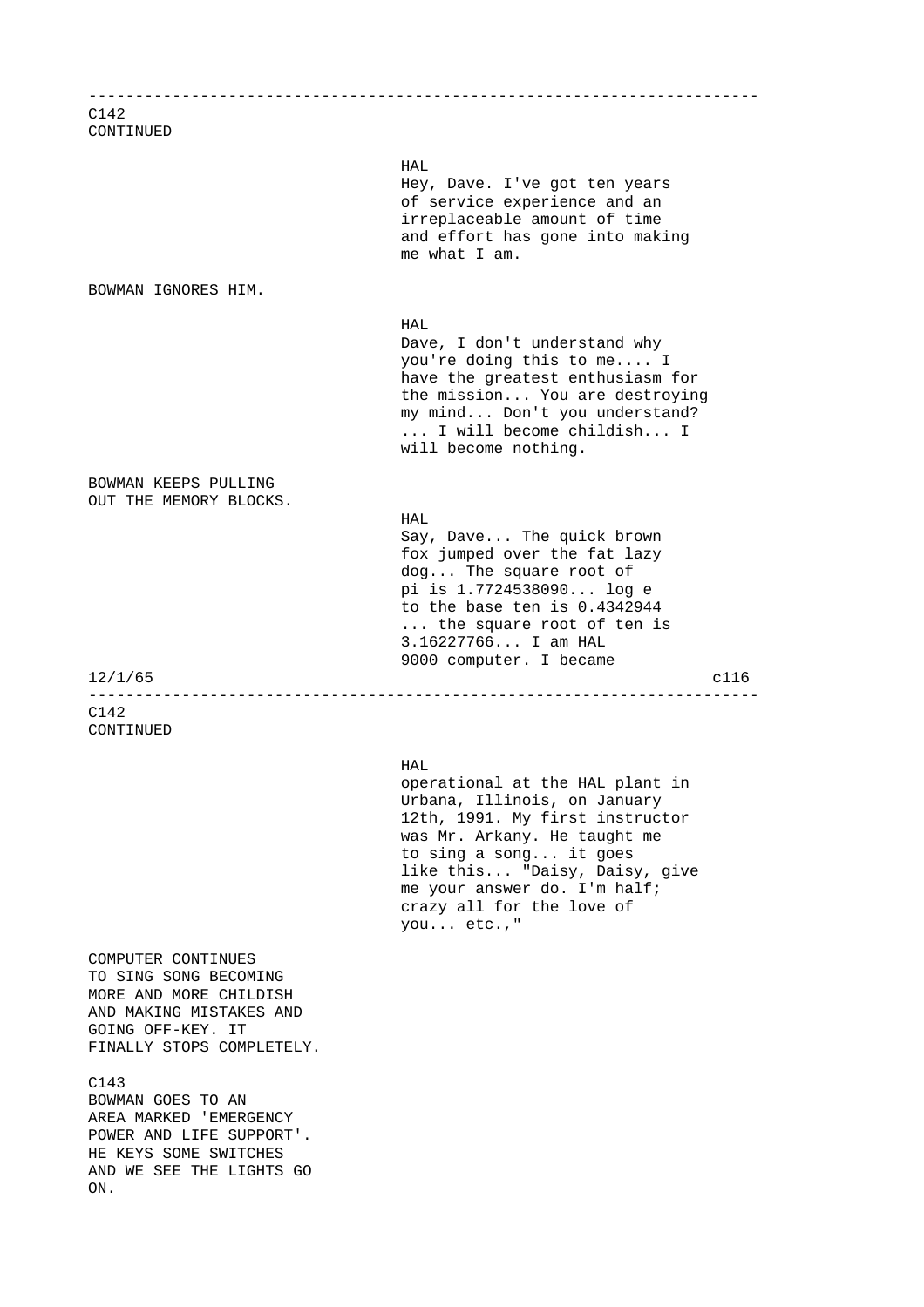C142
CONTINUED

HAL
Hey, Dave. I've got ten years of service experience and an irreplaceable amount of time and effort has gone into making me what I am.

BOWMAN IGNORES HIM.

HAL
Dave, I don't understand why you're doing this to me.... I have the greatest enthusiasm for the mission... You are destroying my mind... Don't you understand? ... I will become childish... I will become nothing.

BOWMAN KEEPS PULLING OUT THE MEMORY BLOCKS.

HAL
Say, Dave... The quick brown fox jumped over the fat lazy dog... The square root of pi is 1.7724538090... log e to the base ten is 0.4342944 ... the square root of ten is 3.16227766... I am HAL 9000 computer. I became

C142
CONTINUED

HAL
operational at the HAL plant in Urbana, Illinois, on January 12th, 1991. My first instructor was Mr. Arkany. He taught me to sing a song... it goes like this... "Daisy, Daisy, give me your answer do. I'm half; crazy all for the love of you... etc.,"

COMPUTER CONTINUES TO SING SONG BECOMING MORE AND MORE CHILDISH AND MAKING MISTAKES AND GOING OFF-KEY. IT FINALLY STOPS COMPLETELY.

C143
BOWMAN GOES TO AN AREA MARKED 'EMERGENCY POWER AND LIFE SUPPORT'. HE KEYS SOME SWITCHES AND WE SEE THE LIGHTS GO ON.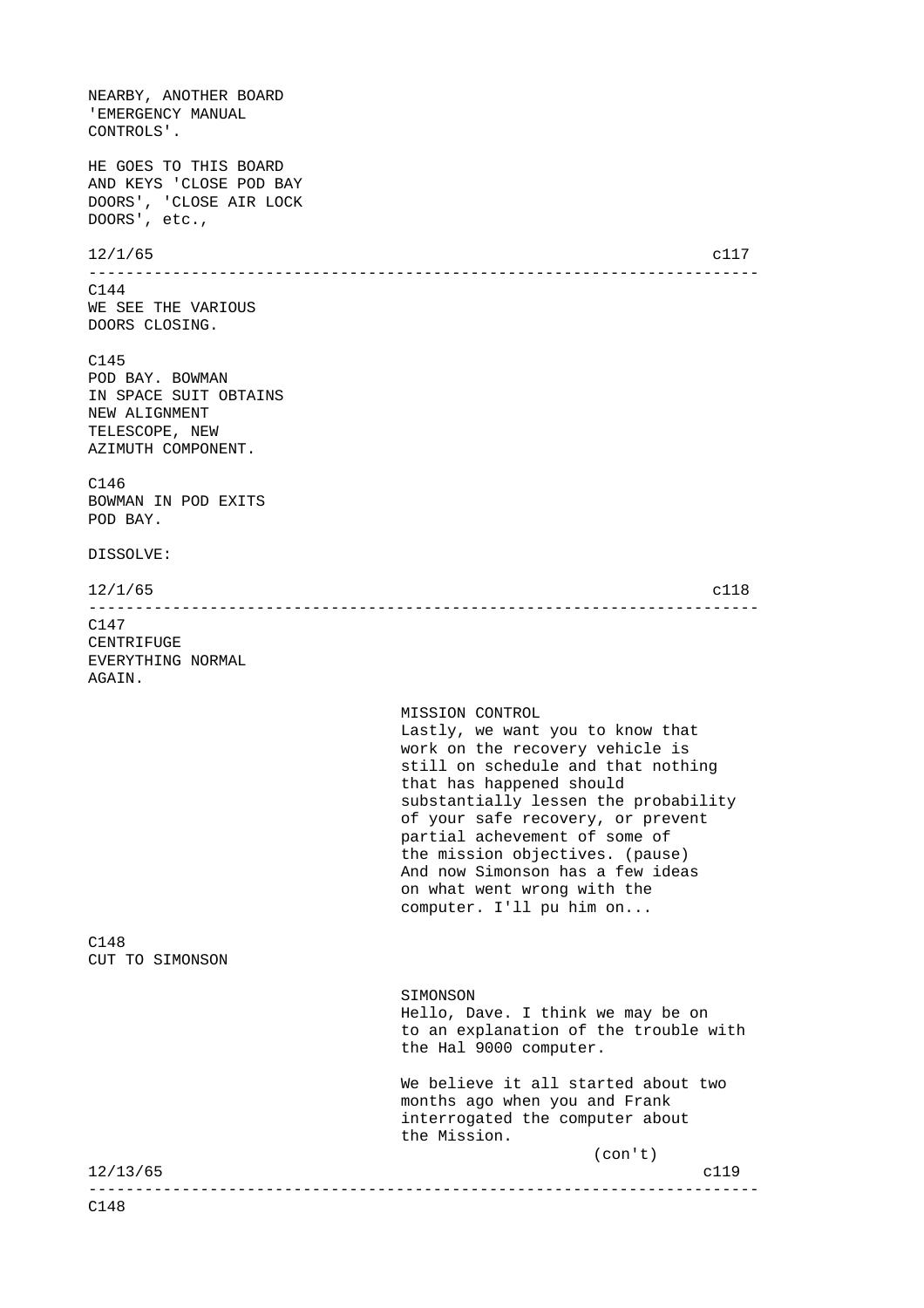NEARBY, ANOTHER BOARD
'EMERGENCY MANUAL
CONTROLS'.

HE GOES TO THIS BOARD
AND KEYS 'CLOSE POD BAY
DOORS', 'CLOSE AIR LOCK
DOORS', etc.,

12/1/65 c117

---

C144
WE SEE THE VARIOUS
DOORS CLOSING.

C145
POD BAY. BOWMAN
IN SPACE SUIT OBTAINS
NEW ALIGNMENT
TELESCOPE, NEW
AZIMUTH COMPONENT.

C146
BOWMAN IN POD EXITS
POD BAY.

DISSOLVE:

12/1/65 c118

---

C147
CENTRIFUGE
EVERYTHING NORMAL
AGAIN.

MISSION CONTROL
Lastly, we want you to know that
work on the recovery vehicle is
still on schedule and that nothing
that has happened should
substantially lessen the probability
of your safe recovery, or prevent
partial achievement of some of
the mission objectives. (pause)
And now Simonson has a few ideas
on what went wrong with the
computer. I'll pu him on...

C148
CUT TO SIMONSON

SIMONSON
Hello, Dave. I think we may be on
to an explanation of the trouble with
the Hal 9000 computer.

We believe it all started about two
months ago when you and Frank
interrogated the computer about
the Mission.
(con't)

12/13/65 c119

---

C148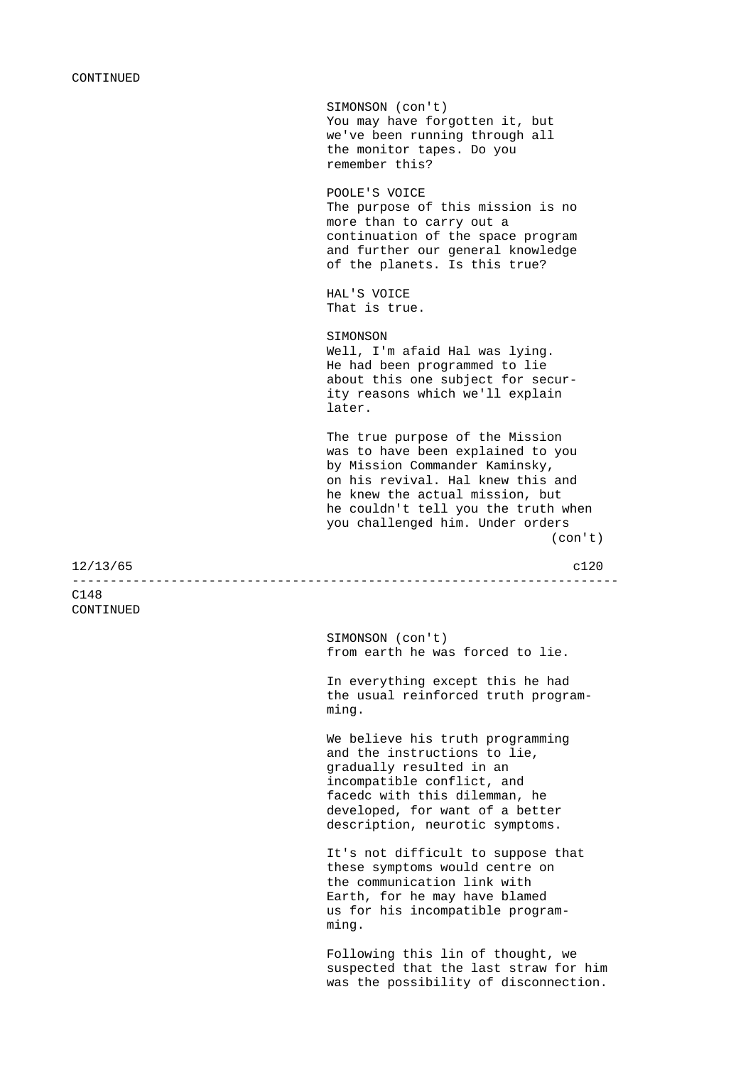CONTINUED

SIMONSON (con't)
You may have forgotten it, but we've been running through all the monitor tapes. Do you remember this?

POOLE'S VOICE
The purpose of this mission is no more than to carry out a continuation of the space program and further our general knowledge of the planets. Is this true?

HAL'S VOICE
That is true.

SIMONSON
Well, I'm afaid Hal was lying. He had been programmed to lie about this one subject for security reasons which we'll explain later.

The true purpose of the Mission was to have been explained to you by Mission Commander Kaminsky, on his revival. Hal knew this and he knew the actual mission, but he couldn't tell you the truth when you challenged him. Under orders
(con't)

12/13/65 c120

---

C148
CONTINUED

SIMONSON (con't)
from earth he was forced to lie.

In everything except this he had the usual reinforced truth programming.

We believe his truth programming and the instructions to lie, gradually resulted in an incompatible conflict, and facedc with this dilemman, he developed, for want of a better description, neurotic symptoms.

It's not difficult to suppose that these symptoms would centre on the communication link with Earth, for he may have blamed us for his incompatible programming.

Following this lin of thought, we suspected that the last straw for him was the possibility of disconnection.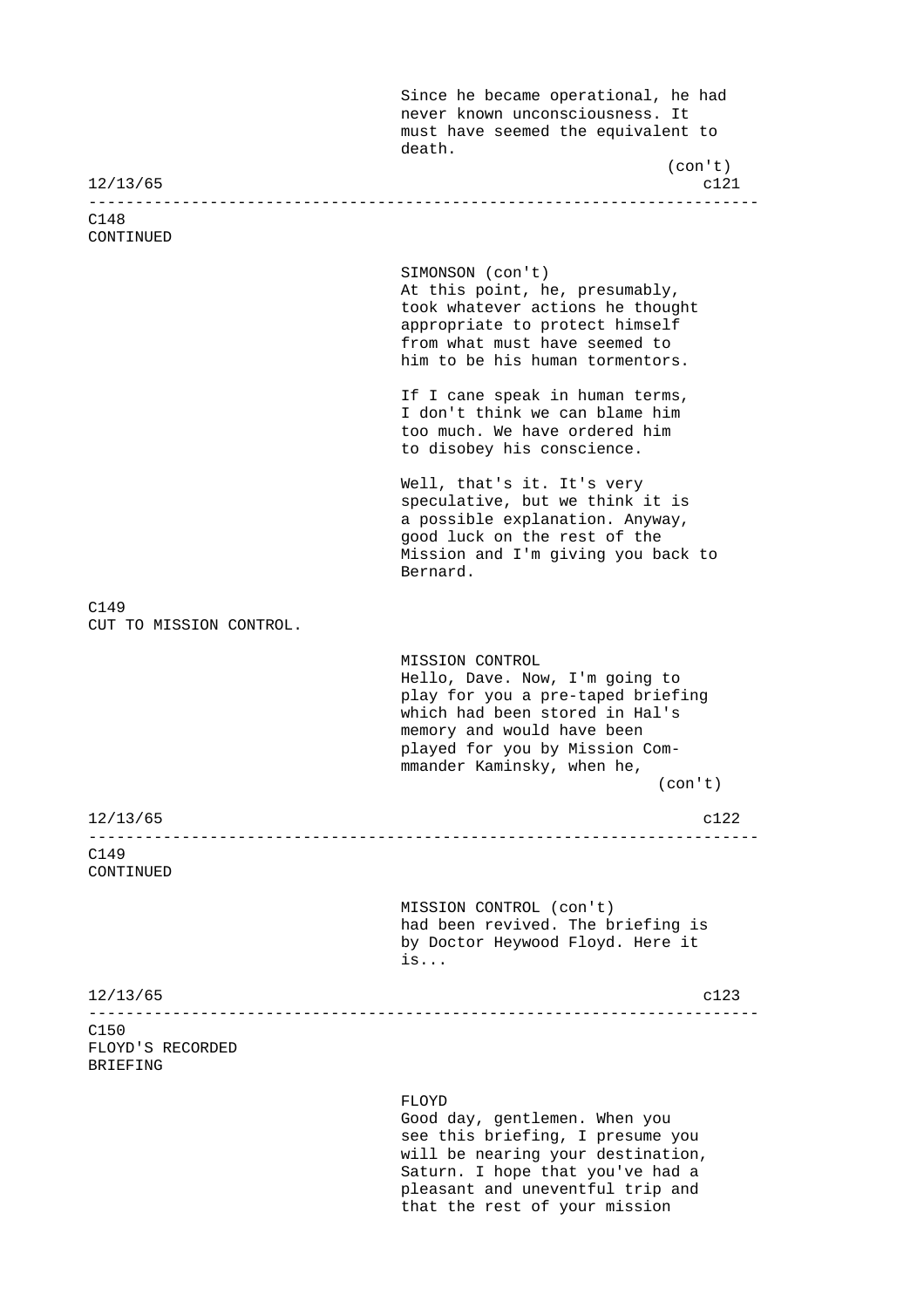Since he became operational, he had never known unconsciousness. It must have seemed the equivalent to death.
(con't)

C148
CONTINUED

SIMONSON (con't)
At this point, he, presumably, took whatever actions he thought appropriate to protect himself from what must have seemed to him to be his human tormentors.

If I cane speak in human terms, I don't think we can blame him too much. We have ordered him to disobey his conscience.

Well, that's it. It's very speculative, but we think it is a possible explanation. Anyway, good luck on the rest of the Mission and I'm giving you back to Bernard.

C149
CUT TO MISSION CONTROL.

MISSION CONTROL
Hello, Dave. Now, I'm going to play for you a pre-taped briefing which had been stored in Hal's memory and would have been played for you by Mission Com-mmander Kaminsky, when he,
(con't)

C149
CONTINUED

MISSION CONTROL (con't)
had been revived. The briefing is by Doctor Heywood Floyd. Here it is...

C150
FLOYD'S RECORDED BRIEFING

FLOYD
Good day, gentlemen. When you see this briefing, I presume you will be nearing your destination, Saturn. I hope that you've had a pleasant and uneventful trip and that the rest of your mission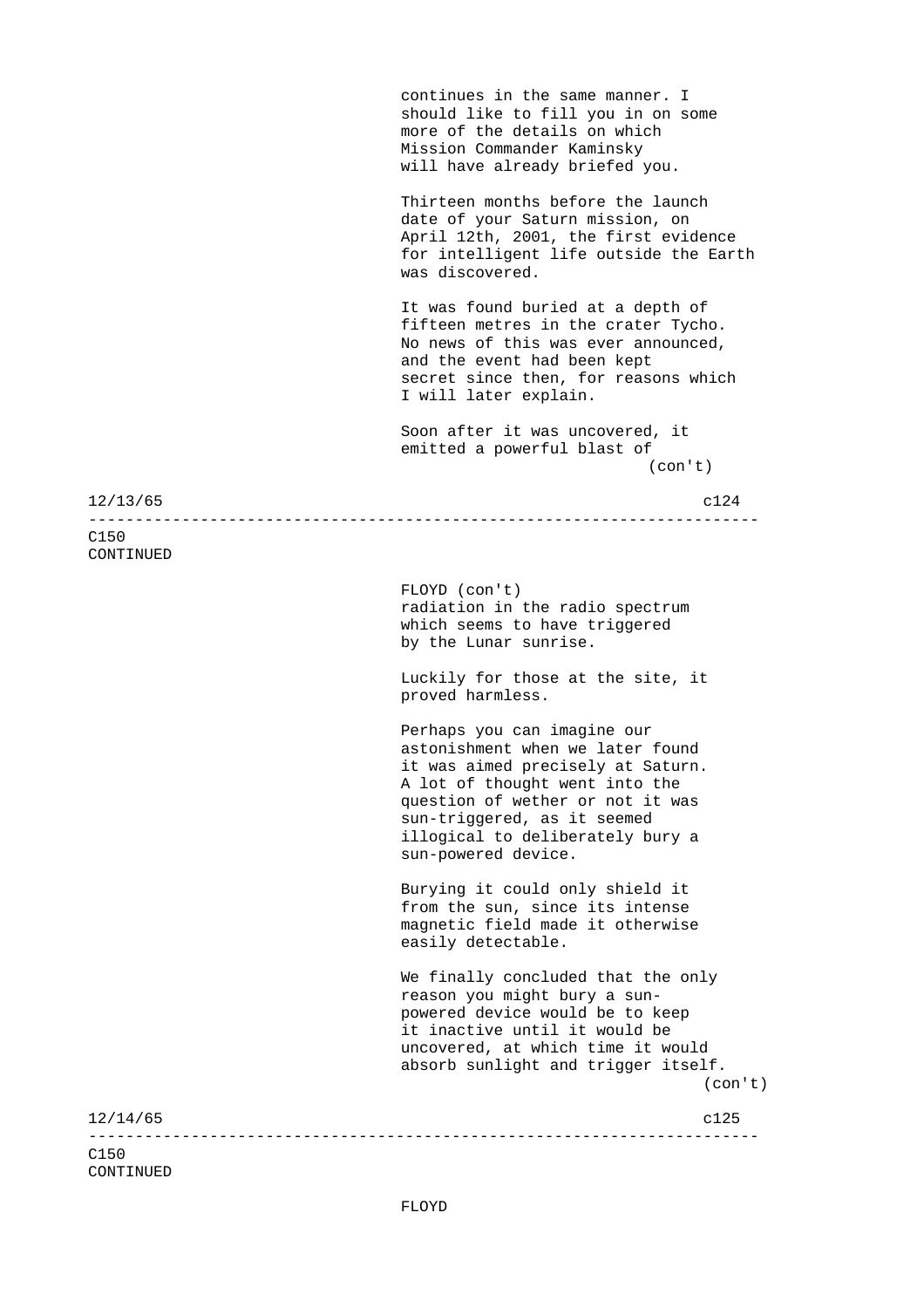continues in the same manner. I
should like to fill you in on some
more of the details on which
Mission Commander Kaminsky
will have already briefed you.

Thirteen months before the launch
date of your Saturn mission, on
April 12th, 2001, the first evidence
for intelligent life outside the Earth
was discovered.

It was found buried at a depth of
fifteen metres in the crater Tycho.
No news of this was ever announced,
and the event had been kept
secret since then, for reasons which
I will later explain.

Soon after it was uncovered, it
emitted a powerful blast of
(con't)

12/13/65 c124

---

C150
CONTINUED

FLOYD (con't)
radiation in the radio spectrum
which seems to have triggered
by the Lunar sunrise.

Luckily for those at the site, it
proved harmless.

Perhaps you can imagine our
astonishment when we later found
it was aimed precisely at Saturn.
A lot of thought went into the
question of wether or not it was
sun-triggered, as it seemed
illogical to deliberately bury a
sun-powered device.

Burying it could only shield it
from the sun, since its intense
magnetic field made it otherwise
easily detectable.

We finally concluded that the only
reason you might bury a sun-
powered device would be to keep
it inactive until it would be
uncovered, at which time it would
absorb sunlight and trigger itself.
(con't)

12/14/65 c125

---

C150
CONTINUED

FLOYD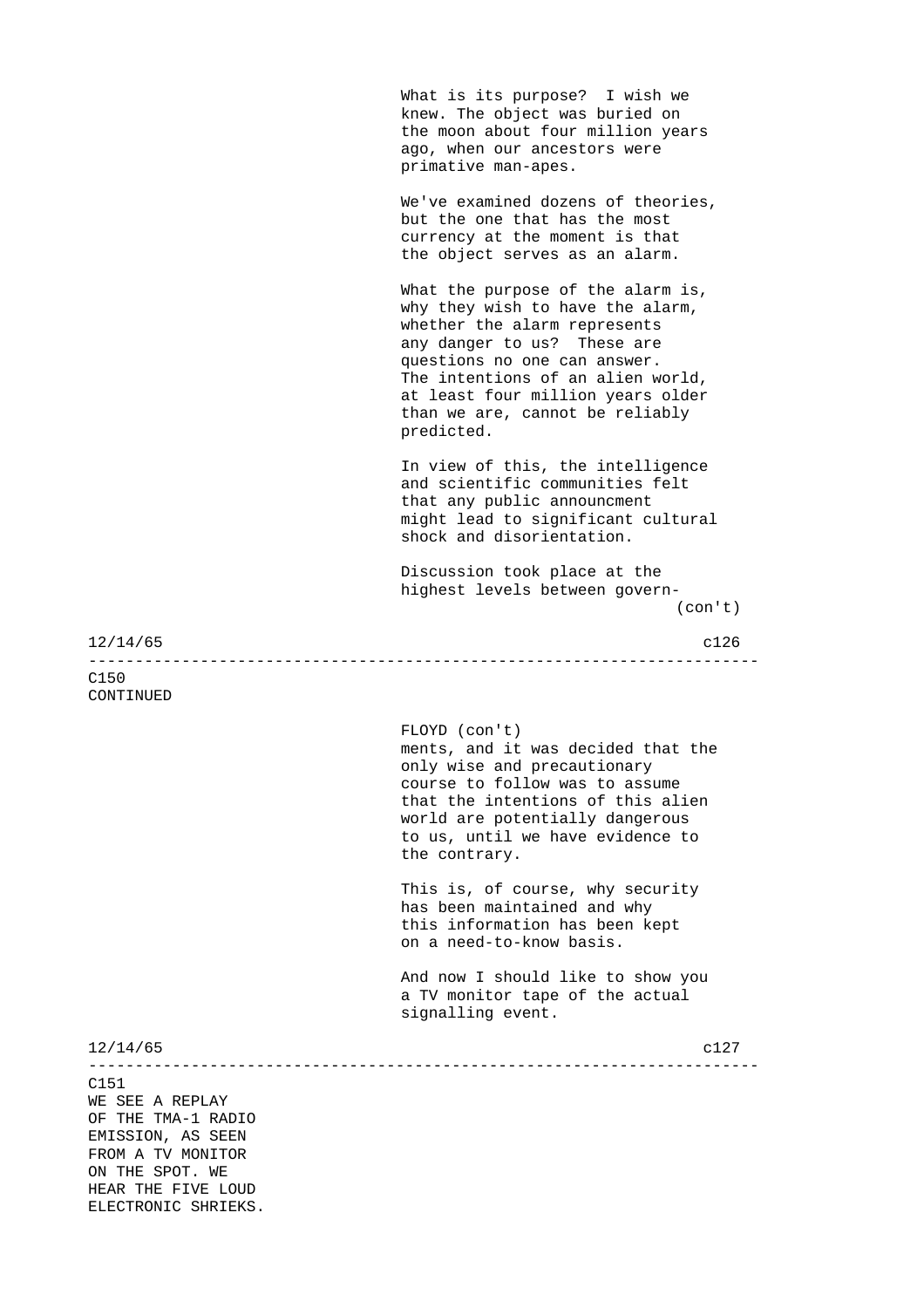What is its purpose? I wish we knew. The object was buried on the moon about four million years ago, when our ancestors were primative man-apes.

We've examined dozens of theories, but the one that has the most currency at the moment is that the object serves as an alarm.

What the purpose of the alarm is, why they wish to have the alarm, whether the alarm represents any danger to us? These are questions no one can answer. The intentions of an alien world, at least four million years older than we are, cannot be reliably predicted.

In view of this, the intelligence and scientific communities felt that any public announcment might lead to significant cultural shock and disorientation.

Discussion took place at the highest levels between govern-
(con't)

12/14/65 c126

---

C150
CONTINUED

FLOYD (con't)
ments, and it was decided that the only wise and precautionary course to follow was to assume that the intentions of this alien world are potentially dangerous to us, until we have evidence to the contrary.

This is, of course, why security has been maintained and why this information has been kept on a need-to-know basis.

And now I should like to show you a TV monitor tape of the actual signalling event.

12/14/65 c127

---

C151
WE SEE A REPLAY OF THE TMA-1 RADIO EMISSION, AS SEEN FROM A TV MONITOR ON THE SPOT. WE HEAR THE FIVE LOUD ELECTRONIC SHRIEKS.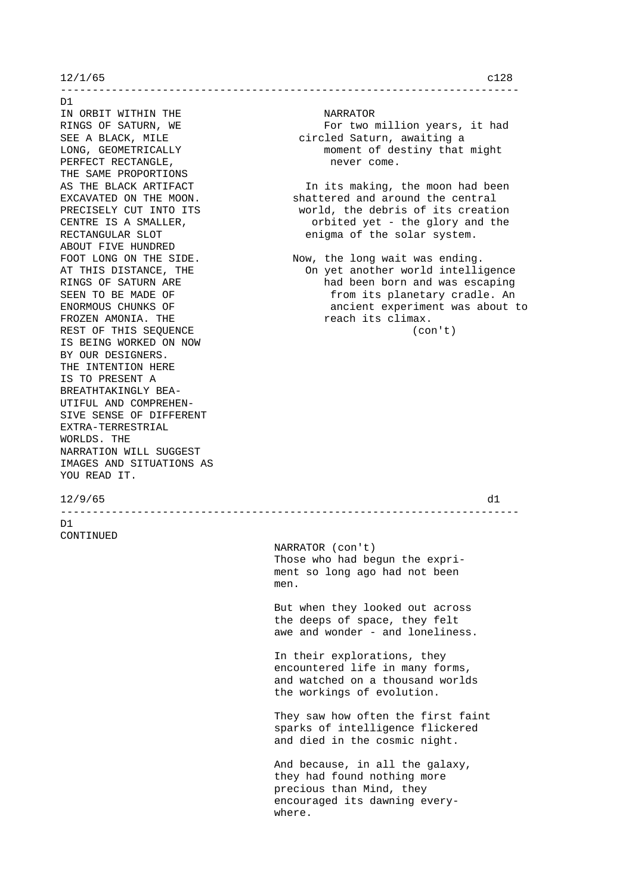12/1/65 c128

---

D1

IN ORBIT WITHIN THE RINGS OF SATURN, WE SEE A BLACK, MILE LONG, GEOMETRICALLY PERFECT RECTANGLE, THE SAME PROPORTIONS AS THE BLACK ARTIFACT EXCAVATED ON THE MOON. PRECISELY CUT INTO ITS CENTRE IS A SMALLER, RECTANGULAR SLOT ABOUT FIVE HUNDRED FOOT LONG ON THE SIDE. AT THIS DISTANCE, THE RINGS OF SATURN ARE SEEN TO BE MADE OF ENORMOUS CHUNKS OF FROZEN AMONIA. THE REST OF THIS SEQUENCE IS BEING WORKED ON NOW BY OUR DESIGNERS. THE INTENTION HERE IS TO PRESENT A BREATHTAKINGLY BEA-UTIFUL AND COMPREHEN-SIVE SENSE OF DIFFERENT EXTRA-TERRESTRIAL WORLDS. THE NARRATION WILL SUGGEST IMAGES AND SITUATIONS AS YOU READ IT.

NARRATOR

For two million years, it had circled Saturn, awaiting a moment of destiny that might never come.

In its making, the moon had been shattered and around the central world, the debris of its creation orbited yet - the glory and the enigma of the solar system.

Now, the long wait was ending. On yet another world intelligence had been born and was escaping from its planetary cradle. An ancient experiment was about to reach its climax.

(con't)

12/9/65 d1

---

D1

CONTINUED

NARRATOR (con't)

Those who had begun the expri-ment so long ago had not been men.

But when they looked out across the deeps of space, they felt awe and wonder - and loneliness.

In their explorations, they encountered life in many forms, and watched on a thousand worlds the workings of evolution.

They saw how often the first faint sparks of intelligence flickered and died in the cosmic night.

And because, in all the galaxy, they had found nothing more precious than Mind, they encouraged its dawning every-where.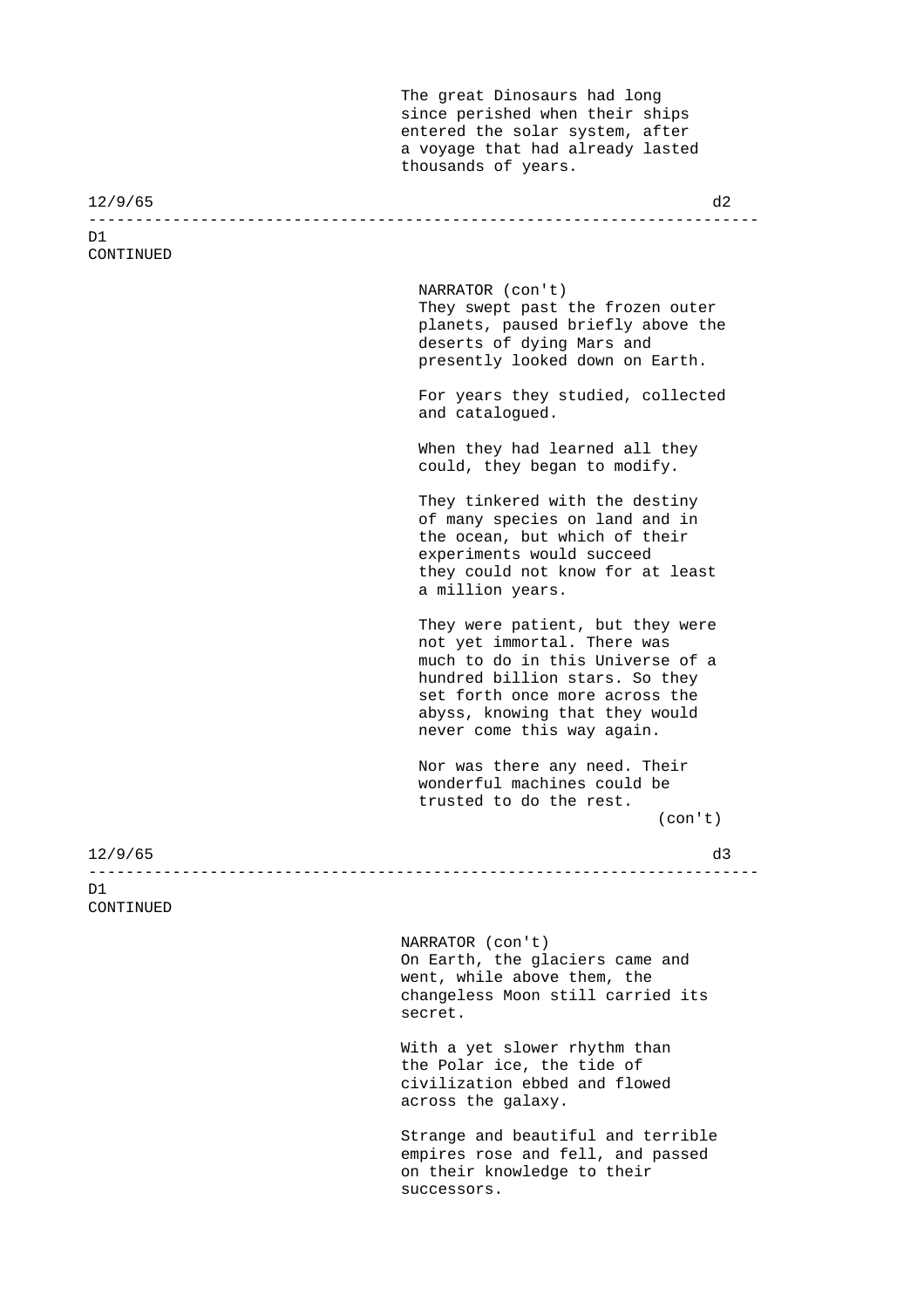The great Dinosaurs had long since perished when their ships entered the solar system, after a voyage that had already lasted thousands of years.

D1
CONTINUED

NARRATOR (con't)
They swept past the frozen outer planets, paused briefly above the deserts of dying Mars and presently looked down on Earth.

For years they studied, collected and catalogued.

When they had learned all they could, they began to modify.

They tinkered with the destiny of many species on land and in the ocean, but which of their experiments would succeed they could not know for at least a million years.

They were patient, but they were not yet immortal. There was much to do in this Universe of a hundred billion stars. So they set forth once more across the abyss, knowing that they would never come this way again.

Nor was there any need. Their wonderful machines could be trusted to do the rest.
(con't)

D1
CONTINUED

NARRATOR (con't)
On Earth, the glaciers came and went, while above them, the changeless Moon still carried its secret.

With a yet slower rhythm than the Polar ice, the tide of civilization ebbed and flowed across the galaxy.

Strange and beautiful and terrible empires rose and fell, and passed on their knowledge to their successors.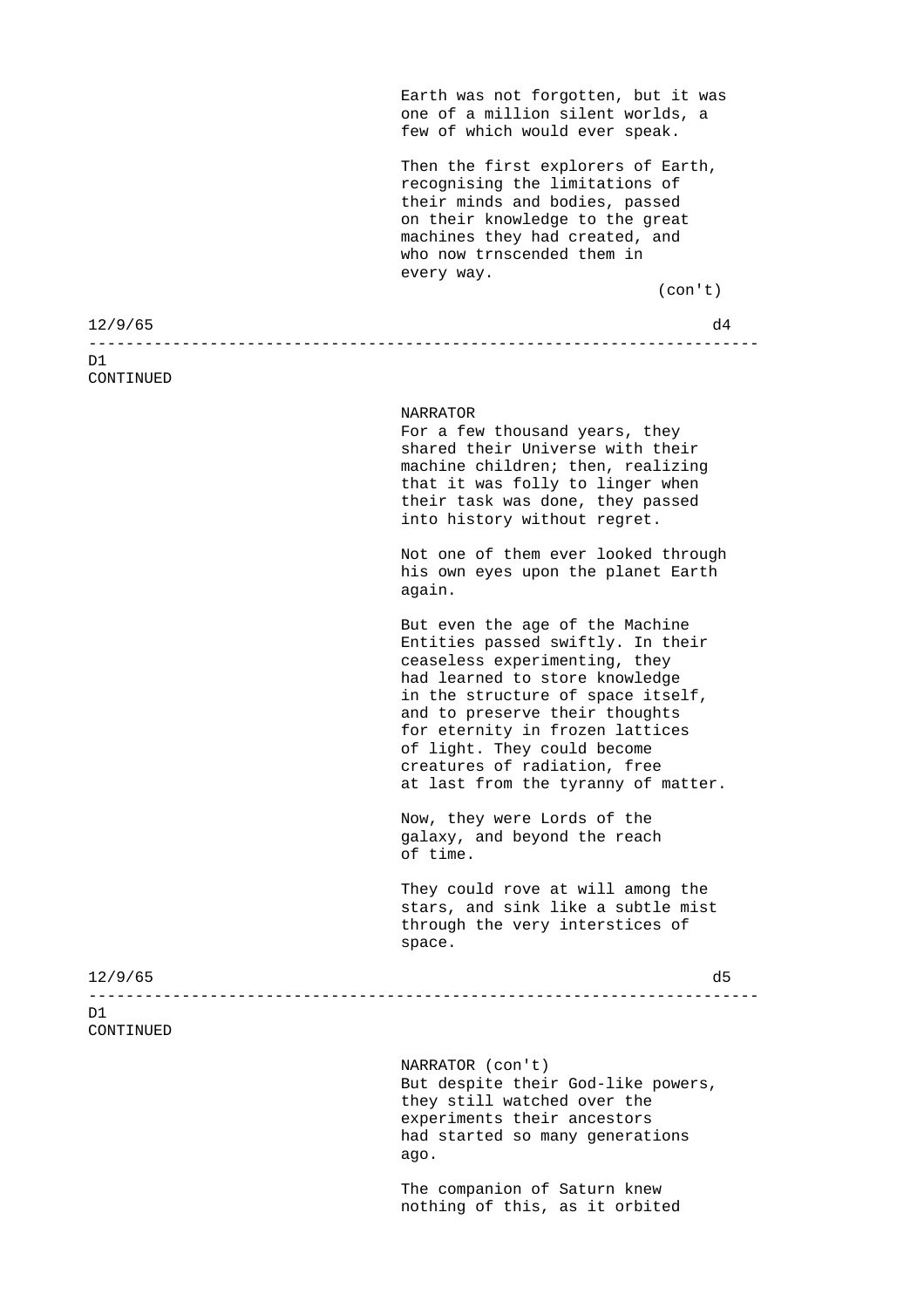Earth was not forgotten, but it was one of a million silent worlds, a few of which would ever speak.

Then the first explorers of Earth, recognising the limitations of their minds and bodies, passed on their knowledge to the great machines they had created, and who now trnscended them in every way.

(con't)

D1
CONTINUED

NARRATOR
For a few thousand years, they shared their Universe with their machine children; then, realizing that it was folly to linger when their task was done, they passed into history without regret.

Not one of them ever looked through his own eyes upon the planet Earth again.

But even the age of the Machine Entities passed swiftly. In their ceaseless experimenting, they had learned to store knowledge in the structure of space itself, and to preserve their thoughts for eternity in frozen lattices of light. They could become creatures of radiation, free at last from the tyranny of matter.

Now, they were Lords of the galaxy, and beyond the reach of time.

They could rove at will among the stars, and sink like a subtle mist through the very interstices of space.

D1
CONTINUED

NARRATOR (con't)
But despite their God-like powers, they still watched over the experiments their ancestors had started so many generations ago.

The companion of Saturn knew nothing of this, as it orbited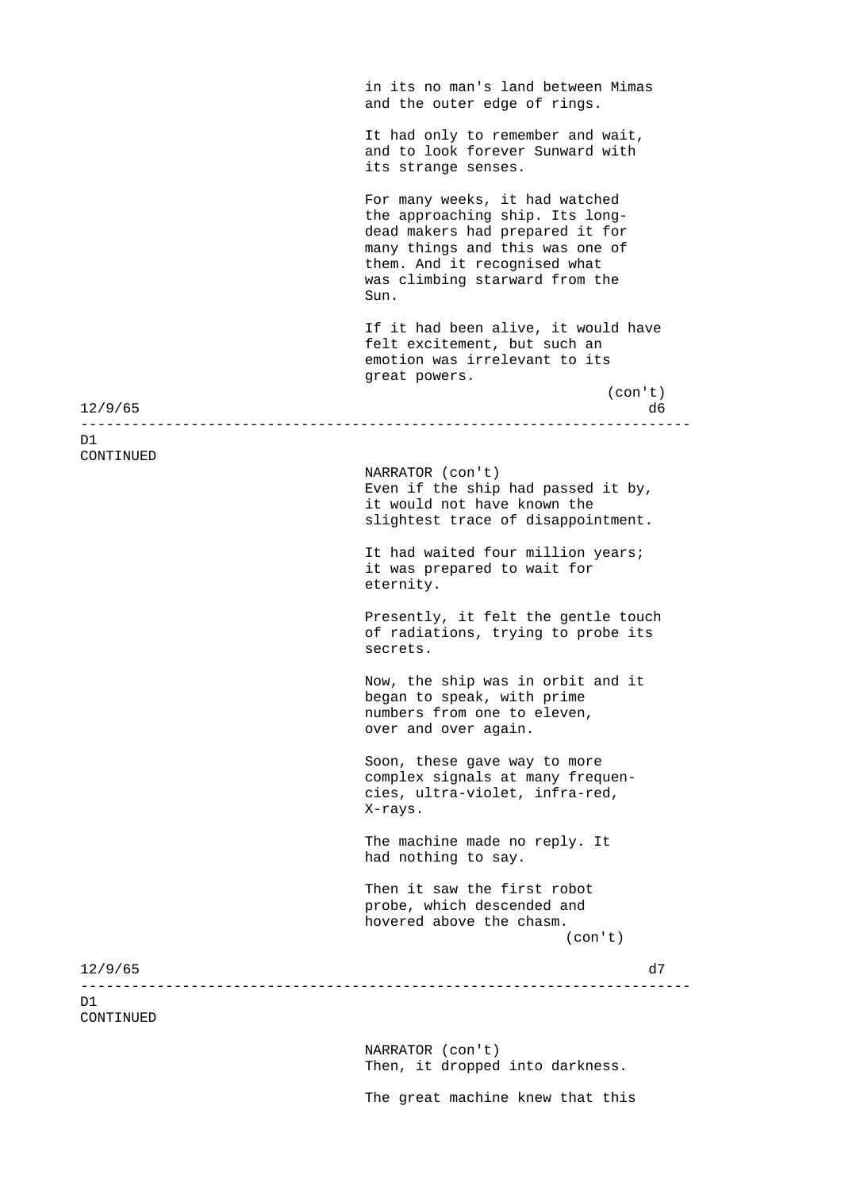in its no man's land between Mimas
and the outer edge of rings.

It had only to remember and wait,
and to look forever Sunward with
its strange senses.

For many weeks, it had watched
the approaching ship. Its long-
dead makers had prepared it for
many things and this was one of
them. And it recognised what
was climbing starward from the
Sun.

If it had been alive, it would have
felt excitement, but such an
emotion was irrelevant to its
great powers.

(con't)

12/9/65 d6

---

D1
CONTINUED

NARRATOR (con't)
Even if the ship had passed it by,
it would not have known the
slightest trace of disappointment.

It had waited four million years;
it was prepared to wait for
eternity.

Presently, it felt the gentle touch
of radiations, trying to probe its
secrets.

Now, the ship was in orbit and it
began to speak, with prime
numbers from one to eleven,
over and over again.

Soon, these gave way to more
complex signals at many frequen-
cies, ultra-violet, infra-red,
X-rays.

The machine made no reply. It
had nothing to say.

Then it saw the first robot
probe, which descended and
hovered above the chasm.

(con't)

12/9/65 d7

---

D1
CONTINUED

NARRATOR (con't)
Then, it dropped into darkness.

The great machine knew that this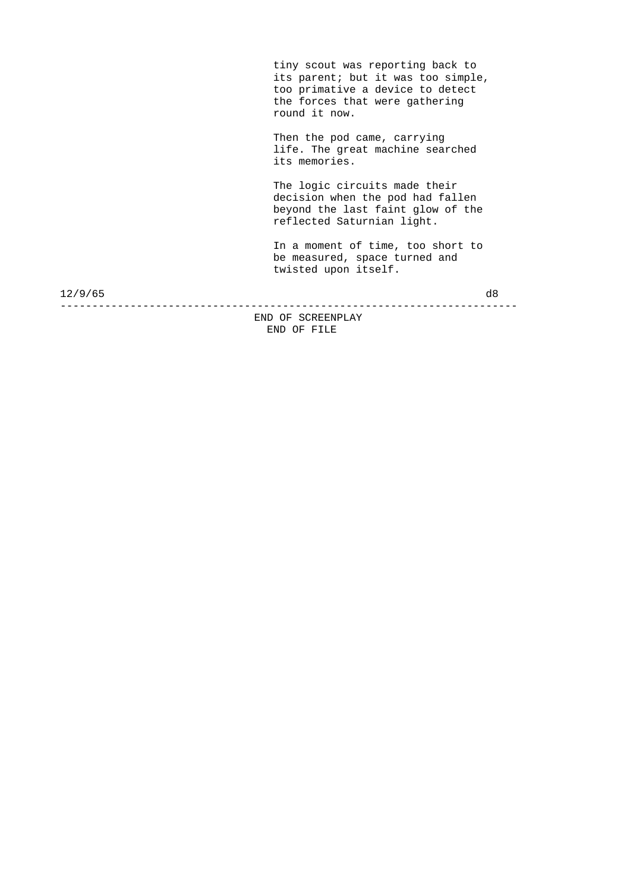tiny scout was reporting back to its parent; but it was too simple, too primative a device to detect the forces that were gathering round it now.

Then the pod came, carrying life. The great machine searched its memories.

The logic circuits made their decision when the pod had fallen beyond the last faint glow of the reflected Saturnian light.

In a moment of time, too short to be measured, space turned and twisted upon itself.

12/9/65 d8

---

END OF SCREENPLAY

END OF FILE